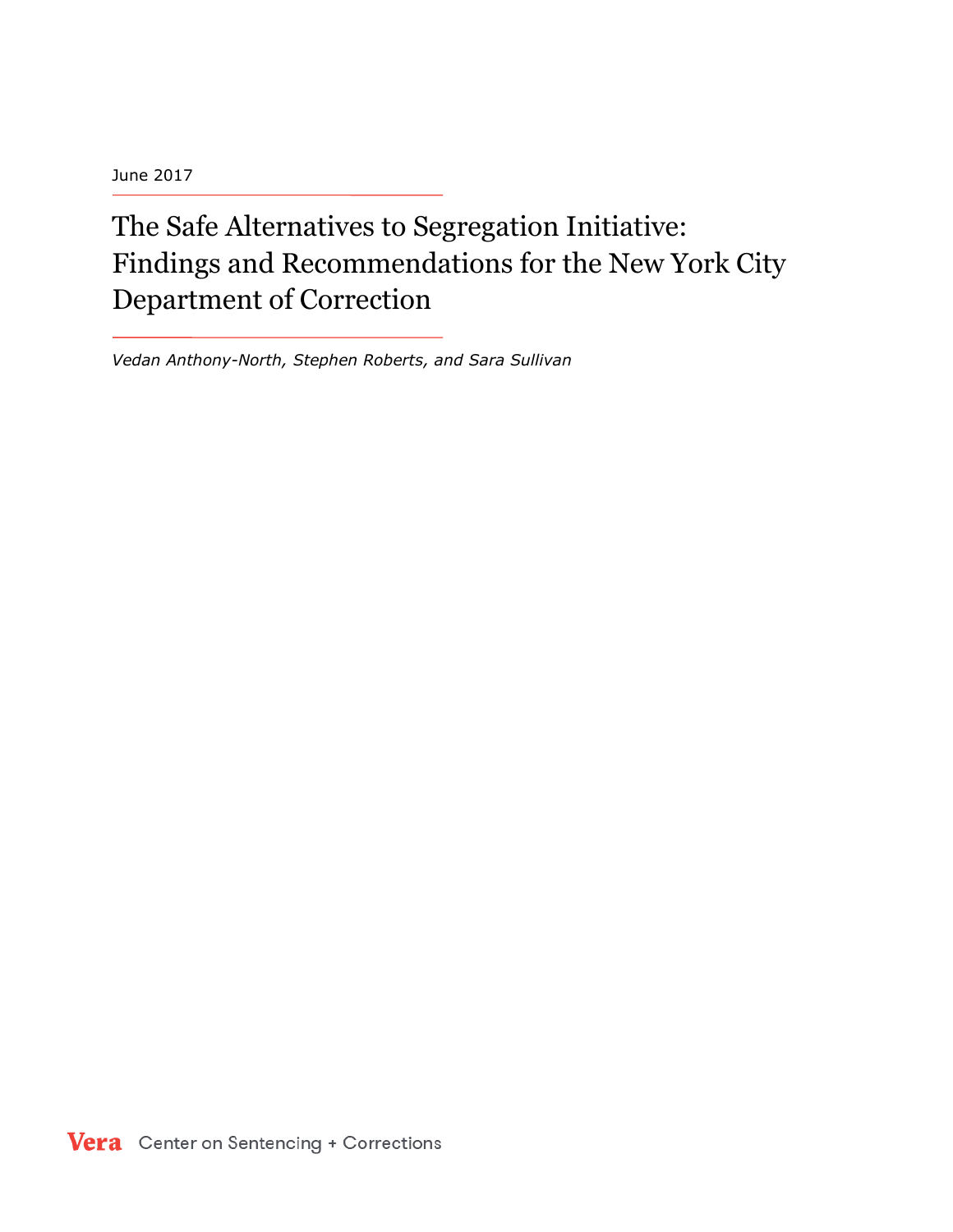June 2017

# The Safe Alternatives to Segregation Initiative: Findings and Recommendations for the New York City Department of Correction

*Vedan Anthony-North, Stephen Roberts, and Sara Sullivan*

Vera Center on Sentencing + Corrections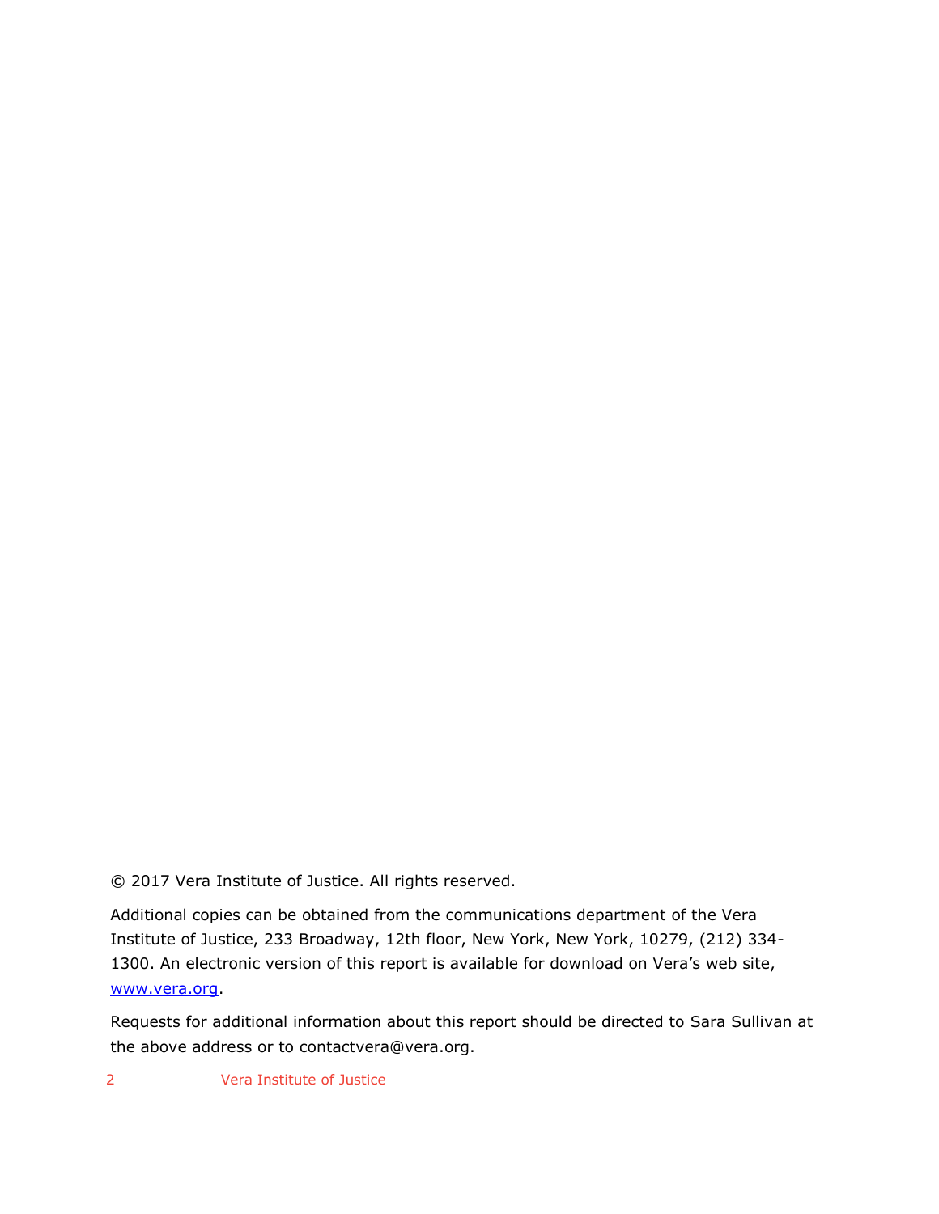© 2017 Vera Institute of Justice. All rights reserved.

Additional copies can be obtained from the communications department of the Vera Institute of Justice, 233 Broadway, 12th floor, New York, New York, 10279, (212) 334-1300. An electronic version of this report is available for download on Vera's web site, www.vera.org.

Requests for additional information about this report should be directed to Sara Sullivan at the above address or to contactvera@vera.org.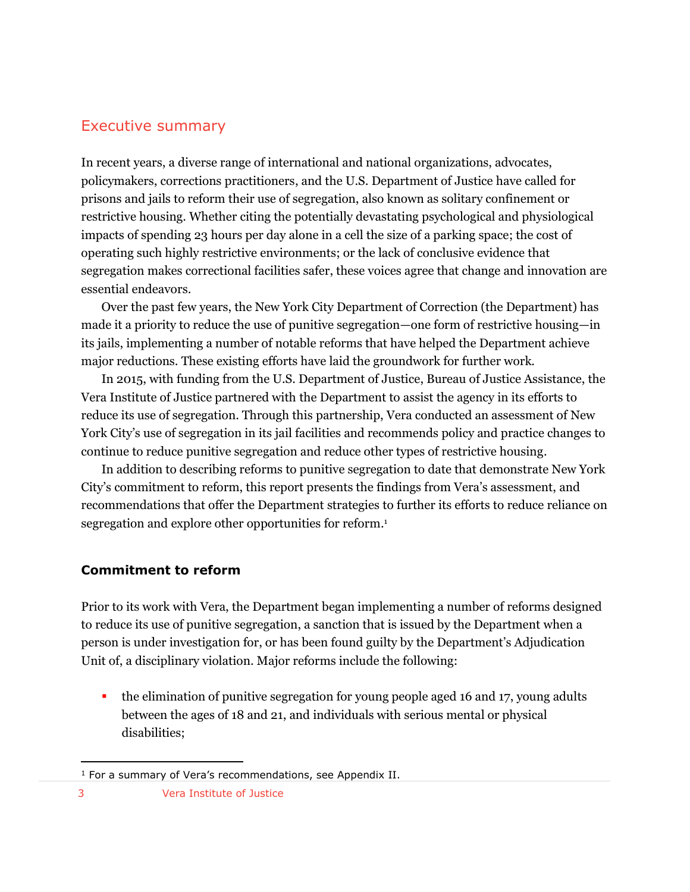## Executive summary

In recent years, a diverse range of international and national organizations, advocates, policymakers, corrections practitioners, and the U.S. Department of Justice have called for prisons and jails to reform their use of segregation, also known as solitary confinement or restrictive housing. Whether citing the potentially devastating psychological and physiological impacts of spending 23 hours per day alone in a cell the size of a parking space; the cost of operating such highly restrictive environments; or the lack of conclusive evidence that segregation makes correctional facilities safer, these voices agree that change and innovation are essential endeavors.

Over the past few years, the New York City Department of Correction (the Department) has made it a priority to reduce the use of punitive segregation—one form of restrictive housing—in its jails, implementing a number of notable reforms that have helped the Department achieve major reductions. These existing efforts have laid the groundwork for further work.

In 2015, with funding from the U.S. Department of Justice, Bureau of Justice Assistance, the Vera Institute of Justice partnered with the Department to assist the agency in its efforts to reduce its use of segregation. Through this partnership, Vera conducted an assessment of New York City's use of segregation in its jail facilities and recommends policy and practice changes to continue to reduce punitive segregation and reduce other types of restrictive housing.

In addition to describing reforms to punitive segregation to date that demonstrate New York City's commitment to reform, this report presents the findings from Vera's assessment, and recommendations that offer the Department strategies to further its efforts to reduce reliance on segregation and explore other opportunities for reform.[1]

### Commitment to reform

Prior to its work with Vera, the Department began implementing a number of reforms designed to reduce its use of punitive segregation, a sanction that is issued by the Department when a person is under investigation for, or has been found guilty by the Department's Adjudication Unit of, a disciplinary violation. Major reforms include the following:

- the elimination of punitive segregation for young people aged 16 and 17, young adults between the ages of 18 and 21, and individuals with serious mental or physical disabilities;

[1] For a summary of Vera's recommendations, see Appendix II.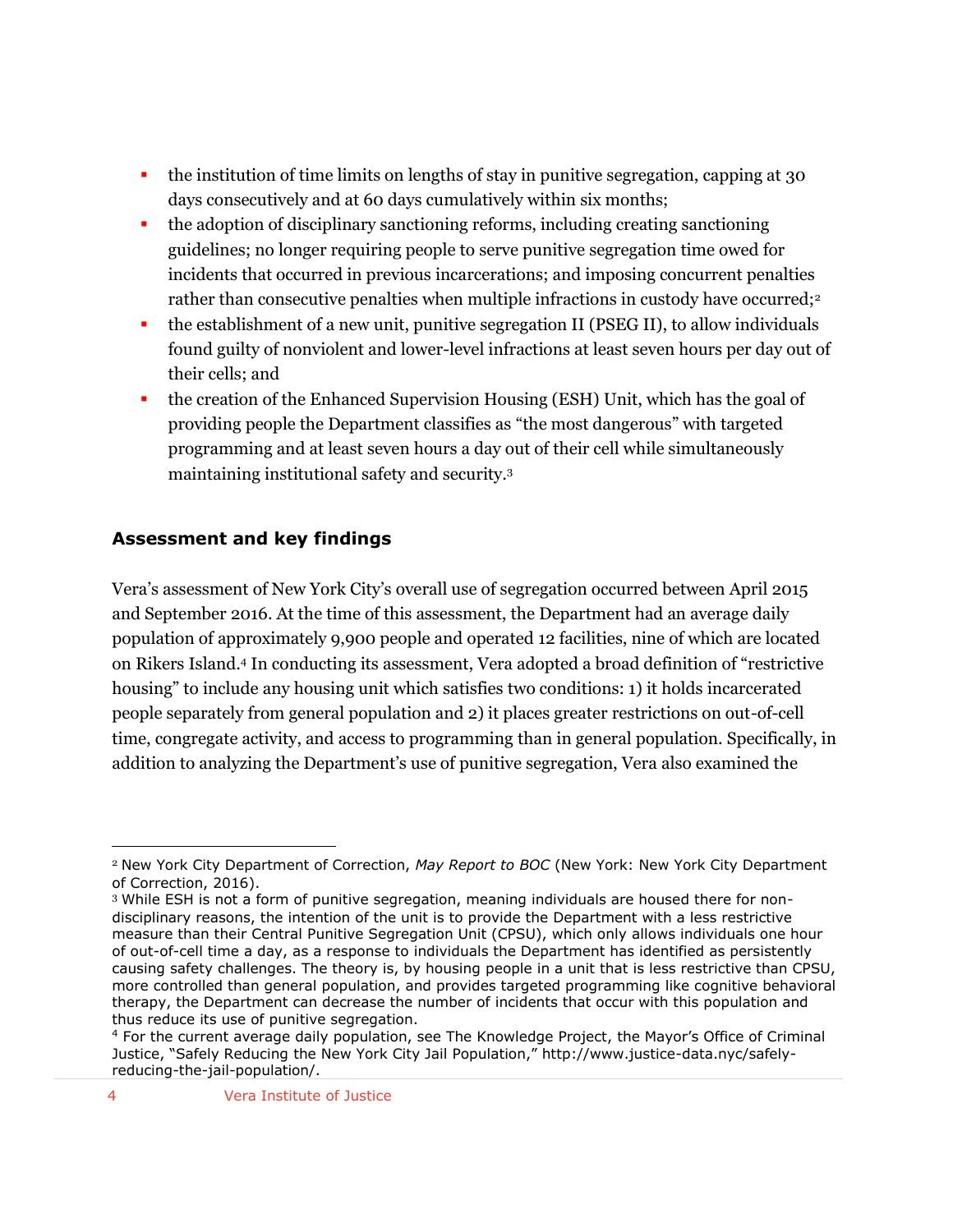- the institution of time limits on lengths of stay in punitive segregation, capping at 30 days consecutively and at 60 days cumulatively within six months;
- the adoption of disciplinary sanctioning reforms, including creating sanctioning guidelines; no longer requiring people to serve punitive segregation time owed for incidents that occurred in previous incarcerations; and imposing concurrent penalties rather than consecutive penalties when multiple infractions in custody have occurred;[2]
- the establishment of a new unit, punitive segregation II (PSEG II), to allow individuals found guilty of nonviolent and lower-level infractions at least seven hours per day out of their cells; and
- the creation of the Enhanced Supervision Housing (ESH) Unit, which has the goal of providing people the Department classifies as "the most dangerous" with targeted programming and at least seven hours a day out of their cell while simultaneously maintaining institutional safety and security.[3]

## Assessment and key findings

Vera's assessment of New York City's overall use of segregation occurred between April 2015 and September 2016. At the time of this assessment, the Department had an average daily population of approximately 9,900 people and operated 12 facilities, nine of which are located on Rikers Island.[4] In conducting its assessment, Vera adopted a broad definition of "restrictive housing" to include any housing unit which satisfies two conditions: 1) it holds incarcerated people separately from general population and 2) it places greater restrictions on out-of-cell time, congregate activity, and access to programming than in general population. Specifically, in addition to analyzing the Department's use of punitive segregation, Vera also examined the

---

[2] New York City Department of Correction, *May Report to BOC* (New York: New York City Department of Correction, 2016).

[3] While ESH is not a form of punitive segregation, meaning individuals are housed there for non-disciplinary reasons, the intention of the unit is to provide the Department with a less restrictive measure than their Central Punitive Segregation Unit (CPSU), which only allows individuals one hour of out-of-cell time a day, as a response to individuals the Department has identified as persistently causing safety challenges. The theory is, by housing people in a unit that is less restrictive than CPSU, more controlled than general population, and provides targeted programming like cognitive behavioral therapy, the Department can decrease the number of incidents that occur with this population and thus reduce its use of punitive segregation.

[4] For the current average daily population, see The Knowledge Project, the Mayor's Office of Criminal Justice, "Safely Reducing the New York City Jail Population," http://www.justice-data.nyc/safely-reducing-the-jail-population/.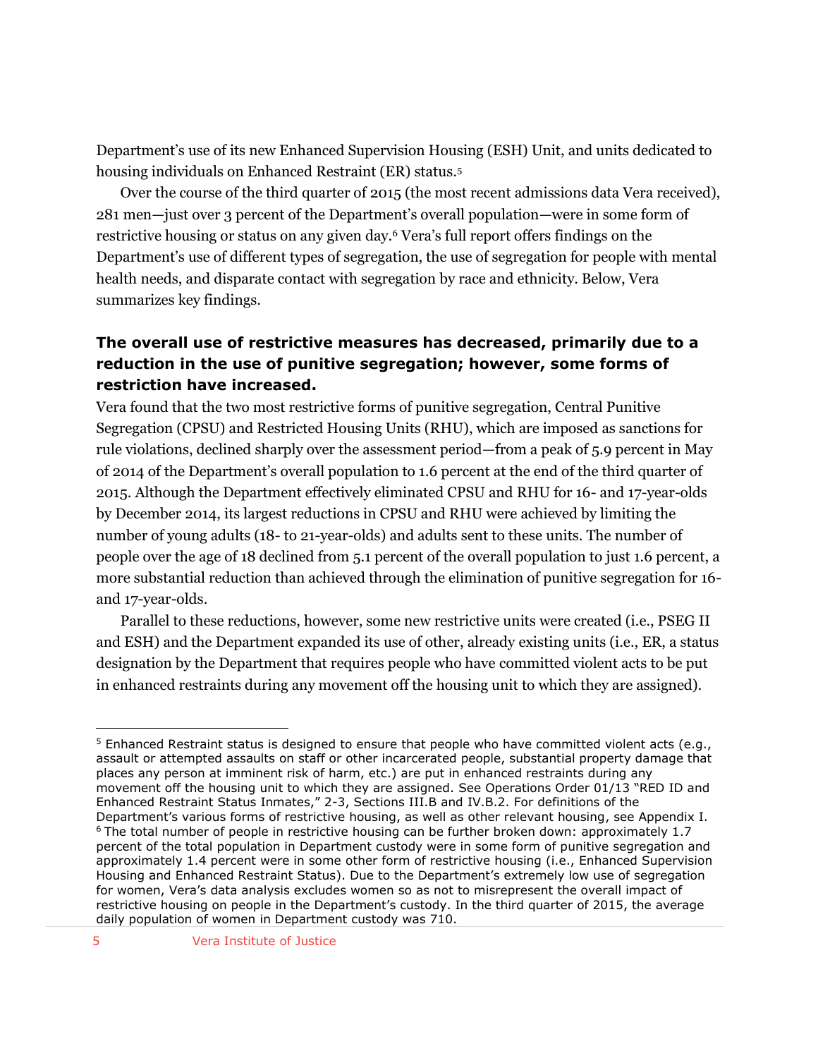Department's use of its new Enhanced Supervision Housing (ESH) Unit, and units dedicated to housing individuals on Enhanced Restraint (ER) status.[5]

Over the course of the third quarter of 2015 (the most recent admissions data Vera received), 281 men—just over 3 percent of the Department's overall population—were in some form of restrictive housing or status on any given day.[6] Vera's full report offers findings on the Department's use of different types of segregation, the use of segregation for people with mental health needs, and disparate contact with segregation by race and ethnicity. Below, Vera summarizes key findings.

### The overall use of restrictive measures has decreased, primarily due to a reduction in the use of punitive segregation; however, some forms of restriction have increased.

Vera found that the two most restrictive forms of punitive segregation, Central Punitive Segregation (CPSU) and Restricted Housing Units (RHU), which are imposed as sanctions for rule violations, declined sharply over the assessment period—from a peak of 5.9 percent in May of 2014 of the Department's overall population to 1.6 percent at the end of the third quarter of 2015. Although the Department effectively eliminated CPSU and RHU for 16- and 17-year-olds by December 2014, its largest reductions in CPSU and RHU were achieved by limiting the number of young adults (18- to 21-year-olds) and adults sent to these units. The number of people over the age of 18 declined from 5.1 percent of the overall population to just 1.6 percent, a more substantial reduction than achieved through the elimination of punitive segregation for 16- and 17-year-olds.

Parallel to these reductions, however, some new restrictive units were created (i.e., PSEG II and ESH) and the Department expanded its use of other, already existing units (i.e., ER, a status designation by the Department that requires people who have committed violent acts to be put in enhanced restraints during any movement off the housing unit to which they are assigned).

---

[5] Enhanced Restraint status is designed to ensure that people who have committed violent acts (e.g., assault or attempted assaults on staff or other incarcerated people, substantial property damage that places any person at imminent risk of harm, etc.) are put in enhanced restraints during any movement off the housing unit to which they are assigned. See Operations Order 01/13 "RED ID and Enhanced Restraint Status Inmates," 2-3, Sections III.B and IV.B.2. For definitions of the Department's various forms of restrictive housing, as well as other relevant housing, see Appendix I.

[6] The total number of people in restrictive housing can be further broken down: approximately 1.7 percent of the total population in Department custody were in some form of punitive segregation and approximately 1.4 percent were in some other form of restrictive housing (i.e., Enhanced Supervision Housing and Enhanced Restraint Status). Due to the Department's extremely low use of segregation for women, Vera's data analysis excludes women so as not to misrepresent the overall impact of restrictive housing on people in the Department's custody. In the third quarter of 2015, the average daily population of women in Department custody was 710.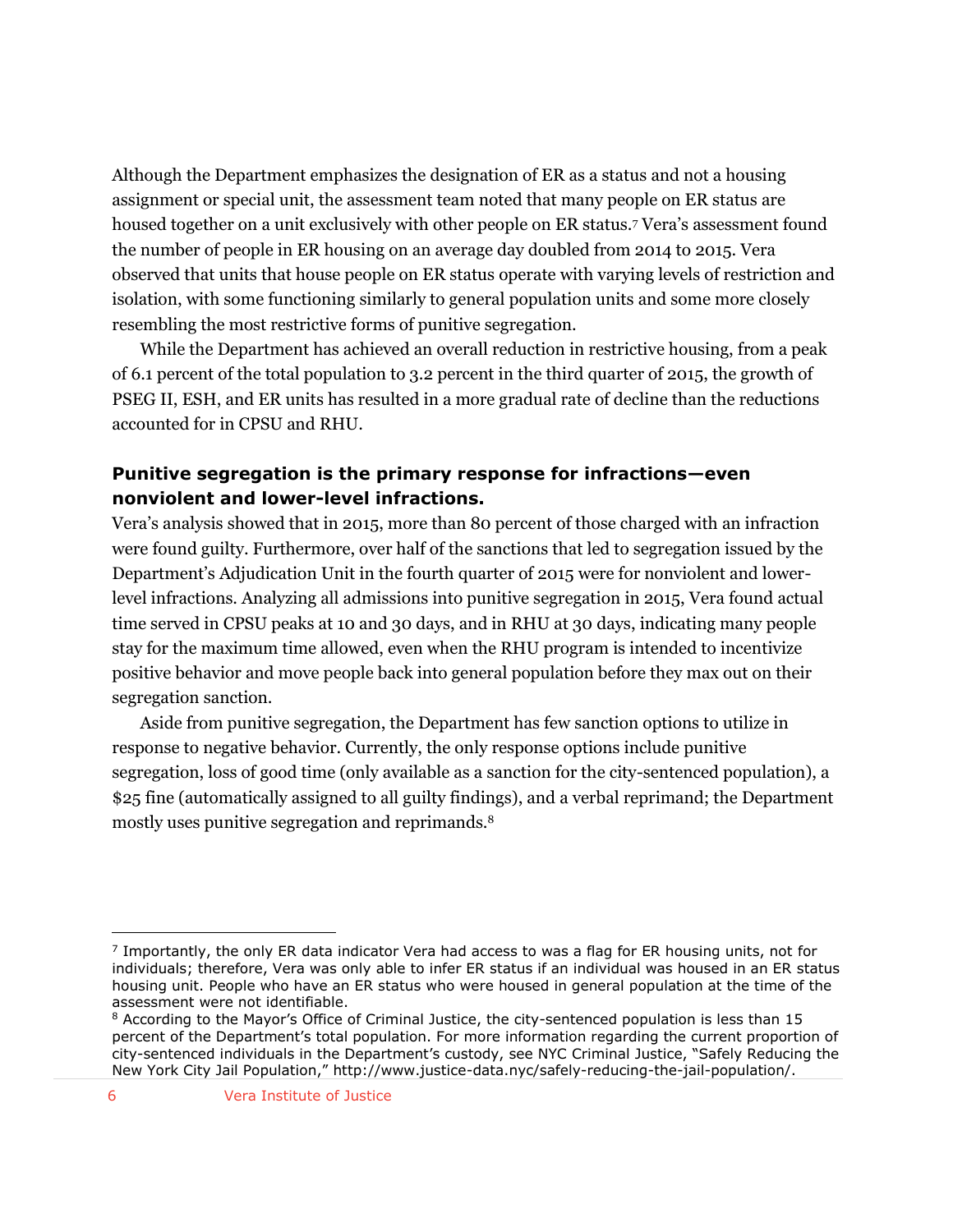Although the Department emphasizes the designation of ER as a status and not a housing assignment or special unit, the assessment team noted that many people on ER status are housed together on a unit exclusively with other people on ER status.[7] Vera's assessment found the number of people in ER housing on an average day doubled from 2014 to 2015. Vera observed that units that house people on ER status operate with varying levels of restriction and isolation, with some functioning similarly to general population units and some more closely resembling the most restrictive forms of punitive segregation.

While the Department has achieved an overall reduction in restrictive housing, from a peak of 6.1 percent of the total population to 3.2 percent in the third quarter of 2015, the growth of PSEG II, ESH, and ER units has resulted in a more gradual rate of decline than the reductions accounted for in CPSU and RHU.

### Punitive segregation is the primary response for infractions—even nonviolent and lower-level infractions.

Vera's analysis showed that in 2015, more than 80 percent of those charged with an infraction were found guilty. Furthermore, over half of the sanctions that led to segregation issued by the Department's Adjudication Unit in the fourth quarter of 2015 were for nonviolent and lower-level infractions. Analyzing all admissions into punitive segregation in 2015, Vera found actual time served in CPSU peaks at 10 and 30 days, and in RHU at 30 days, indicating many people stay for the maximum time allowed, even when the RHU program is intended to incentivize positive behavior and move people back into general population before they max out on their segregation sanction.

Aside from punitive segregation, the Department has few sanction options to utilize in response to negative behavior. Currently, the only response options include punitive segregation, loss of good time (only available as a sanction for the city-sentenced population), a $25 fine (automatically assigned to all guilty findings), and a verbal reprimand; the Department mostly uses punitive segregation and reprimands.[8]

---

[7] Importantly, the only ER data indicator Vera had access to was a flag for ER housing units, not for individuals; therefore, Vera was only able to infer ER status if an individual was housed in an ER status housing unit. People who have an ER status who were housed in general population at the time of the assessment were not identifiable.

[8] According to the Mayor's Office of Criminal Justice, the city-sentenced population is less than 15 percent of the Department's total population. For more information regarding the current proportion of city-sentenced individuals in the Department's custody, see NYC Criminal Justice, "Safely Reducing the New York City Jail Population," http://www.justice-data.nyc/safely-reducing-the-jail-population/.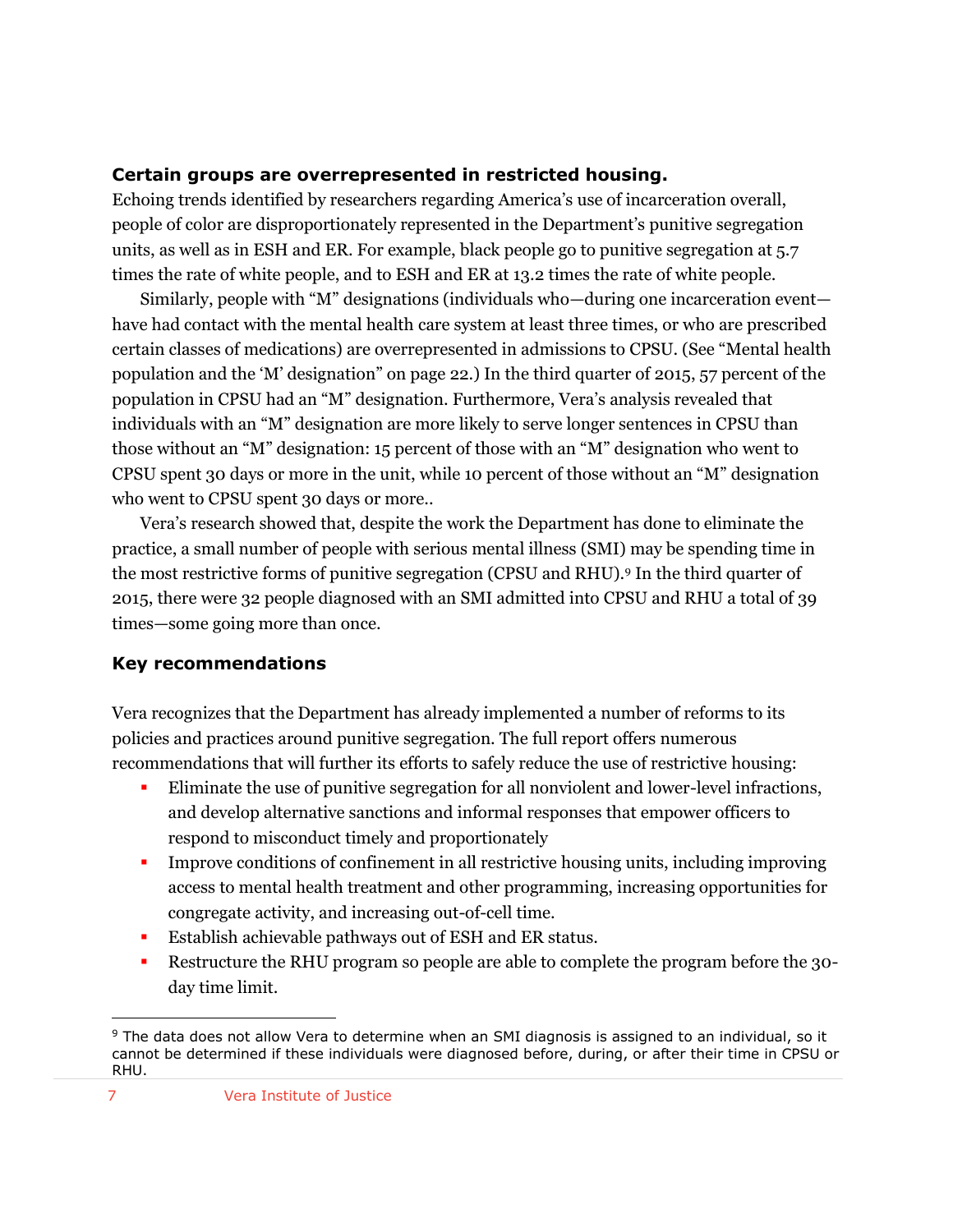### Certain groups are overrepresented in restricted housing.

Echoing trends identified by researchers regarding America's use of incarceration overall, people of color are disproportionately represented in the Department's punitive segregation units, as well as in ESH and ER. For example, black people go to punitive segregation at 5.7 times the rate of white people, and to ESH and ER at 13.2 times the rate of white people.

Similarly, people with "M" designations (individuals who—during one incarceration event—have had contact with the mental health care system at least three times, or who are prescribed certain classes of medications) are overrepresented in admissions to CPSU. (See "Mental health population and the 'M' designation" on page 22.) In the third quarter of 2015, 57 percent of the population in CPSU had an "M" designation. Furthermore, Vera's analysis revealed that individuals with an "M" designation are more likely to serve longer sentences in CPSU than those without an "M" designation: 15 percent of those with an "M" designation who went to CPSU spent 30 days or more in the unit, while 10 percent of those without an "M" designation who went to CPSU spent 30 days or more..

Vera's research showed that, despite the work the Department has done to eliminate the practice, a small number of people with serious mental illness (SMI) may be spending time in the most restrictive forms of punitive segregation (CPSU and RHU).[9] In the third quarter of 2015, there were 32 people diagnosed with an SMI admitted into CPSU and RHU a total of 39 times—some going more than once.

### Key recommendations

Vera recognizes that the Department has already implemented a number of reforms to its policies and practices around punitive segregation. The full report offers numerous recommendations that will further its efforts to safely reduce the use of restrictive housing:

- Eliminate the use of punitive segregation for all nonviolent and lower-level infractions, and develop alternative sanctions and informal responses that empower officers to respond to misconduct timely and proportionately
- Improve conditions of confinement in all restrictive housing units, including improving access to mental health treatment and other programming, increasing opportunities for congregate activity, and increasing out-of-cell time.
- Establish achievable pathways out of ESH and ER status.
- Restructure the RHU program so people are able to complete the program before the 30-day time limit.

[9] The data does not allow Vera to determine when an SMI diagnosis is assigned to an individual, so it cannot be determined if these individuals were diagnosed before, during, or after their time in CPSU or RHU.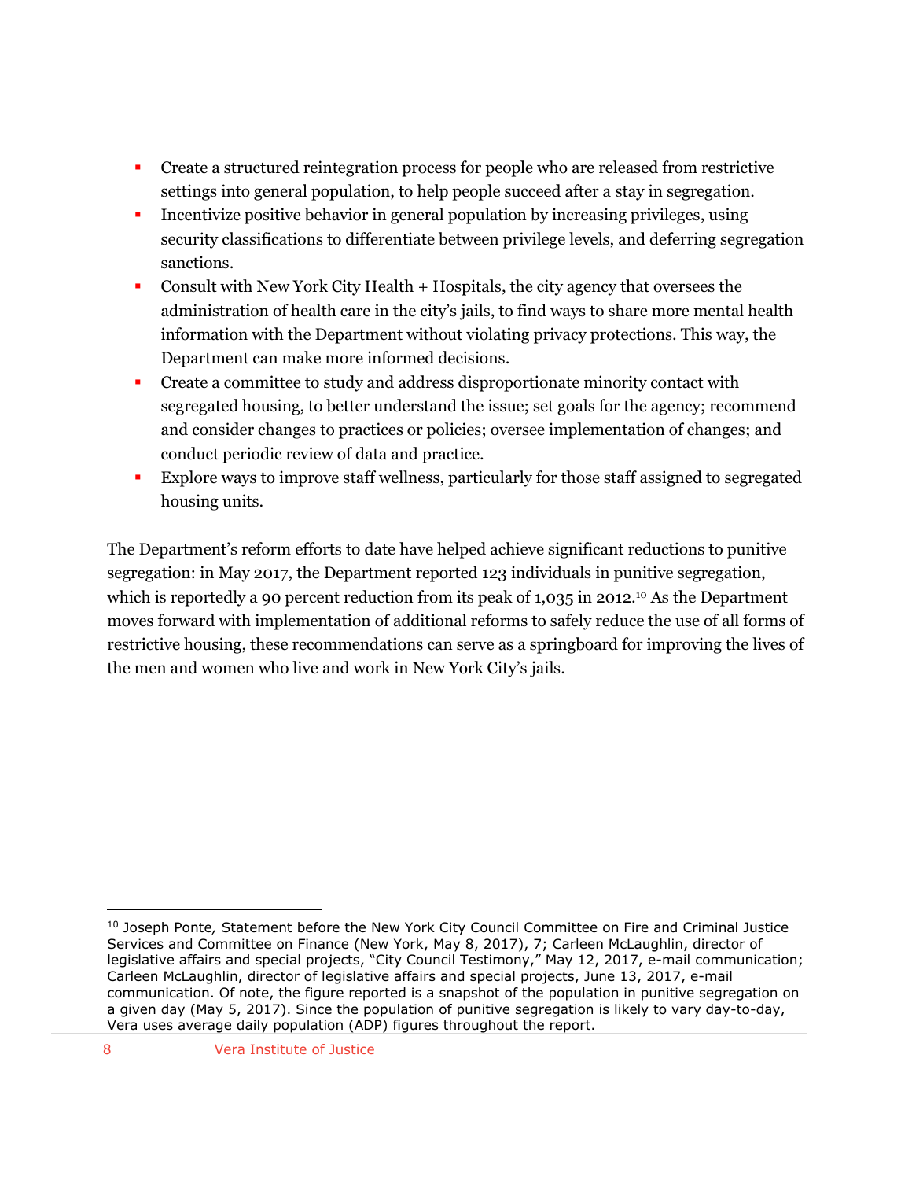- Create a structured reintegration process for people who are released from restrictive settings into general population, to help people succeed after a stay in segregation.
- Incentivize positive behavior in general population by increasing privileges, using security classifications to differentiate between privilege levels, and deferring segregation sanctions.
- Consult with New York City Health + Hospitals, the city agency that oversees the administration of health care in the city's jails, to find ways to share more mental health information with the Department without violating privacy protections. This way, the Department can make more informed decisions.
- Create a committee to study and address disproportionate minority contact with segregated housing, to better understand the issue; set goals for the agency; recommend and consider changes to practices or policies; oversee implementation of changes; and conduct periodic review of data and practice.
- Explore ways to improve staff wellness, particularly for those staff assigned to segregated housing units.

The Department's reform efforts to date have helped achieve significant reductions to punitive segregation: in May 2017, the Department reported 123 individuals in punitive segregation, which is reportedly a 90 percent reduction from its peak of 1,035 in 2012.[10] As the Department moves forward with implementation of additional reforms to safely reduce the use of all forms of restrictive housing, these recommendations can serve as a springboard for improving the lives of the men and women who live and work in New York City's jails.

---

[10] Joseph Ponte, Statement before the New York City Council Committee on Fire and Criminal Justice Services and Committee on Finance (New York, May 8, 2017), 7; Carleen McLaughlin, director of legislative affairs and special projects, "City Council Testimony," May 12, 2017, e-mail communication; Carleen McLaughlin, director of legislative affairs and special projects, June 13, 2017, e-mail communication. Of note, the figure reported is a snapshot of the population in punitive segregation on a given day (May 5, 2017). Since the population of punitive segregation is likely to vary day-to-day, Vera uses average daily population (ADP) figures throughout the report.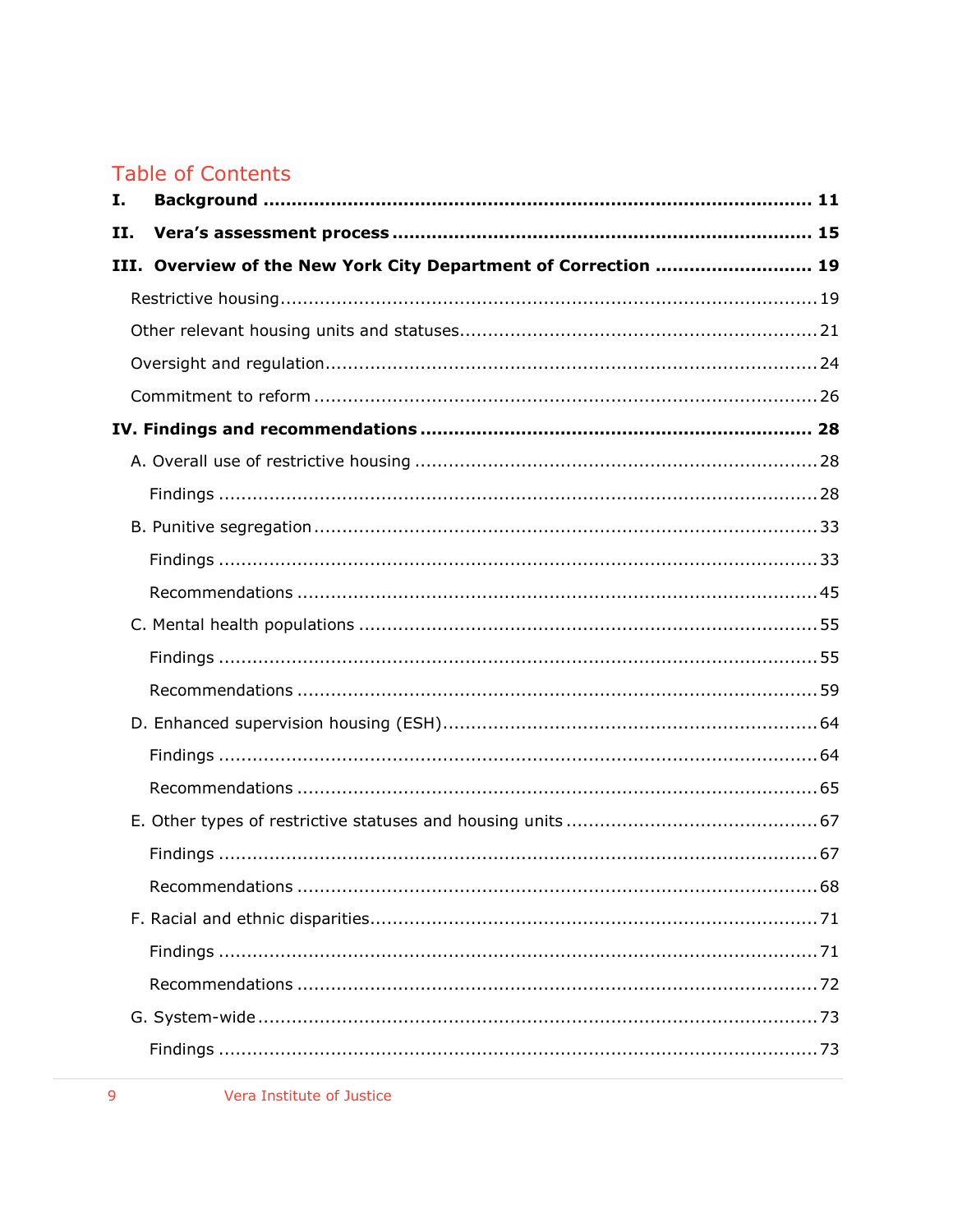# Table of Contents

**I. Background** ..... **11**

**II. Vera's assessment process** ..... **15**

**III. Overview of the New York City Department of Correction** ..... **19**

- Restrictive housing ..... 19
- Other relevant housing units and statuses ..... 21
- Oversight and regulation ..... 24
- Commitment to reform ..... 26

**IV. Findings and recommendations** ..... **28**

- A. Overall use of restrictive housing ..... 28
  - Findings ..... 28
- B. Punitive segregation ..... 33
  - Findings ..... 33
  - Recommendations ..... 45
- C. Mental health populations ..... 55
  - Findings ..... 55
  - Recommendations ..... 59
- D. Enhanced supervision housing (ESH) ..... 64
  - Findings ..... 64
  - Recommendations ..... 65
- E. Other types of restrictive statuses and housing units ..... 67
  - Findings ..... 67
  - Recommendations ..... 68
- F. Racial and ethnic disparities ..... 71
  - Findings ..... 71
  - Recommendations ..... 72
- G. System-wide ..... 73
  - Findings ..... 73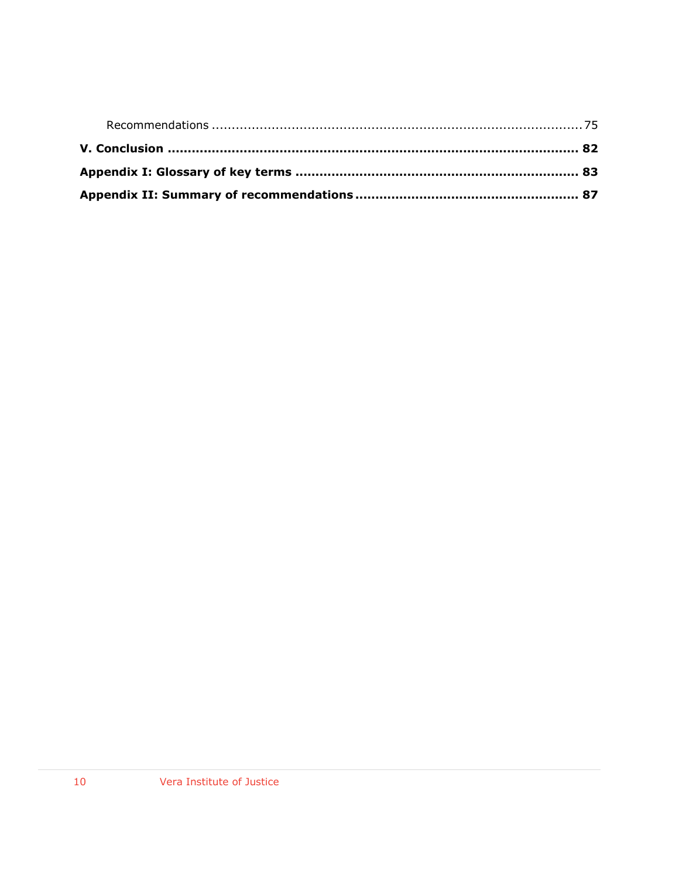Recommendations .......................................................................................... 75

**V. Conclusion ................................................................................................ 82**

**Appendix I: Glossary of key terms ................................................................... 83**

**Appendix II: Summary of recommendations ...................................................... 87**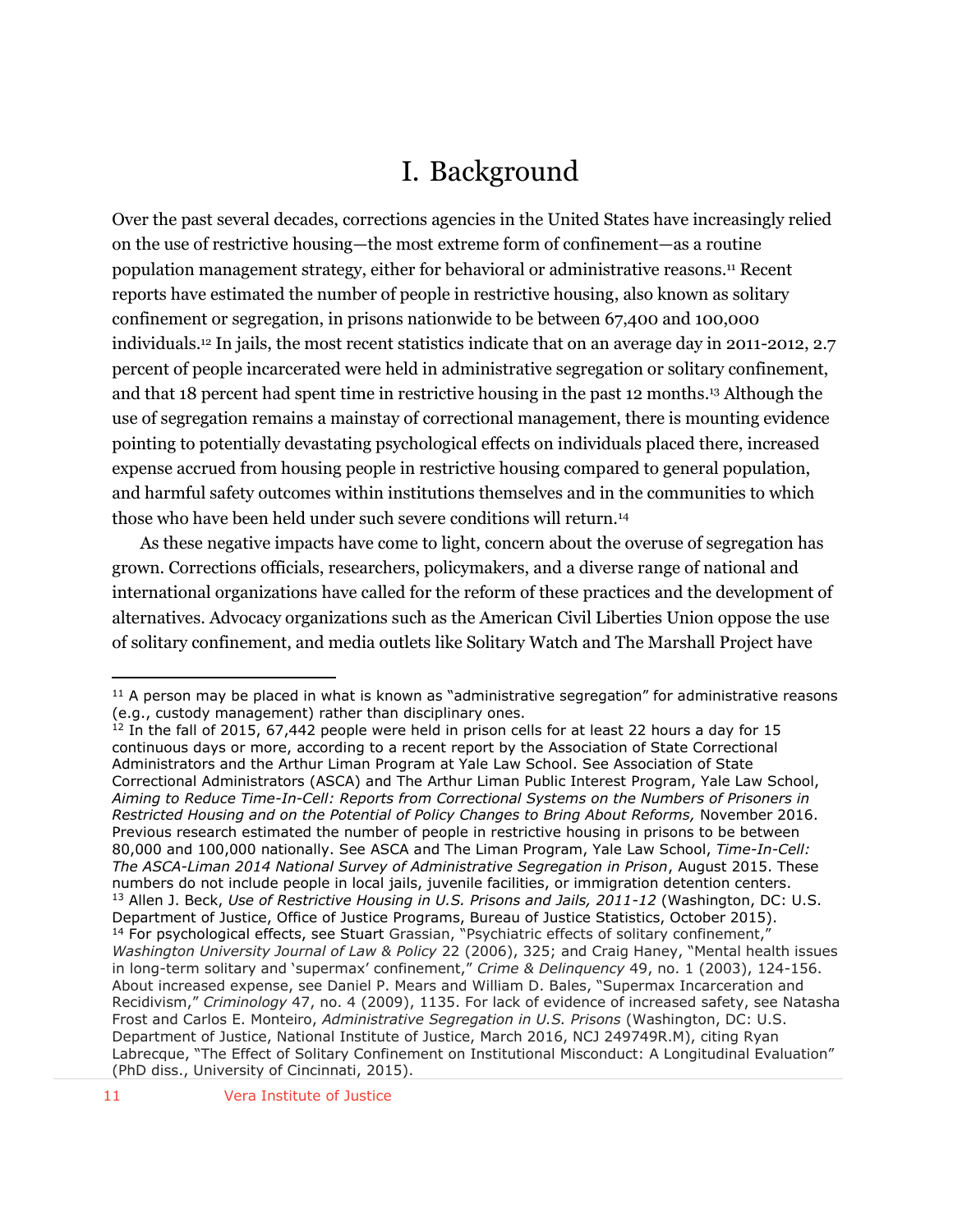# I. Background

Over the past several decades, corrections agencies in the United States have increasingly relied on the use of restrictive housing—the most extreme form of confinement—as a routine population management strategy, either for behavioral or administrative reasons.[11] Recent reports have estimated the number of people in restrictive housing, also known as solitary confinement or segregation, in prisons nationwide to be between 67,400 and 100,000 individuals.[12] In jails, the most recent statistics indicate that on an average day in 2011-2012, 2.7 percent of people incarcerated were held in administrative segregation or solitary confinement, and that 18 percent had spent time in restrictive housing in the past 12 months.[13] Although the use of segregation remains a mainstay of correctional management, there is mounting evidence pointing to potentially devastating psychological effects on individuals placed there, increased expense accrued from housing people in restrictive housing compared to general population, and harmful safety outcomes within institutions themselves and in the communities to which those who have been held under such severe conditions will return.[14]

As these negative impacts have come to light, concern about the overuse of segregation has grown. Corrections officials, researchers, policymakers, and a diverse range of national and international organizations have called for the reform of these practices and the development of alternatives. Advocacy organizations such as the American Civil Liberties Union oppose the use of solitary confinement, and media outlets like Solitary Watch and The Marshall Project have

---

[11] A person may be placed in what is known as "administrative segregation" for administrative reasons (e.g., custody management) rather than disciplinary ones.

[12] In the fall of 2015, 67,442 people were held in prison cells for at least 22 hours a day for 15 continuous days or more, according to a recent report by the Association of State Correctional Administrators and the Arthur Liman Program at Yale Law School. See Association of State Correctional Administrators (ASCA) and The Arthur Liman Public Interest Program, Yale Law School, *Aiming to Reduce Time-In-Cell: Reports from Correctional Systems on the Numbers of Prisoners in Restricted Housing and on the Potential of Policy Changes to Bring About Reforms,* November 2016. Previous research estimated the number of people in restrictive housing in prisons to be between 80,000 and 100,000 nationally. See ASCA and The Liman Program, Yale Law School, *Time-In-Cell: The ASCA-Liman 2014 National Survey of Administrative Segregation in Prison*, August 2015. These numbers do not include people in local jails, juvenile facilities, or immigration detention centers.

[13] Allen J. Beck, *Use of Restrictive Housing in U.S. Prisons and Jails, 2011-12* (Washington, DC: U.S. Department of Justice, Office of Justice Programs, Bureau of Justice Statistics, October 2015).

[14] For psychological effects, see Stuart Grassian, "Psychiatric effects of solitary confinement," *Washington University Journal of Law & Policy* 22 (2006), 325; and Craig Haney, "Mental health issues in long-term solitary and 'supermax' confinement," *Crime & Delinquency* 49, no. 1 (2003), 124-156. About increased expense, see Daniel P. Mears and William D. Bales, "Supermax Incarceration and Recidivism," *Criminology* 47, no. 4 (2009), 1135. For lack of evidence of increased safety, see Natasha Frost and Carlos E. Monteiro, *Administrative Segregation in U.S. Prisons* (Washington, DC: U.S. Department of Justice, National Institute of Justice, March 2016, NCJ 249749R.M), citing Ryan Labrecque, "The Effect of Solitary Confinement on Institutional Misconduct: A Longitudinal Evaluation" (PhD diss., University of Cincinnati, 2015).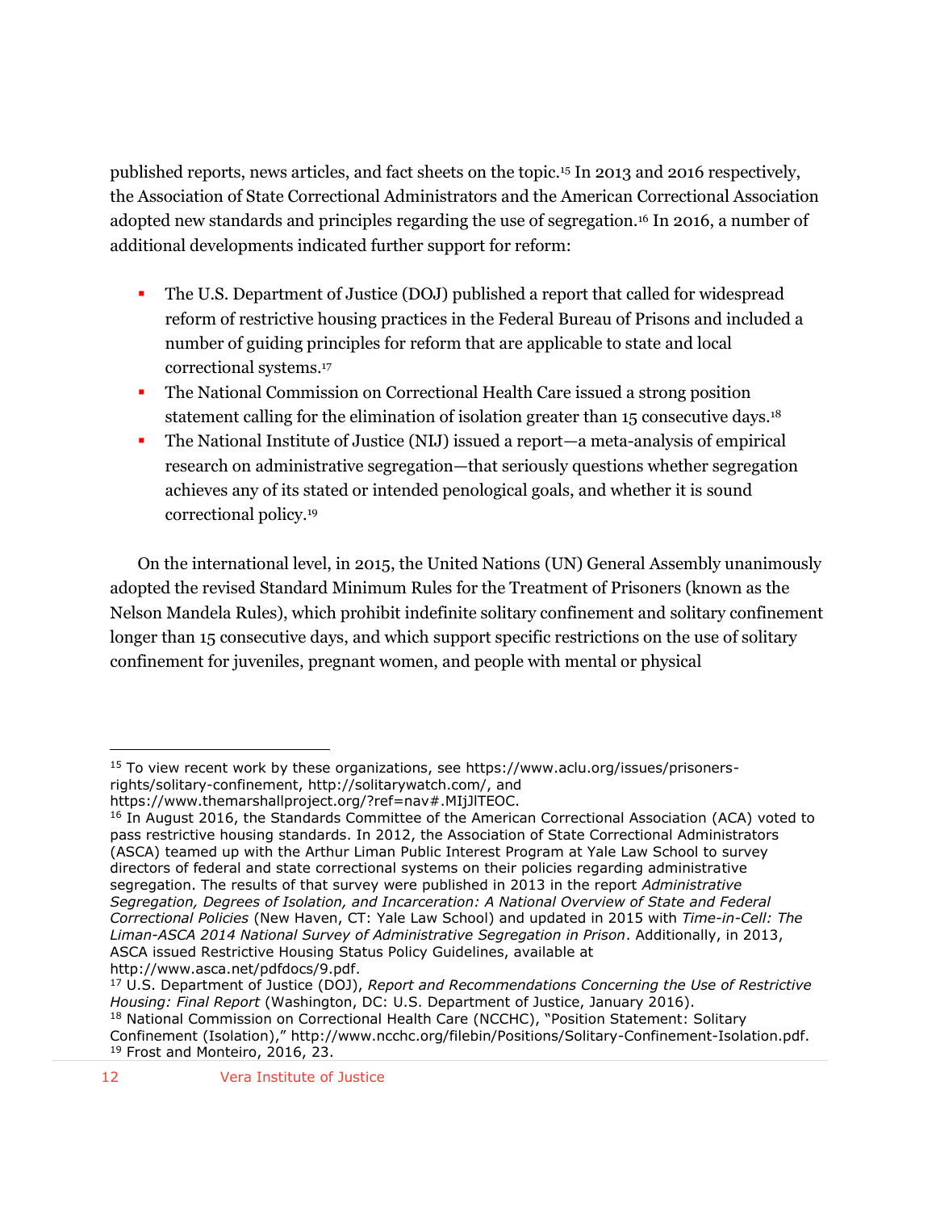published reports, news articles, and fact sheets on the topic.[15] In 2013 and 2016 respectively, the Association of State Correctional Administrators and the American Correctional Association adopted new standards and principles regarding the use of segregation.[16] In 2016, a number of additional developments indicated further support for reform:

- The U.S. Department of Justice (DOJ) published a report that called for widespread reform of restrictive housing practices in the Federal Bureau of Prisons and included a number of guiding principles for reform that are applicable to state and local correctional systems.[17]
- The National Commission on Correctional Health Care issued a strong position statement calling for the elimination of isolation greater than 15 consecutive days.[18]
- The National Institute of Justice (NIJ) issued a report—a meta-analysis of empirical research on administrative segregation—that seriously questions whether segregation achieves any of its stated or intended penological goals, and whether it is sound correctional policy.[19]

On the international level, in 2015, the United Nations (UN) General Assembly unanimously adopted the revised Standard Minimum Rules for the Treatment of Prisoners (known as the Nelson Mandela Rules), which prohibit indefinite solitary confinement and solitary confinement longer than 15 consecutive days, and which support specific restrictions on the use of solitary confinement for juveniles, pregnant women, and people with mental or physical

---

[15] To view recent work by these organizations, see https://www.aclu.org/issues/prisoners-rights/solitary-confinement, http://solitarywatch.com/, and https://www.themarshallproject.org/?ref=nav#.MIjJlTEOC.

[16] In August 2016, the Standards Committee of the American Correctional Association (ACA) voted to pass restrictive housing standards. In 2012, the Association of State Correctional Administrators (ASCA) teamed up with the Arthur Liman Public Interest Program at Yale Law School to survey directors of federal and state correctional systems on their policies regarding administrative segregation. The results of that survey were published in 2013 in the report *Administrative Segregation, Degrees of Isolation, and Incarceration: A National Overview of State and Federal Correctional Policies* (New Haven, CT: Yale Law School) and updated in 2015 with *Time-in-Cell: The Liman-ASCA 2014 National Survey of Administrative Segregation in Prison*. Additionally, in 2013, ASCA issued Restrictive Housing Status Policy Guidelines, available at http://www.asca.net/pdfdocs/9.pdf.

[17] U.S. Department of Justice (DOJ), *Report and Recommendations Concerning the Use of Restrictive Housing: Final Report* (Washington, DC: U.S. Department of Justice, January 2016).

[18] National Commission on Correctional Health Care (NCCHC), "Position Statement: Solitary Confinement (Isolation)," http://www.ncchc.org/filebin/Positions/Solitary-Confinement-Isolation.pdf.

[19] Frost and Monteiro, 2016, 23.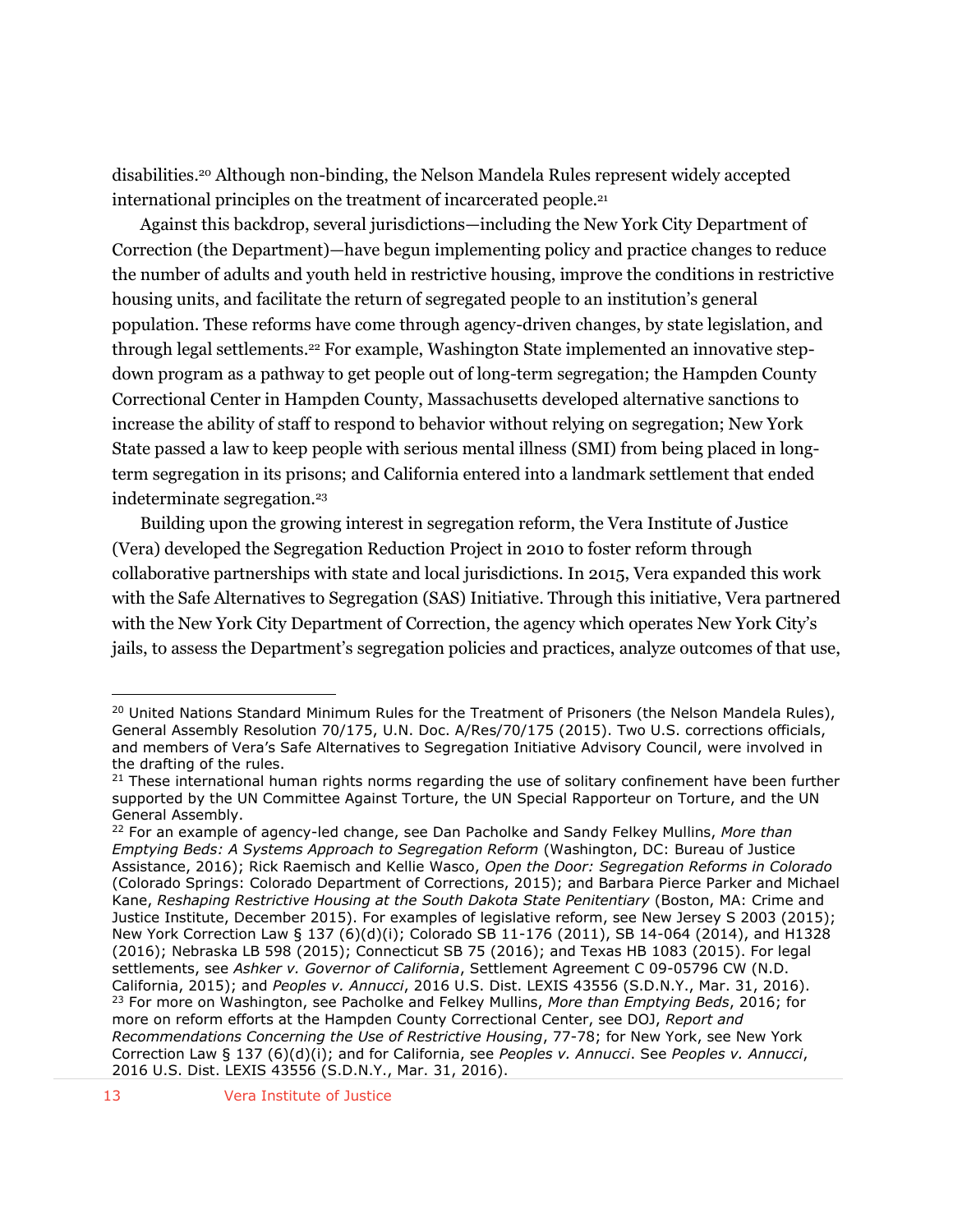disabilities.[20] Although non-binding, the Nelson Mandela Rules represent widely accepted international principles on the treatment of incarcerated people.[21]

Against this backdrop, several jurisdictions—including the New York City Department of Correction (the Department)—have begun implementing policy and practice changes to reduce the number of adults and youth held in restrictive housing, improve the conditions in restrictive housing units, and facilitate the return of segregated people to an institution's general population. These reforms have come through agency-driven changes, by state legislation, and through legal settlements.[22] For example, Washington State implemented an innovative step-down program as a pathway to get people out of long-term segregation; the Hampden County Correctional Center in Hampden County, Massachusetts developed alternative sanctions to increase the ability of staff to respond to behavior without relying on segregation; New York State passed a law to keep people with serious mental illness (SMI) from being placed in long-term segregation in its prisons; and California entered into a landmark settlement that ended indeterminate segregation.[23]

Building upon the growing interest in segregation reform, the Vera Institute of Justice (Vera) developed the Segregation Reduction Project in 2010 to foster reform through collaborative partnerships with state and local jurisdictions. In 2015, Vera expanded this work with the Safe Alternatives to Segregation (SAS) Initiative. Through this initiative, Vera partnered with the New York City Department of Correction, the agency which operates New York City's jails, to assess the Department's segregation policies and practices, analyze outcomes of that use,

---

[20] United Nations Standard Minimum Rules for the Treatment of Prisoners (the Nelson Mandela Rules), General Assembly Resolution 70/175, U.N. Doc. A/Res/70/175 (2015). Two U.S. corrections officials, and members of Vera's Safe Alternatives to Segregation Initiative Advisory Council, were involved in the drafting of the rules.

[21] These international human rights norms regarding the use of solitary confinement have been further supported by the UN Committee Against Torture, the UN Special Rapporteur on Torture, and the UN General Assembly.

[22] For an example of agency-led change, see Dan Pacholke and Sandy Felkey Mullins, *More than Emptying Beds: A Systems Approach to Segregation Reform* (Washington, DC: Bureau of Justice Assistance, 2016); Rick Raemisch and Kellie Wasco, *Open the Door: Segregation Reforms in Colorado* (Colorado Springs: Colorado Department of Corrections, 2015); and Barbara Pierce Parker and Michael Kane, *Reshaping Restrictive Housing at the South Dakota State Penitentiary* (Boston, MA: Crime and Justice Institute, December 2015). For examples of legislative reform, see New Jersey S 2003 (2015); New York Correction Law § 137 (6)(d)(i); Colorado SB 11-176 (2011), SB 14-064 (2014), and H1328 (2016); Nebraska LB 598 (2015); Connecticut SB 75 (2016); and Texas HB 1083 (2015). For legal settlements, see *Ashker v. Governor of California*, Settlement Agreement C 09-05796 CW (N.D. California, 2015); and *Peoples v. Annucci*, 2016 U.S. Dist. LEXIS 43556 (S.D.N.Y., Mar. 31, 2016).

[23] For more on Washington, see Pacholke and Felkey Mullins, *More than Emptying Beds*, 2016; for more on reform efforts at the Hampden County Correctional Center, see DOJ, *Report and Recommendations Concerning the Use of Restrictive Housing*, 77-78; for New York, see New York Correction Law § 137 (6)(d)(i); and for California, see *Peoples v. Annucci*. See *Peoples v. Annucci*, 2016 U.S. Dist. LEXIS 43556 (S.D.N.Y., Mar. 31, 2016).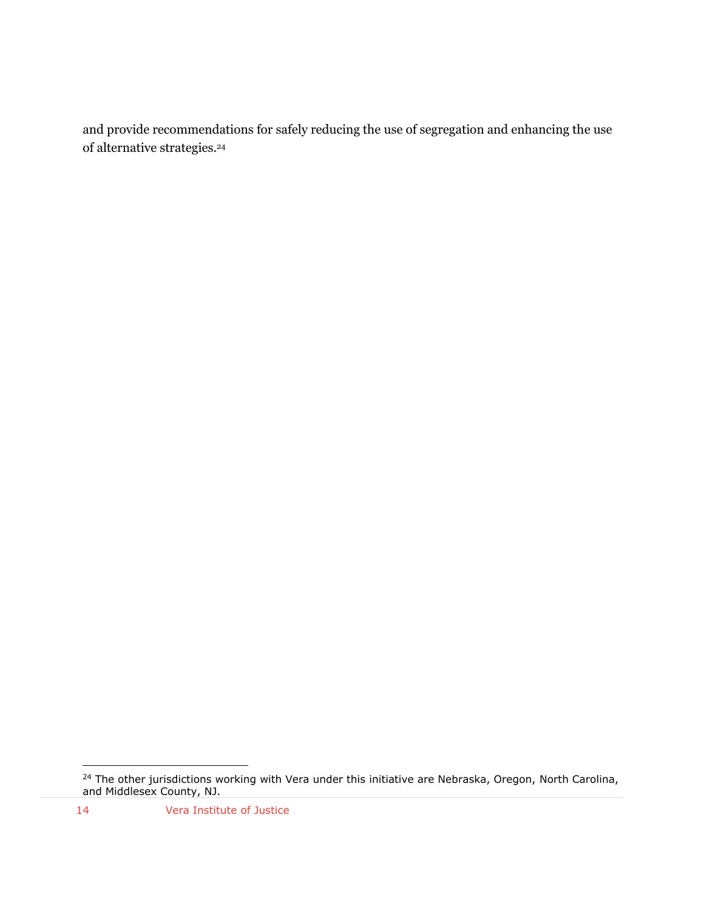and provide recommendations for safely reducing the use of segregation and enhancing the use of alternative strategies.[24]

[24] The other jurisdictions working with Vera under this initiative are Nebraska, Oregon, North Carolina, and Middlesex County, NJ.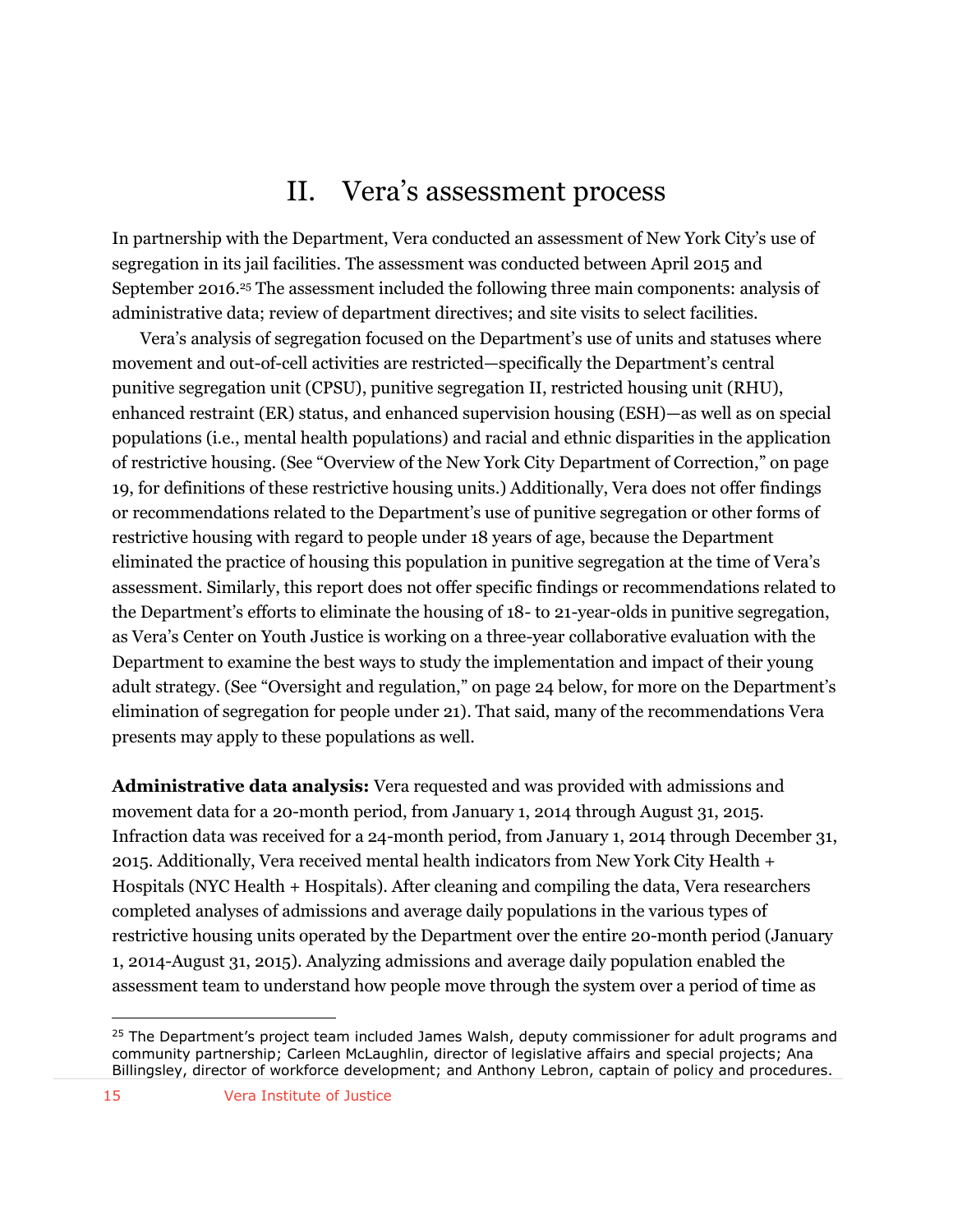# II. Vera's assessment process

In partnership with the Department, Vera conducted an assessment of New York City's use of segregation in its jail facilities. The assessment was conducted between April 2015 and September 2016.[25] The assessment included the following three main components: analysis of administrative data; review of department directives; and site visits to select facilities.

Vera's analysis of segregation focused on the Department's use of units and statuses where movement and out-of-cell activities are restricted—specifically the Department's central punitive segregation unit (CPSU), punitive segregation II, restricted housing unit (RHU), enhanced restraint (ER) status, and enhanced supervision housing (ESH)—as well as on special populations (i.e., mental health populations) and racial and ethnic disparities in the application of restrictive housing. (See "Overview of the New York City Department of Correction," on page 19, for definitions of these restrictive housing units.) Additionally, Vera does not offer findings or recommendations related to the Department's use of punitive segregation or other forms of restrictive housing with regard to people under 18 years of age, because the Department eliminated the practice of housing this population in punitive segregation at the time of Vera's assessment. Similarly, this report does not offer specific findings or recommendations related to the Department's efforts to eliminate the housing of 18- to 21-year-olds in punitive segregation, as Vera's Center on Youth Justice is working on a three-year collaborative evaluation with the Department to examine the best ways to study the implementation and impact of their young adult strategy. (See "Oversight and regulation," on page 24 below, for more on the Department's elimination of segregation for people under 21). That said, many of the recommendations Vera presents may apply to these populations as well.

**Administrative data analysis:** Vera requested and was provided with admissions and movement data for a 20-month period, from January 1, 2014 through August 31, 2015. Infraction data was received for a 24-month period, from January 1, 2014 through December 31, 2015. Additionally, Vera received mental health indicators from New York City Health + Hospitals (NYC Health + Hospitals). After cleaning and compiling the data, Vera researchers completed analyses of admissions and average daily populations in the various types of restrictive housing units operated by the Department over the entire 20-month period (January 1, 2014-August 31, 2015). Analyzing admissions and average daily population enabled the assessment team to understand how people move through the system over a period of time as

[25] The Department's project team included James Walsh, deputy commissioner for adult programs and community partnership; Carleen McLaughlin, director of legislative affairs and special projects; Ana Billingsley, director of workforce development; and Anthony Lebron, captain of policy and procedures.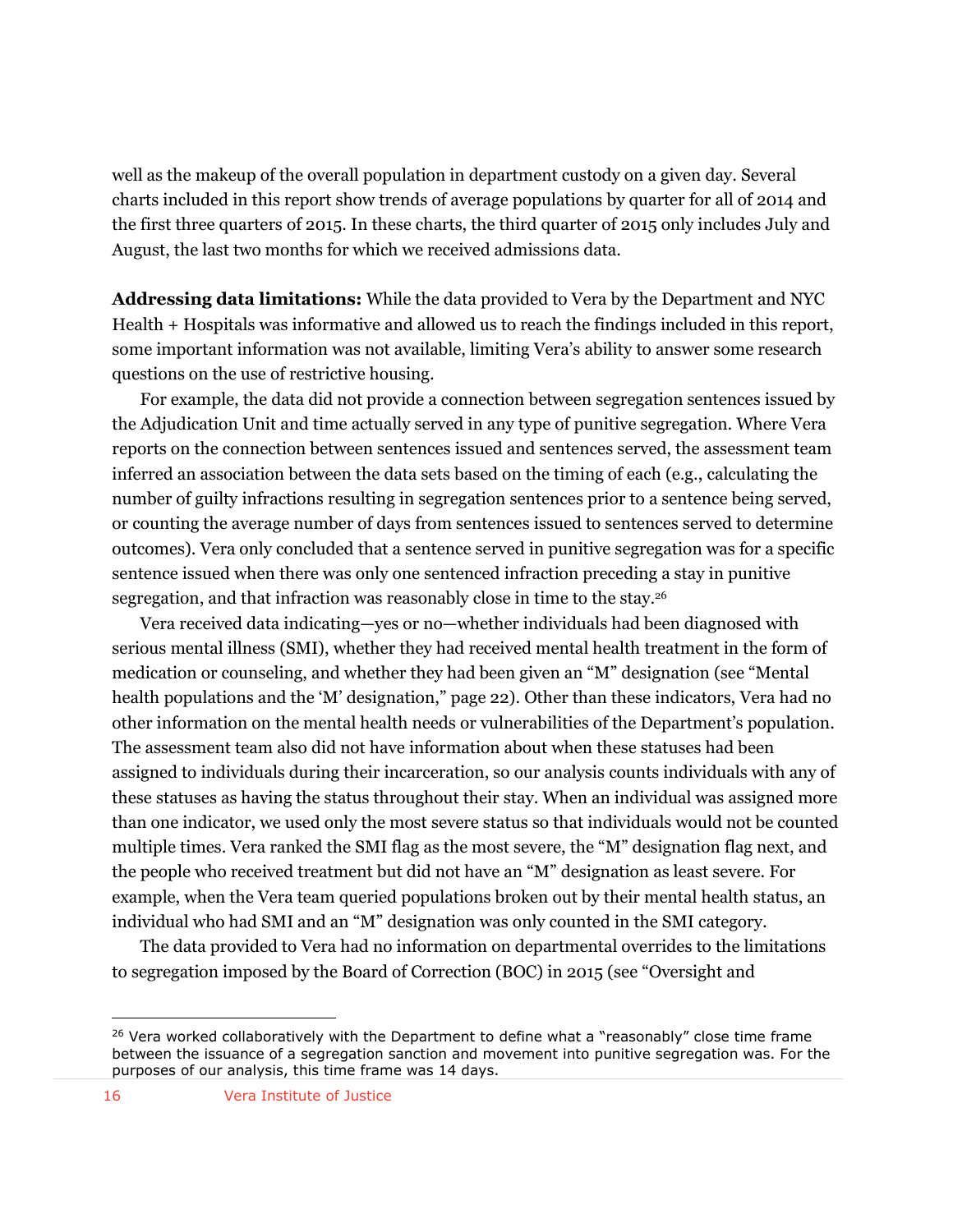well as the makeup of the overall population in department custody on a given day. Several charts included in this report show trends of average populations by quarter for all of 2014 and the first three quarters of 2015. In these charts, the third quarter of 2015 only includes July and August, the last two months for which we received admissions data.

**Addressing data limitations:** While the data provided to Vera by the Department and NYC Health + Hospitals was informative and allowed us to reach the findings included in this report, some important information was not available, limiting Vera's ability to answer some research questions on the use of restrictive housing.

For example, the data did not provide a connection between segregation sentences issued by the Adjudication Unit and time actually served in any type of punitive segregation. Where Vera reports on the connection between sentences issued and sentences served, the assessment team inferred an association between the data sets based on the timing of each (e.g., calculating the number of guilty infractions resulting in segregation sentences prior to a sentence being served, or counting the average number of days from sentences issued to sentences served to determine outcomes). Vera only concluded that a sentence served in punitive segregation was for a specific sentence issued when there was only one sentenced infraction preceding a stay in punitive segregation, and that infraction was reasonably close in time to the stay.[26]

Vera received data indicating—yes or no—whether individuals had been diagnosed with serious mental illness (SMI), whether they had received mental health treatment in the form of medication or counseling, and whether they had been given an "M" designation (see "Mental health populations and the 'M' designation," page 22). Other than these indicators, Vera had no other information on the mental health needs or vulnerabilities of the Department's population. The assessment team also did not have information about when these statuses had been assigned to individuals during their incarceration, so our analysis counts individuals with any of these statuses as having the status throughout their stay. When an individual was assigned more than one indicator, we used only the most severe status so that individuals would not be counted multiple times. Vera ranked the SMI flag as the most severe, the "M" designation flag next, and the people who received treatment but did not have an "M" designation as least severe. For example, when the Vera team queried populations broken out by their mental health status, an individual who had SMI and an "M" designation was only counted in the SMI category.

The data provided to Vera had no information on departmental overrides to the limitations to segregation imposed by the Board of Correction (BOC) in 2015 (see "Oversight and

[26] Vera worked collaboratively with the Department to define what a "reasonably" close time frame between the issuance of a segregation sanction and movement into punitive segregation was. For the purposes of our analysis, this time frame was 14 days.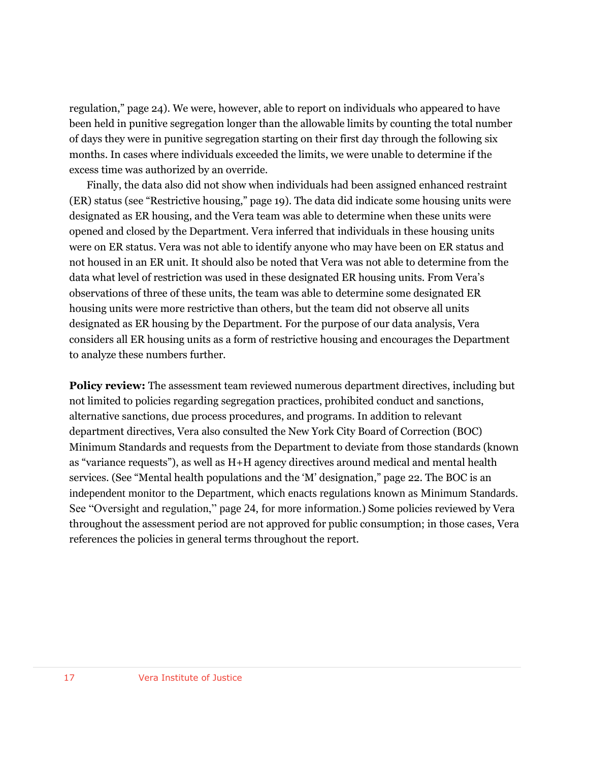regulation," page 24). We were, however, able to report on individuals who appeared to have been held in punitive segregation longer than the allowable limits by counting the total number of days they were in punitive segregation starting on their first day through the following six months. In cases where individuals exceeded the limits, we were unable to determine if the excess time was authorized by an override.

Finally, the data also did not show when individuals had been assigned enhanced restraint (ER) status (see "Restrictive housing," page 19). The data did indicate some housing units were designated as ER housing, and the Vera team was able to determine when these units were opened and closed by the Department. Vera inferred that individuals in these housing units were on ER status. Vera was not able to identify anyone who may have been on ER status and not housed in an ER unit. It should also be noted that Vera was not able to determine from the data what level of restriction was used in these designated ER housing units. From Vera's observations of three of these units, the team was able to determine some designated ER housing units were more restrictive than others, but the team did not observe all units designated as ER housing by the Department. For the purpose of our data analysis, Vera considers all ER housing units as a form of restrictive housing and encourages the Department to analyze these numbers further.

**Policy review:** The assessment team reviewed numerous department directives, including but not limited to policies regarding segregation practices, prohibited conduct and sanctions, alternative sanctions, due process procedures, and programs. In addition to relevant department directives, Vera also consulted the New York City Board of Correction (BOC) Minimum Standards and requests from the Department to deviate from those standards (known as "variance requests"), as well as H+H agency directives around medical and mental health services. (See "Mental health populations and the 'M' designation," page 22. The BOC is an independent monitor to the Department, which enacts regulations known as Minimum Standards. See "Oversight and regulation," page 24, for more information.) Some policies reviewed by Vera throughout the assessment period are not approved for public consumption; in those cases, Vera references the policies in general terms throughout the report.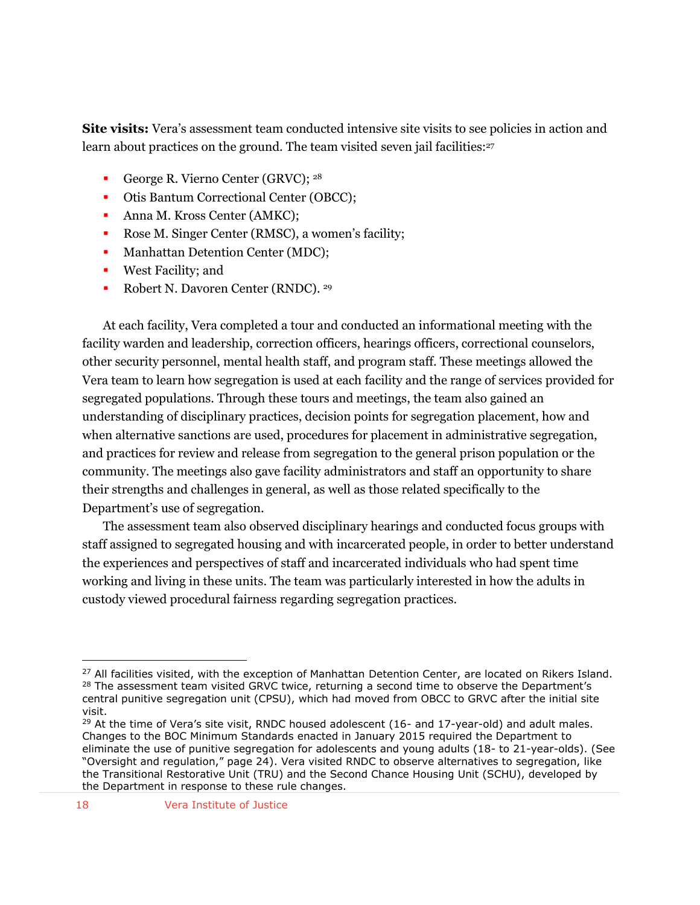**Site visits:** Vera's assessment team conducted intensive site visits to see policies in action and learn about practices on the ground. The team visited seven jail facilities:[27]

- George R. Vierno Center (GRVC); [28]
- Otis Bantum Correctional Center (OBCC);
- Anna M. Kross Center (AMKC);
- Rose M. Singer Center (RMSC), a women's facility;
- Manhattan Detention Center (MDC);
- West Facility; and
- Robert N. Davoren Center (RNDC). [29]

At each facility, Vera completed a tour and conducted an informational meeting with the facility warden and leadership, correction officers, hearings officers, correctional counselors, other security personnel, mental health staff, and program staff. These meetings allowed the Vera team to learn how segregation is used at each facility and the range of services provided for segregated populations. Through these tours and meetings, the team also gained an understanding of disciplinary practices, decision points for segregation placement, how and when alternative sanctions are used, procedures for placement in administrative segregation, and practices for review and release from segregation to the general prison population or the community. The meetings also gave facility administrators and staff an opportunity to share their strengths and challenges in general, as well as those related specifically to the Department's use of segregation.

The assessment team also observed disciplinary hearings and conducted focus groups with staff assigned to segregated housing and with incarcerated people, in order to better understand the experiences and perspectives of staff and incarcerated individuals who had spent time working and living in these units. The team was particularly interested in how the adults in custody viewed procedural fairness regarding segregation practices.

---

[27] All facilities visited, with the exception of Manhattan Detention Center, are located on Rikers Island.

[28] The assessment team visited GRVC twice, returning a second time to observe the Department's central punitive segregation unit (CPSU), which had moved from OBCC to GRVC after the initial site visit.

[29] At the time of Vera's site visit, RNDC housed adolescent (16- and 17-year-old) and adult males. Changes to the BOC Minimum Standards enacted in January 2015 required the Department to eliminate the use of punitive segregation for adolescents and young adults (18- to 21-year-olds). (See "Oversight and regulation," page 24). Vera visited RNDC to observe alternatives to segregation, like the Transitional Restorative Unit (TRU) and the Second Chance Housing Unit (SCHU), developed by the Department in response to these rule changes.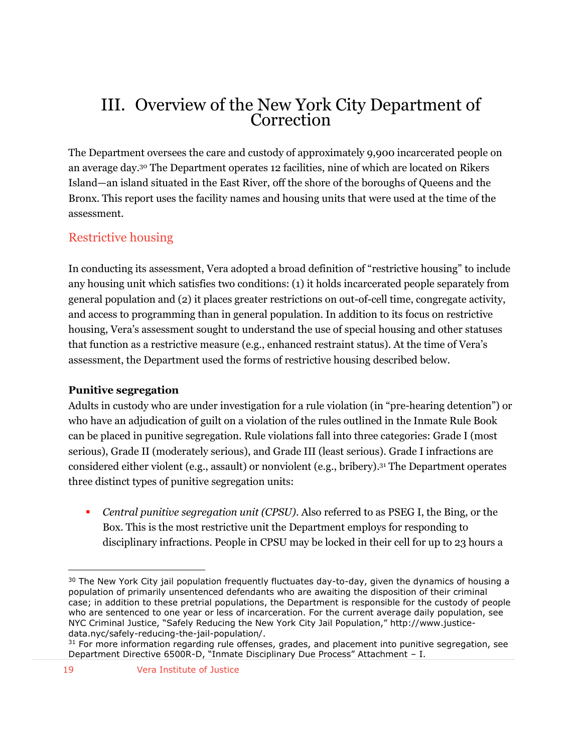# III. Overview of the New York City Department of Correction

The Department oversees the care and custody of approximately 9,900 incarcerated people on an average day.[30] The Department operates 12 facilities, nine of which are located on Rikers Island—an island situated in the East River, off the shore of the boroughs of Queens and the Bronx. This report uses the facility names and housing units that were used at the time of the assessment.

## Restrictive housing

In conducting its assessment, Vera adopted a broad definition of "restrictive housing" to include any housing unit which satisfies two conditions: (1) it holds incarcerated people separately from general population and (2) it places greater restrictions on out-of-cell time, congregate activity, and access to programming than in general population. In addition to its focus on restrictive housing, Vera's assessment sought to understand the use of special housing and other statuses that function as a restrictive measure (e.g., enhanced restraint status). At the time of Vera's assessment, the Department used the forms of restrictive housing described below.

**Punitive segregation**

Adults in custody who are under investigation for a rule violation (in "pre-hearing detention") or who have an adjudication of guilt on a violation of the rules outlined in the Inmate Rule Book can be placed in punitive segregation. Rule violations fall into three categories: Grade I (most serious), Grade II (moderately serious), and Grade III (least serious). Grade I infractions are considered either violent (e.g., assault) or nonviolent (e.g., bribery).[31] The Department operates three distinct types of punitive segregation units:

- *Central punitive segregation unit (CPSU)*. Also referred to as PSEG I, the Bing, or the Box. This is the most restrictive unit the Department employs for responding to disciplinary infractions. People in CPSU may be locked in their cell for up to 23 hours a

---

[30] The New York City jail population frequently fluctuates day-to-day, given the dynamics of housing a population of primarily unsentenced defendants who are awaiting the disposition of their criminal case; in addition to these pretrial populations, the Department is responsible for the custody of people who are sentenced to one year or less of incarceration. For the current average daily population, see NYC Criminal Justice, "Safely Reducing the New York City Jail Population," http://www.justice-data.nyc/safely-reducing-the-jail-population/.

[31] For more information regarding rule offenses, grades, and placement into punitive segregation, see Department Directive 6500R-D, "Inmate Disciplinary Due Process" Attachment – I.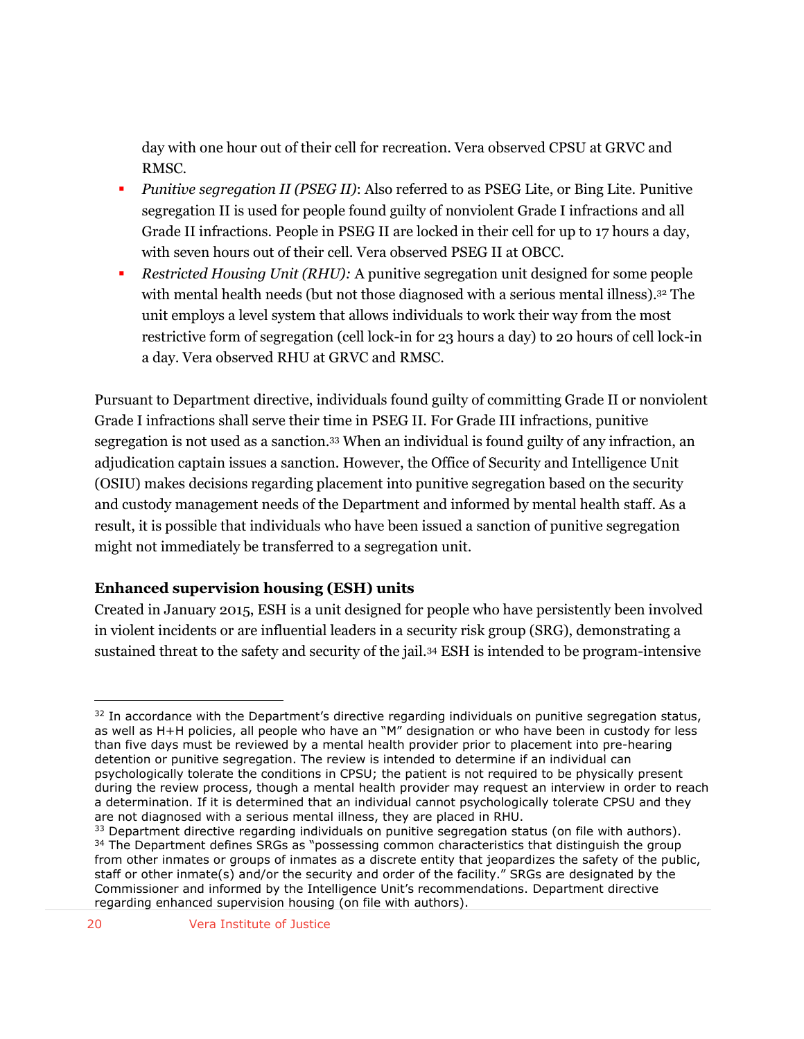day with one hour out of their cell for recreation. Vera observed CPSU at GRVC and RMSC.

- *Punitive segregation II (PSEG II)*: Also referred to as PSEG Lite, or Bing Lite. Punitive segregation II is used for people found guilty of nonviolent Grade I infractions and all Grade II infractions. People in PSEG II are locked in their cell for up to 17 hours a day, with seven hours out of their cell. Vera observed PSEG II at OBCC.
- *Restricted Housing Unit (RHU):* A punitive segregation unit designed for some people with mental health needs (but not those diagnosed with a serious mental illness).[32] The unit employs a level system that allows individuals to work their way from the most restrictive form of segregation (cell lock-in for 23 hours a day) to 20 hours of cell lock-in a day. Vera observed RHU at GRVC and RMSC.

Pursuant to Department directive, individuals found guilty of committing Grade II or nonviolent Grade I infractions shall serve their time in PSEG II. For Grade III infractions, punitive segregation is not used as a sanction.[33] When an individual is found guilty of any infraction, an adjudication captain issues a sanction. However, the Office of Security and Intelligence Unit (OSIU) makes decisions regarding placement into punitive segregation based on the security and custody management needs of the Department and informed by mental health staff. As a result, it is possible that individuals who have been issued a sanction of punitive segregation might not immediately be transferred to a segregation unit.

### Enhanced supervision housing (ESH) units

Created in January 2015, ESH is a unit designed for people who have persistently been involved in violent incidents or are influential leaders in a security risk group (SRG), demonstrating a sustained threat to the safety and security of the jail.[34] ESH is intended to be program-intensive

---

[32] In accordance with the Department's directive regarding individuals on punitive segregation status, as well as H+H policies, all people who have an "M" designation or who have been in custody for less than five days must be reviewed by a mental health provider prior to placement into pre-hearing detention or punitive segregation. The review is intended to determine if an individual can psychologically tolerate the conditions in CPSU; the patient is not required to be physically present during the review process, though a mental health provider may request an interview in order to reach a determination. If it is determined that an individual cannot psychologically tolerate CPSU and they are not diagnosed with a serious mental illness, they are placed in RHU.

[33] Department directive regarding individuals on punitive segregation status (on file with authors).

[34] The Department defines SRGs as "possessing common characteristics that distinguish the group from other inmates or groups of inmates as a discrete entity that jeopardizes the safety of the public, staff or other inmate(s) and/or the security and order of the facility." SRGs are designated by the Commissioner and informed by the Intelligence Unit's recommendations. Department directive regarding enhanced supervision housing (on file with authors).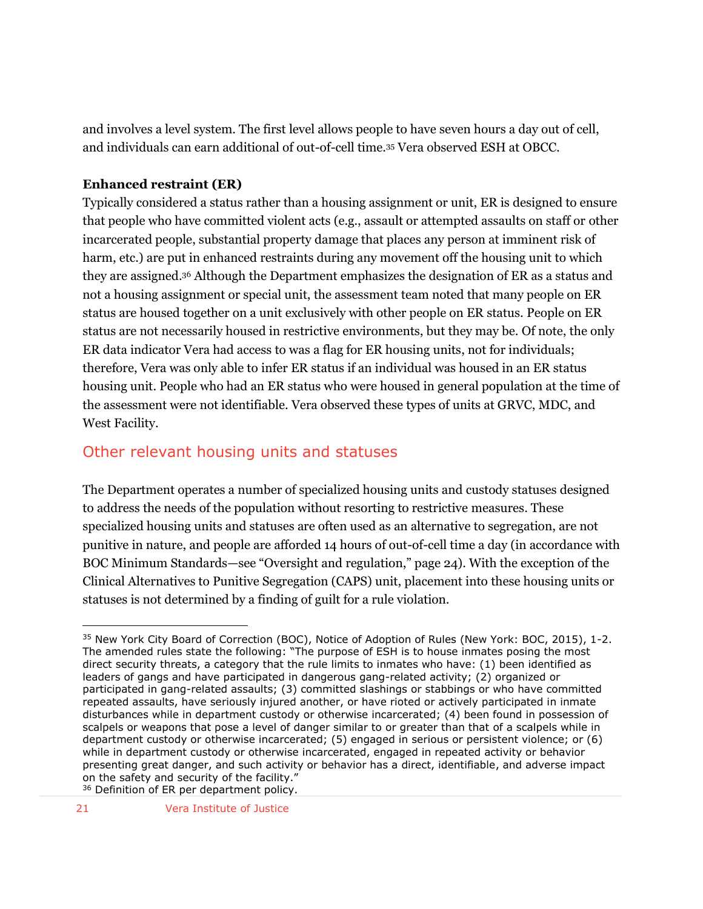and involves a level system. The first level allows people to have seven hours a day out of cell, and individuals can earn additional of out-of-cell time.[35] Vera observed ESH at OBCC.

**Enhanced restraint (ER)**

Typically considered a status rather than a housing assignment or unit, ER is designed to ensure that people who have committed violent acts (e.g., assault or attempted assaults on staff or other incarcerated people, substantial property damage that places any person at imminent risk of harm, etc.) are put in enhanced restraints during any movement off the housing unit to which they are assigned.[36] Although the Department emphasizes the designation of ER as a status and not a housing assignment or special unit, the assessment team noted that many people on ER status are housed together on a unit exclusively with other people on ER status. People on ER status are not necessarily housed in restrictive environments, but they may be. Of note, the only ER data indicator Vera had access to was a flag for ER housing units, not for individuals; therefore, Vera was only able to infer ER status if an individual was housed in an ER status housing unit. People who had an ER status who were housed in general population at the time of the assessment were not identifiable. Vera observed these types of units at GRVC, MDC, and West Facility.

## Other relevant housing units and statuses

The Department operates a number of specialized housing units and custody statuses designed to address the needs of the population without resorting to restrictive measures. These specialized housing units and statuses are often used as an alternative to segregation, are not punitive in nature, and people are afforded 14 hours of out-of-cell time a day (in accordance with BOC Minimum Standards—see "Oversight and regulation," page 24). With the exception of the Clinical Alternatives to Punitive Segregation (CAPS) unit, placement into these housing units or statuses is not determined by a finding of guilt for a rule violation.

---

[35] New York City Board of Correction (BOC), Notice of Adoption of Rules (New York: BOC, 2015), 1-2. The amended rules state the following: "The purpose of ESH is to house inmates posing the most direct security threats, a category that the rule limits to inmates who have: (1) been identified as leaders of gangs and have participated in dangerous gang-related activity; (2) organized or participated in gang-related assaults; (3) committed slashings or stabbings or who have committed repeated assaults, have seriously injured another, or have rioted or actively participated in inmate disturbances while in department custody or otherwise incarcerated; (4) been found in possession of scalpels or weapons that pose a level of danger similar to or greater than that of a scalpels while in department custody or otherwise incarcerated; (5) engaged in serious or persistent violence; or (6) while in department custody or otherwise incarcerated, engaged in repeated activity or behavior presenting great danger, and such activity or behavior has a direct, identifiable, and adverse impact on the safety and security of the facility."

[36] Definition of ER per department policy.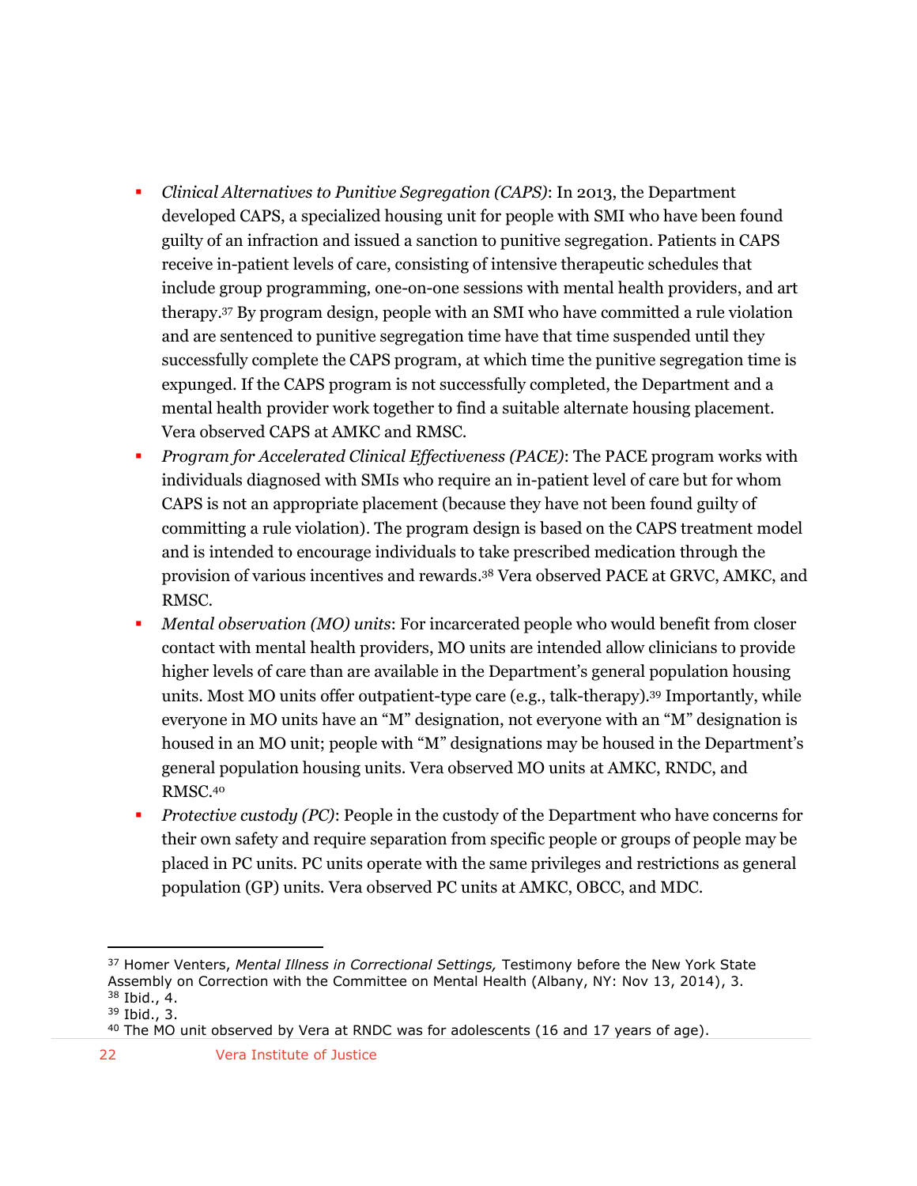- *Clinical Alternatives to Punitive Segregation (CAPS)*: In 2013, the Department developed CAPS, a specialized housing unit for people with SMI who have been found guilty of an infraction and issued a sanction to punitive segregation. Patients in CAPS receive in-patient levels of care, consisting of intensive therapeutic schedules that include group programming, one-on-one sessions with mental health providers, and art therapy.[37] By program design, people with an SMI who have committed a rule violation and are sentenced to punitive segregation time have that time suspended until they successfully complete the CAPS program, at which time the punitive segregation time is expunged. If the CAPS program is not successfully completed, the Department and a mental health provider work together to find a suitable alternate housing placement. Vera observed CAPS at AMKC and RMSC.
- *Program for Accelerated Clinical Effectiveness (PACE)*: The PACE program works with individuals diagnosed with SMIs who require an in-patient level of care but for whom CAPS is not an appropriate placement (because they have not been found guilty of committing a rule violation). The program design is based on the CAPS treatment model and is intended to encourage individuals to take prescribed medication through the provision of various incentives and rewards.[38] Vera observed PACE at GRVC, AMKC, and RMSC.
- *Mental observation (MO) units*: For incarcerated people who would benefit from closer contact with mental health providers, MO units are intended allow clinicians to provide higher levels of care than are available in the Department's general population housing units. Most MO units offer outpatient-type care (e.g., talk-therapy).[39] Importantly, while everyone in MO units have an "M" designation, not everyone with an "M" designation is housed in an MO unit; people with "M" designations may be housed in the Department's general population housing units. Vera observed MO units at AMKC, RNDC, and RMSC.[40]
- *Protective custody (PC)*: People in the custody of the Department who have concerns for their own safety and require separation from specific people or groups of people may be placed in PC units. PC units operate with the same privileges and restrictions as general population (GP) units. Vera observed PC units at AMKC, OBCC, and MDC.

---

[37] Homer Venters, *Mental Illness in Correctional Settings,* Testimony before the New York State Assembly on Correction with the Committee on Mental Health (Albany, NY: Nov 13, 2014), 3.

[38] Ibid., 4.

[39] Ibid., 3.

[40] The MO unit observed by Vera at RNDC was for adolescents (16 and 17 years of age).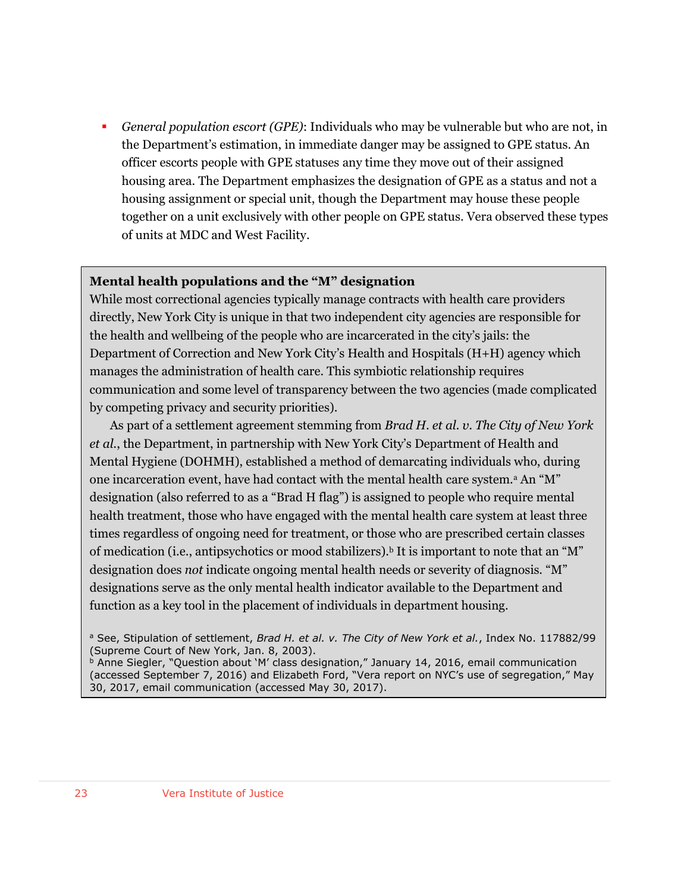- *General population escort (GPE)*: Individuals who may be vulnerable but who are not, in the Department's estimation, in immediate danger may be assigned to GPE status. An officer escorts people with GPE statuses any time they move out of their assigned housing area. The Department emphasizes the designation of GPE as a status and not a housing assignment or special unit, though the Department may house these people together on a unit exclusively with other people on GPE status. Vera observed these types of units at MDC and West Facility.

**Mental health populations and the "M" designation**

While most correctional agencies typically manage contracts with health care providers directly, New York City is unique in that two independent city agencies are responsible for the health and wellbeing of the people who are incarcerated in the city's jails: the Department of Correction and New York City's Health and Hospitals (H+H) agency which manages the administration of health care. This symbiotic relationship requires communication and some level of transparency between the two agencies (made complicated by competing privacy and security priorities).

As part of a settlement agreement stemming from *Brad H. et al. v. The City of New York et al.*, the Department, in partnership with New York City's Department of Health and Mental Hygiene (DOHMH), established a method of demarcating individuals who, during one incarceration event, have had contact with the mental health care system.[a] An "M" designation (also referred to as a "Brad H flag") is assigned to people who require mental health treatment, those who have engaged with the mental health care system at least three times regardless of ongoing need for treatment, or those who are prescribed certain classes of medication (i.e., antipsychotics or mood stabilizers).[b] It is important to note that an "M" designation does *not* indicate ongoing mental health needs or severity of diagnosis. "M" designations serve as the only mental health indicator available to the Department and function as a key tool in the placement of individuals in department housing.

[a] See, Stipulation of settlement, *Brad H. et al. v. The City of New York et al.*, Index No. 117882/99 (Supreme Court of New York, Jan. 8, 2003).
[b] Anne Siegler, "Question about 'M' class designation," January 14, 2016, email communication (accessed September 7, 2016) and Elizabeth Ford, "Vera report on NYC's use of segregation," May 30, 2017, email communication (accessed May 30, 2017).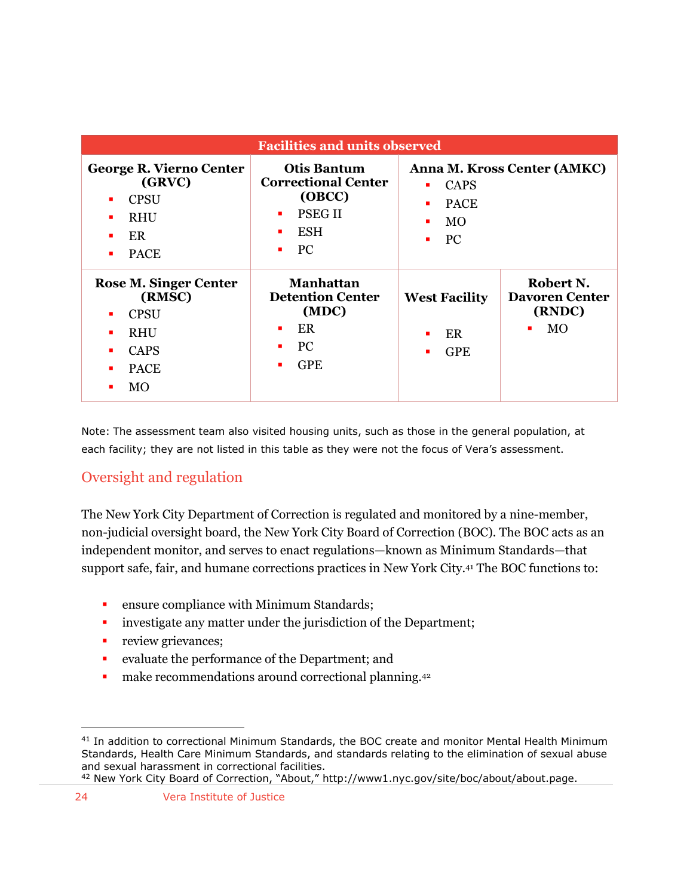| Facilities and units observed | | | |
|---|---|---|---|
| **George R. Vierno Center (GRVC)**<br>▪ CPSU<br>▪ RHU<br>▪ ER<br>▪ PACE | **Otis Bantum Correctional Center (OBCC)**<br>▪ PSEG II<br>▪ ESH<br>▪ PC | **Anna M. Kross Center (AMKC)**<br>▪ CAPS<br>▪ PACE<br>▪ MO<br>▪ PC | |
| **Rose M. Singer Center (RMSC)**<br>▪ CPSU<br>▪ RHU<br>▪ CAPS<br>▪ PACE<br>▪ MO | **Manhattan Detention Center (MDC)**<br>▪ ER<br>▪ PC<br>▪ GPE | **West Facility**<br>▪ ER<br>▪ GPE | **Robert N. Davoren Center (RNDC)**<br>▪ MO |

Note: The assessment team also visited housing units, such as those in the general population, at each facility; they are not listed in this table as they were not the focus of Vera's assessment.

## Oversight and regulation

The New York City Department of Correction is regulated and monitored by a nine-member, non-judicial oversight board, the New York City Board of Correction (BOC). The BOC acts as an independent monitor, and serves to enact regulations—known as Minimum Standards—that support safe, fair, and humane corrections practices in New York City.[41] The BOC functions to:

- ensure compliance with Minimum Standards;
- investigate any matter under the jurisdiction of the Department;
- review grievances;
- evaluate the performance of the Department; and
- make recommendations around correctional planning.[42]

---

[41] In addition to correctional Minimum Standards, the BOC create and monitor Mental Health Minimum Standards, Health Care Minimum Standards, and standards relating to the elimination of sexual abuse and sexual harassment in correctional facilities.

[42] New York City Board of Correction, "About," http://www1.nyc.gov/site/boc/about/about.page.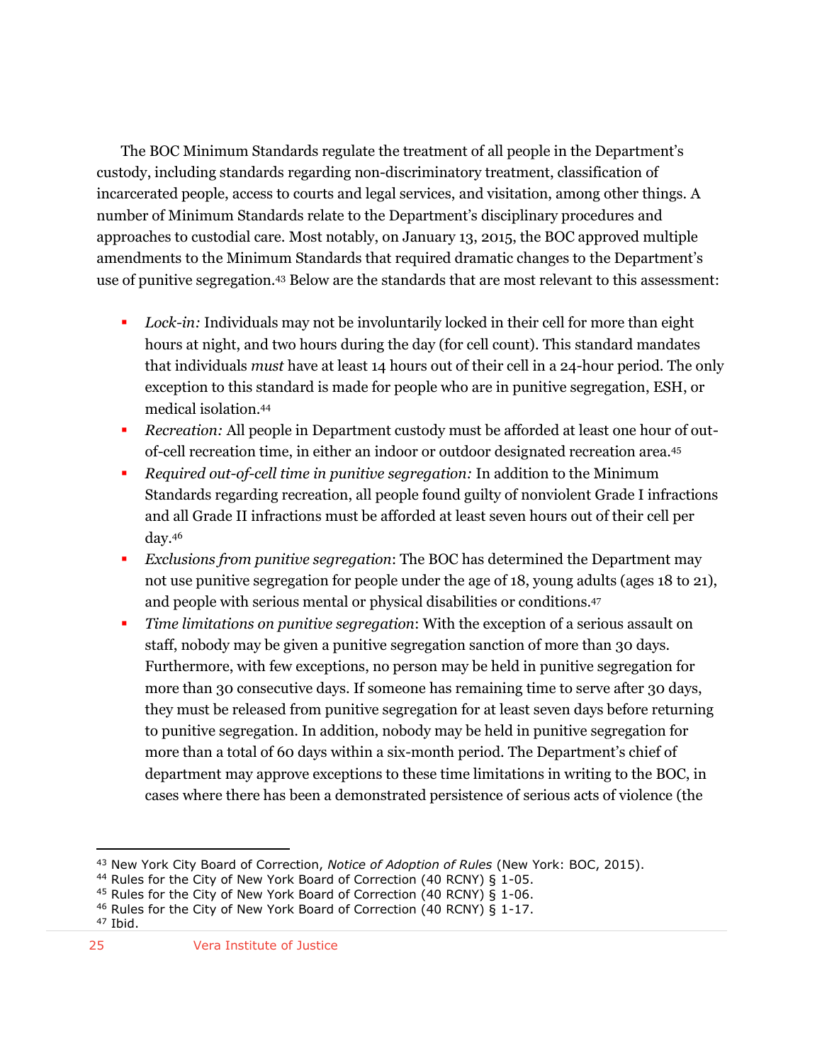The BOC Minimum Standards regulate the treatment of all people in the Department's custody, including standards regarding non-discriminatory treatment, classification of incarcerated people, access to courts and legal services, and visitation, among other things. A number of Minimum Standards relate to the Department's disciplinary procedures and approaches to custodial care. Most notably, on January 13, 2015, the BOC approved multiple amendments to the Minimum Standards that required dramatic changes to the Department's use of punitive segregation.[43] Below are the standards that are most relevant to this assessment:

- *Lock-in:* Individuals may not be involuntarily locked in their cell for more than eight hours at night, and two hours during the day (for cell count). This standard mandates that individuals *must* have at least 14 hours out of their cell in a 24-hour period. The only exception to this standard is made for people who are in punitive segregation, ESH, or medical isolation.[44]
- *Recreation:* All people in Department custody must be afforded at least one hour of out-of-cell recreation time, in either an indoor or outdoor designated recreation area.[45]
- *Required out-of-cell time in punitive segregation:* In addition to the Minimum Standards regarding recreation, all people found guilty of nonviolent Grade I infractions and all Grade II infractions must be afforded at least seven hours out of their cell per day.[46]
- *Exclusions from punitive segregation*: The BOC has determined the Department may not use punitive segregation for people under the age of 18, young adults (ages 18 to 21), and people with serious mental or physical disabilities or conditions.[47]
- *Time limitations on punitive segregation*: With the exception of a serious assault on staff, nobody may be given a punitive segregation sanction of more than 30 days. Furthermore, with few exceptions, no person may be held in punitive segregation for more than 30 consecutive days. If someone has remaining time to serve after 30 days, they must be released from punitive segregation for at least seven days before returning to punitive segregation. In addition, nobody may be held in punitive segregation for more than a total of 60 days within a six-month period. The Department's chief of department may approve exceptions to these time limitations in writing to the BOC, in cases where there has been a demonstrated persistence of serious acts of violence (the

---

[43] New York City Board of Correction, *Notice of Adoption of Rules* (New York: BOC, 2015).
[44] Rules for the City of New York Board of Correction (40 RCNY) § 1-05.
[45] Rules for the City of New York Board of Correction (40 RCNY) § 1-06.
[46] Rules for the City of New York Board of Correction (40 RCNY) § 1-17.
[47] Ibid.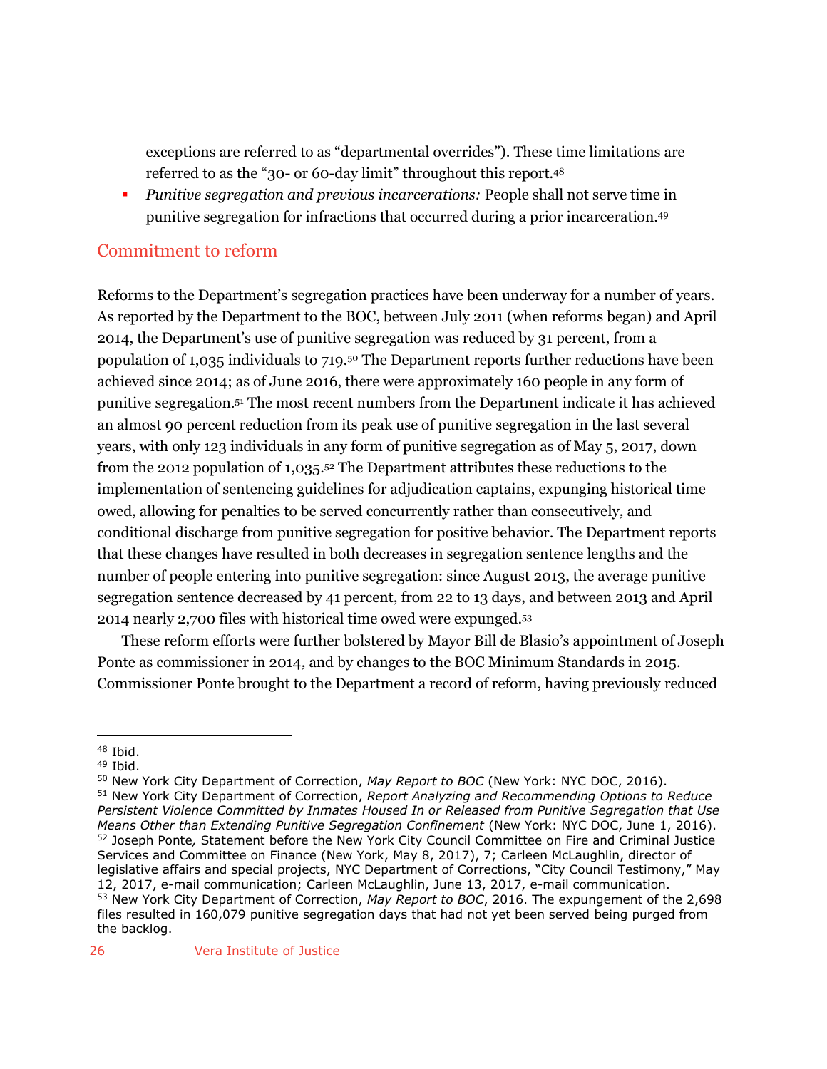exceptions are referred to as “departmental overrides”). These time limitations are referred to as the “30- or 60-day limit” throughout this report.[48]

- *Punitive segregation and previous incarcerations:* People shall not serve time in punitive segregation for infractions that occurred during a prior incarceration.[49]

## Commitment to reform

Reforms to the Department’s segregation practices have been underway for a number of years. As reported by the Department to the BOC, between July 2011 (when reforms began) and April 2014, the Department’s use of punitive segregation was reduced by 31 percent, from a population of 1,035 individuals to 719.[50] The Department reports further reductions have been achieved since 2014; as of June 2016, there were approximately 160 people in any form of punitive segregation.[51] The most recent numbers from the Department indicate it has achieved an almost 90 percent reduction from its peak use of punitive segregation in the last several years, with only 123 individuals in any form of punitive segregation as of May 5, 2017, down from the 2012 population of 1,035.[52] The Department attributes these reductions to the implementation of sentencing guidelines for adjudication captains, expunging historical time owed, allowing for penalties to be served concurrently rather than consecutively, and conditional discharge from punitive segregation for positive behavior. The Department reports that these changes have resulted in both decreases in segregation sentence lengths and the number of people entering into punitive segregation: since August 2013, the average punitive segregation sentence decreased by 41 percent, from 22 to 13 days, and between 2013 and April 2014 nearly 2,700 files with historical time owed were expunged.[53]

These reform efforts were further bolstered by Mayor Bill de Blasio’s appointment of Joseph Ponte as commissioner in 2014, and by changes to the BOC Minimum Standards in 2015. Commissioner Ponte brought to the Department a record of reform, having previously reduced

---

[48] Ibid.

[49] Ibid.

[50] New York City Department of Correction, *May Report to BOC* (New York: NYC DOC, 2016).

[51] New York City Department of Correction, *Report Analyzing and Recommending Options to Reduce Persistent Violence Committed by Inmates Housed In or Released from Punitive Segregation that Use Means Other than Extending Punitive Segregation Confinement* (New York: NYC DOC, June 1, 2016).

[52] Joseph Ponte*,* Statement before the New York City Council Committee on Fire and Criminal Justice Services and Committee on Finance (New York, May 8, 2017), 7; Carleen McLaughlin, director of legislative affairs and special projects, NYC Department of Corrections, “City Council Testimony,” May 12, 2017, e-mail communication; Carleen McLaughlin, June 13, 2017, e-mail communication.

[53] New York City Department of Correction, *May Report to BOC*, 2016. The expungement of the 2,698 files resulted in 160,079 punitive segregation days that had not yet been served being purged from the backlog.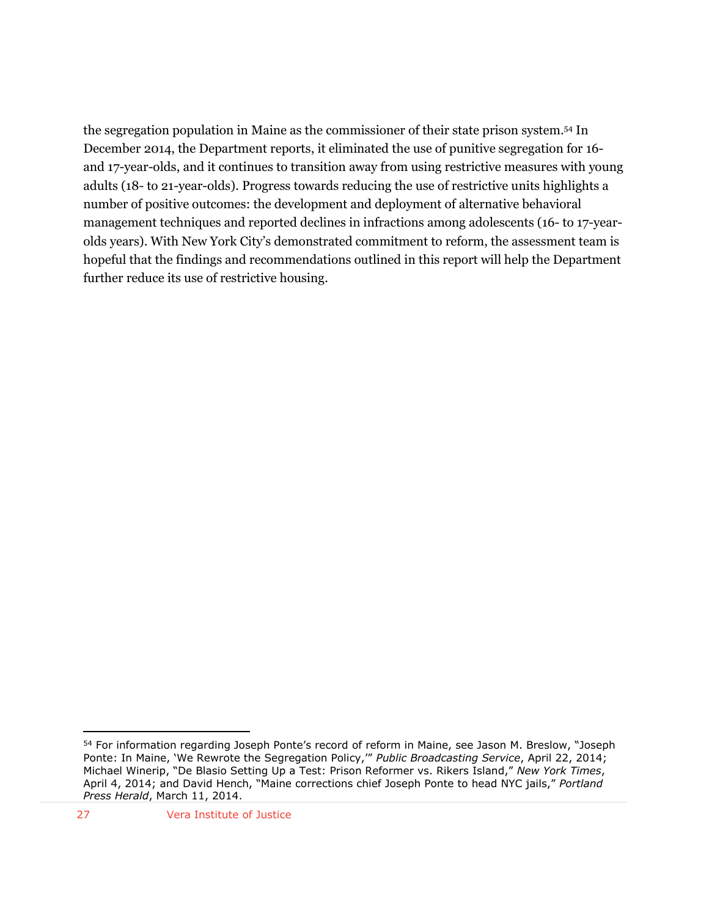the segregation population in Maine as the commissioner of their state prison system.[54] In December 2014, the Department reports, it eliminated the use of punitive segregation for 16- and 17-year-olds, and it continues to transition away from using restrictive measures with young adults (18- to 21-year-olds). Progress towards reducing the use of restrictive units highlights a number of positive outcomes: the development and deployment of alternative behavioral management techniques and reported declines in infractions among adolescents (16- to 17-year-olds years). With New York City's demonstrated commitment to reform, the assessment team is hopeful that the findings and recommendations outlined in this report will help the Department further reduce its use of restrictive housing.

---

[54] For information regarding Joseph Ponte's record of reform in Maine, see Jason M. Breslow, "Joseph Ponte: In Maine, 'We Rewrote the Segregation Policy,'" *Public Broadcasting Service*, April 22, 2014; Michael Winerip, "De Blasio Setting Up a Test: Prison Reformer vs. Rikers Island," *New York Times*, April 4, 2014; and David Hench, "Maine corrections chief Joseph Ponte to head NYC jails," *Portland Press Herald*, March 11, 2014.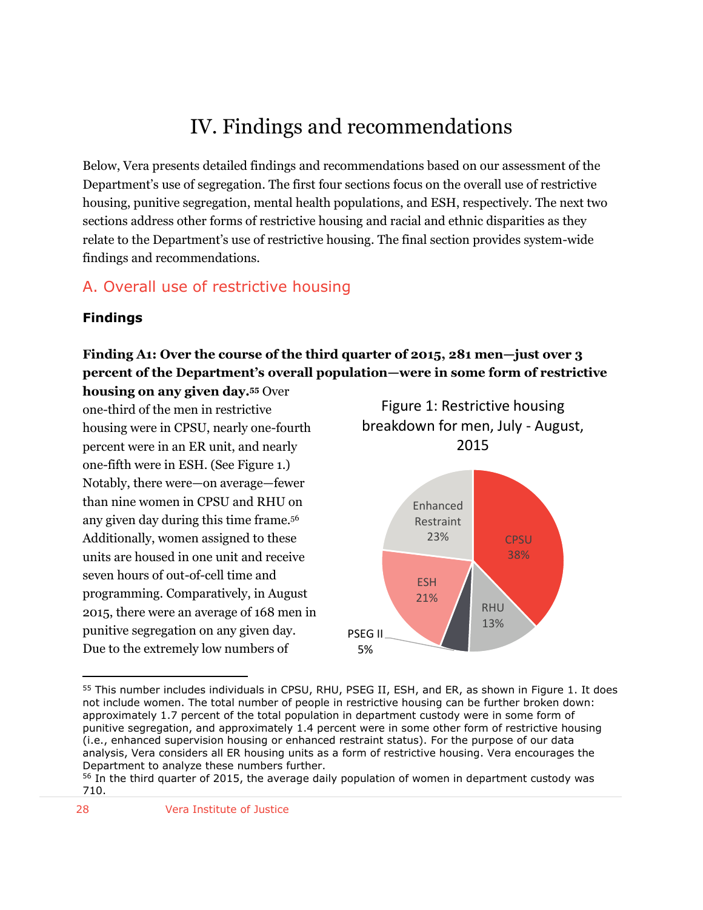# IV. Findings and recommendations

Below, Vera presents detailed findings and recommendations based on our assessment of the Department's use of segregation. The first four sections focus on the overall use of restrictive housing, punitive segregation, mental health populations, and ESH, respectively. The next two sections address other forms of restrictive housing and racial and ethnic disparities as they relate to the Department's use of restrictive housing. The final section provides system-wide findings and recommendations.

## A. Overall use of restrictive housing

### Findings

**Finding A1: Over the course of the third quarter of 2015, 281 men—just over 3 percent of the Department's overall population—were in some form of restrictive housing on any given day.**[55] Over one-third of the men in restrictive housing were in CPSU, nearly one-fourth percent were in an ER unit, and nearly one-fifth were in ESH. (See Figure 1.) Notably, there were—on average—fewer than nine women in CPSU and RHU on any given day during this time frame.[56] Additionally, women assigned to these units are housed in one unit and receive seven hours of out-of-cell time and programming. Comparatively, in August 2015, there were an average of 168 men in punitive segregation on any given day. Due to the extremely low numbers of

Figure 1: Restrictive housing breakdown for men, July - August, 2015

| Category | Percent |
|---|---|
| CPSU | 38% |
| Enhanced Restraint | 23% |
| ESH | 21% |
| RHU | 13% |
| PSEG II | 5% |

---

[55] This number includes individuals in CPSU, RHU, PSEG II, ESH, and ER, as shown in Figure 1. It does not include women. The total number of people in restrictive housing can be further broken down: approximately 1.7 percent of the total population in department custody were in some form of punitive segregation, and approximately 1.4 percent were in some other form of restrictive housing (i.e., enhanced supervision housing or enhanced restraint status). For the purpose of our data analysis, Vera considers all ER housing units as a form of restrictive housing. Vera encourages the Department to analyze these numbers further.

[56] In the third quarter of 2015, the average daily population of women in department custody was 710.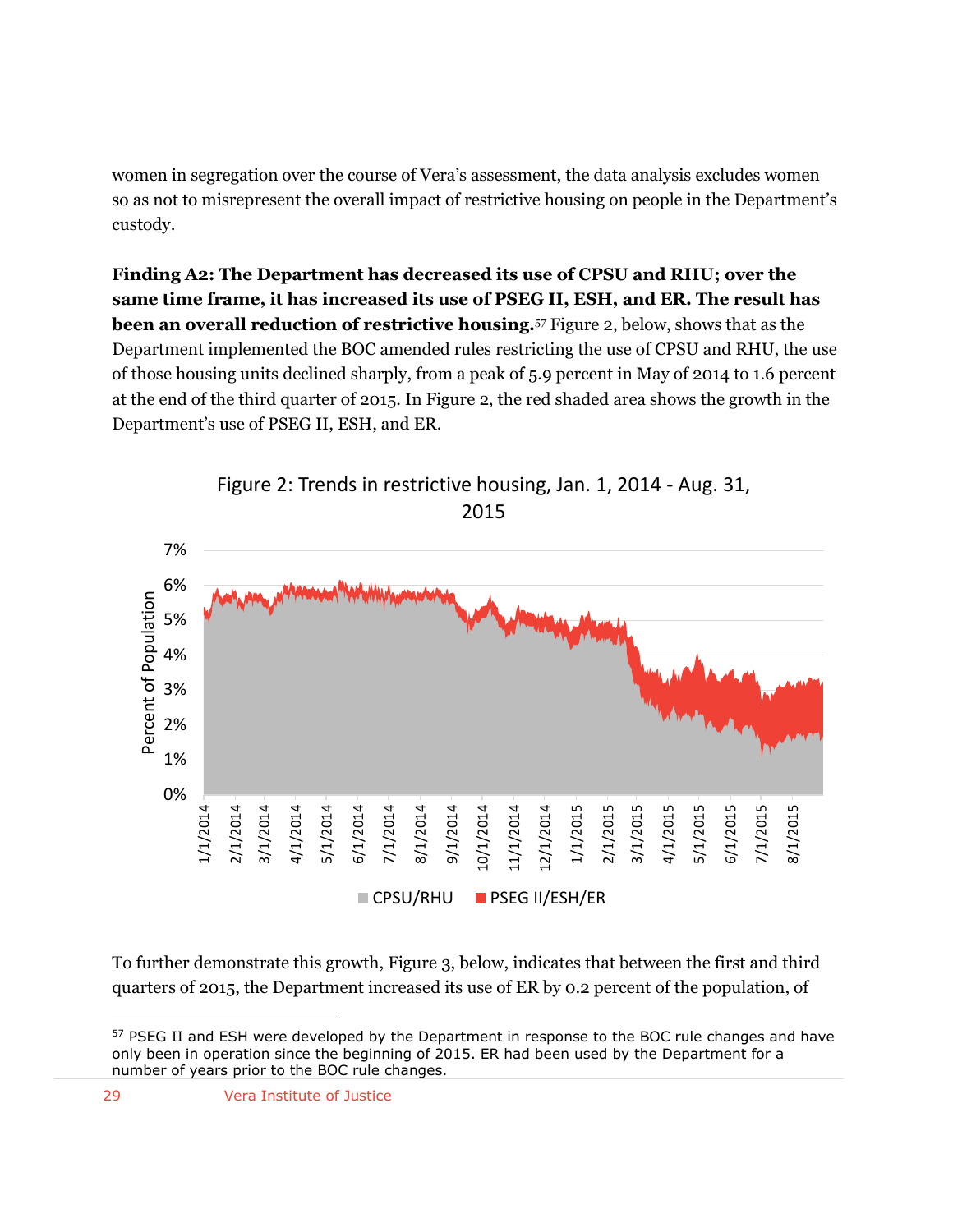women in segregation over the course of Vera's assessment, the data analysis excludes women so as not to misrepresent the overall impact of restrictive housing on people in the Department's custody.

**Finding A2: The Department has decreased its use of CPSU and RHU; over the same time frame, it has increased its use of PSEG II, ESH, and ER. The result has been an overall reduction of restrictive housing.**[57] Figure 2, below, shows that as the Department implemented the BOC amended rules restricting the use of CPSU and RHU, the use of those housing units declined sharply, from a peak of 5.9 percent in May of 2014 to 1.6 percent at the end of the third quarter of 2015. In Figure 2, the red shaded area shows the growth in the Department's use of PSEG II, ESH, and ER.

Figure 2: Trends in restrictive housing, Jan. 1, 2014 - Aug. 31, 2015

To further demonstrate this growth, Figure 3, below, indicates that between the first and third quarters of 2015, the Department increased its use of ER by 0.2 percent of the population, of

[57] PSEG II and ESH were developed by the Department in response to the BOC rule changes and have only been in operation since the beginning of 2015. ER had been used by the Department for a number of years prior to the BOC rule changes.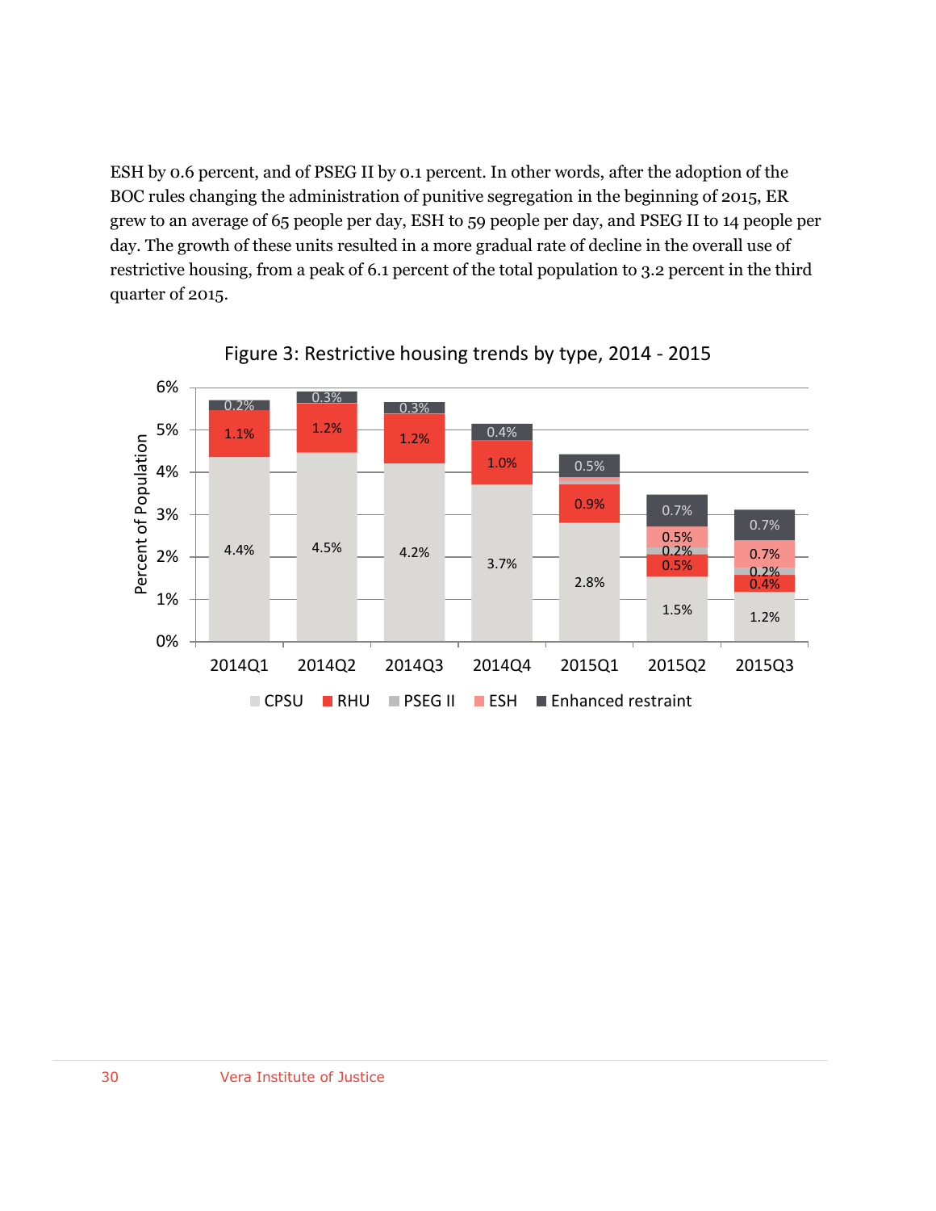ESH by 0.6 percent, and of PSEG II by 0.1 percent. In other words, after the adoption of the BOC rules changing the administration of punitive segregation in the beginning of 2015, ER grew to an average of 65 people per day, ESH to 59 people per day, and PSEG II to 14 people per day. The growth of these units resulted in a more gradual rate of decline in the overall use of restrictive housing, from a peak of 6.1 percent of the total population to 3.2 percent in the third quarter of 2015.

**Figure 3: Restrictive housing trends by type, 2014 - 2015**

Percent of Population

| | CPSU | RHU | PSEG II | ESH | Enhanced restraint |
|---|---|---|---|---|---|
| 2014Q1 | 4.4% | 1.1% | | | 0.2% |
| 2014Q2 | 4.5% | 1.2% | | | 0.3% |
| 2014Q3 | 4.2% | 1.2% | | | 0.3% |
| 2014Q4 | 3.7% | 1.0% | | | 0.4% |
| 2015Q1 | 2.8% | 0.9% | | | 0.5% |
| 2015Q2 | 1.5% | 0.5% | 0.2% | 0.5% | 0.7% |
| 2015Q3 | 1.2% | 0.4% | 0.2% | 0.7% | 0.7% |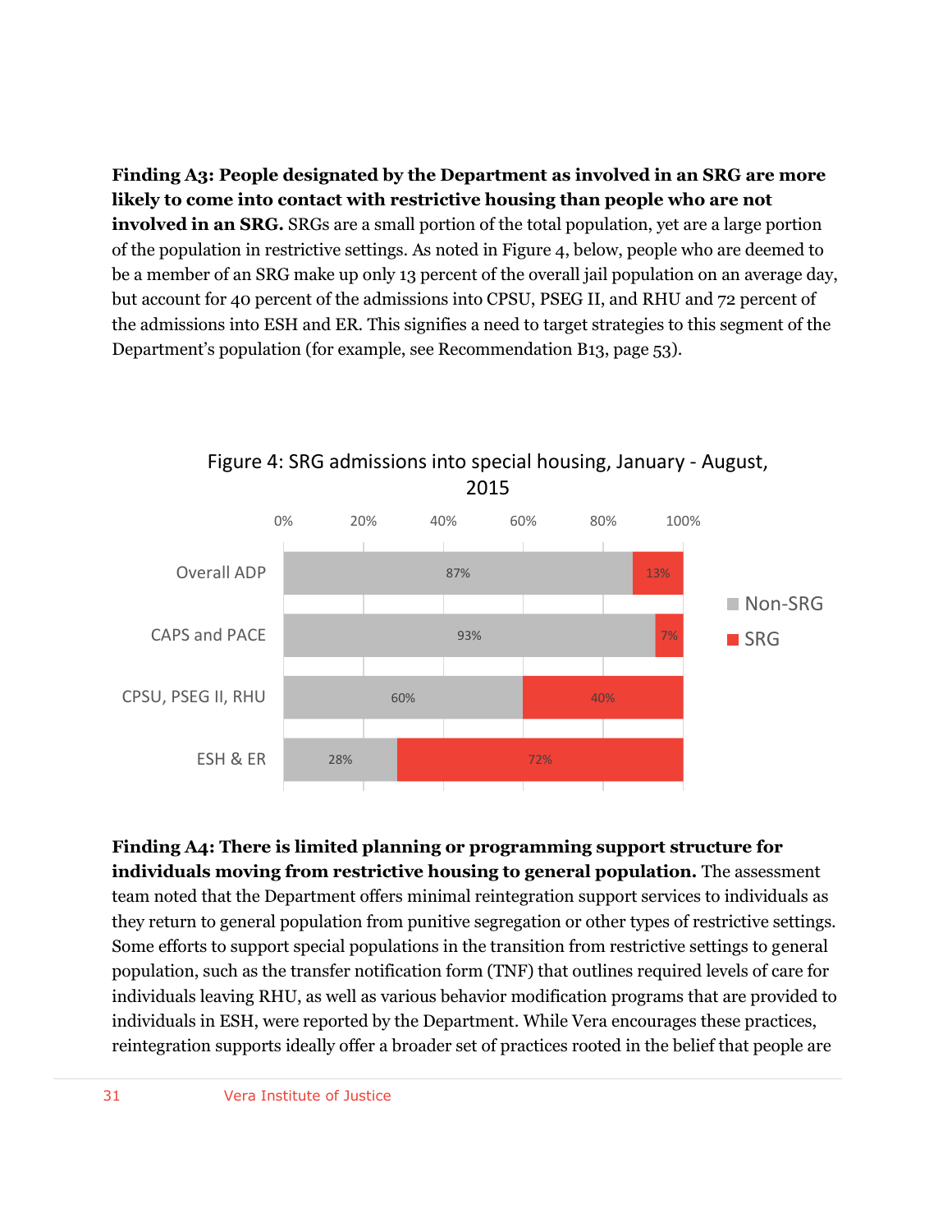**Finding A3: People designated by the Department as involved in an SRG are more likely to come into contact with restrictive housing than people who are not involved in an SRG.** SRGs are a small portion of the total population, yet are a large portion of the population in restrictive settings. As noted in Figure 4, below, people who are deemed to be a member of an SRG make up only 13 percent of the overall jail population on an average day, but account for 40 percent of the admissions into CPSU, PSEG II, and RHU and 72 percent of the admissions into ESH and ER. This signifies a need to target strategies to this segment of the Department's population (for example, see Recommendation B13, page 53).

Figure 4: SRG admissions into special housing, January - August, 2015

| | Non-SRG | SRG |
|---|---|---|
| Overall ADP | 87% | 13% |
| CAPS and PACE | 93% | 7% |
| CPSU, PSEG II, RHU | 60% | 40% |
| ESH & ER | 28% | 72% |

**Finding A4: There is limited planning or programming support structure for individuals moving from restrictive housing to general population.** The assessment team noted that the Department offers minimal reintegration support services to individuals as they return to general population from punitive segregation or other types of restrictive settings. Some efforts to support special populations in the transition from restrictive settings to general population, such as the transfer notification form (TNF) that outlines required levels of care for individuals leaving RHU, as well as various behavior modification programs that are provided to individuals in ESH, were reported by the Department. While Vera encourages these practices, reintegration supports ideally offer a broader set of practices rooted in the belief that people are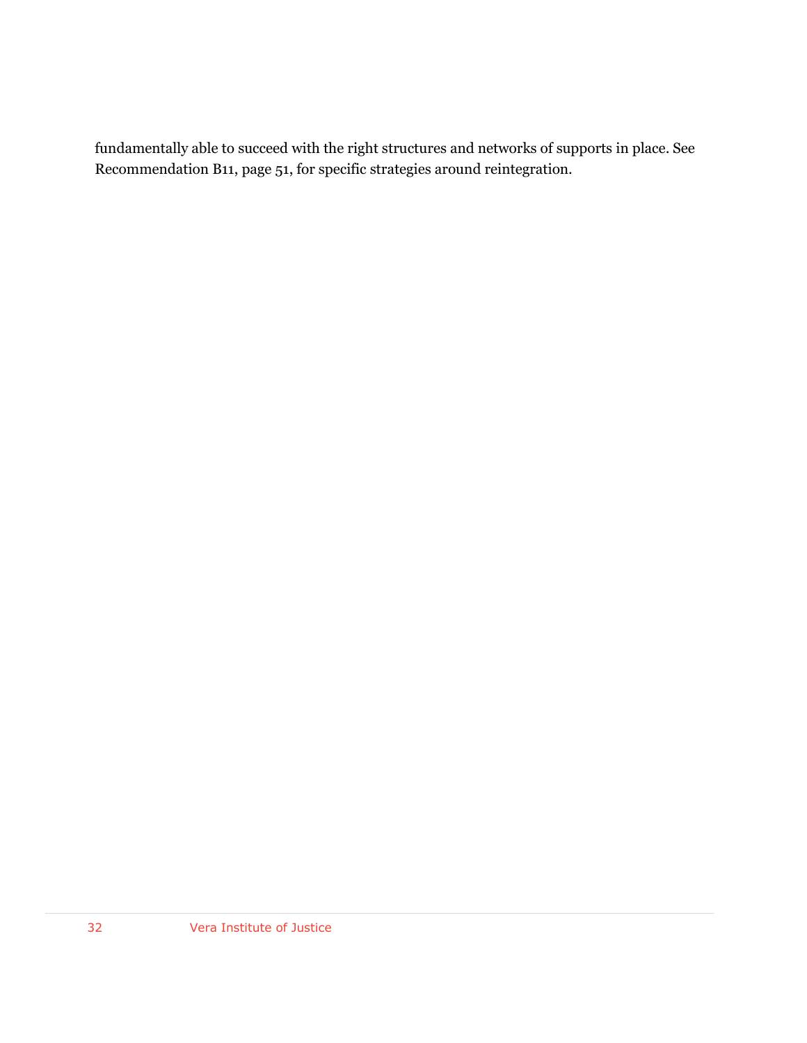fundamentally able to succeed with the right structures and networks of supports in place. See Recommendation B11, page 51, for specific strategies around reintegration.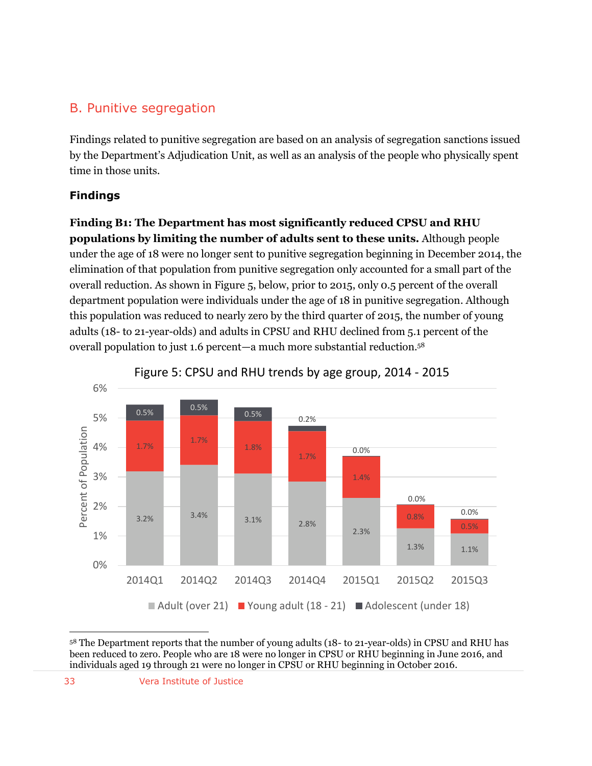## B. Punitive segregation

Findings related to punitive segregation are based on an analysis of segregation sanctions issued by the Department's Adjudication Unit, as well as an analysis of the people who physically spent time in those units.

### Findings

**Finding B1: The Department has most significantly reduced CPSU and RHU populations by limiting the number of adults sent to these units.** Although people under the age of 18 were no longer sent to punitive segregation beginning in December 2014, the elimination of that population from punitive segregation only accounted for a small part of the overall reduction. As shown in Figure 5, below, prior to 2015, only 0.5 percent of the overall department population were individuals under the age of 18 in punitive segregation. Although this population was reduced to nearly zero by the third quarter of 2015, the number of young adults (18- to 21-year-olds) and adults in CPSU and RHU declined from 5.1 percent of the overall population to just 1.6 percent—a much more substantial reduction.[58]

Figure 5: CPSU and RHU trends by age group, 2014 - 2015

| Quarter | Adult (over 21) | Young adult (18 - 21) | Adolescent (under 18) |
|---|---|---|---|
| 2014Q1 | 3.2% | 1.7% | 0.5% |
| 2014Q2 | 3.4% | 1.7% | 0.5% |
| 2014Q3 | 3.1% | 1.8% | 0.5% |
| 2014Q4 | 2.8% | 1.7% | 0.2% |
| 2015Q1 | 2.3% | 1.4% | 0.0% |
| 2015Q2 | 1.3% | 0.8% | 0.0% |
| 2015Q3 | 1.1% | 0.5% | 0.0% |

[58] The Department reports that the number of young adults (18- to 21-year-olds) in CPSU and RHU has been reduced to zero. People who are 18 were no longer in CPSU or RHU beginning in June 2016, and individuals aged 19 through 21 were no longer in CPSU or RHU beginning in October 2016.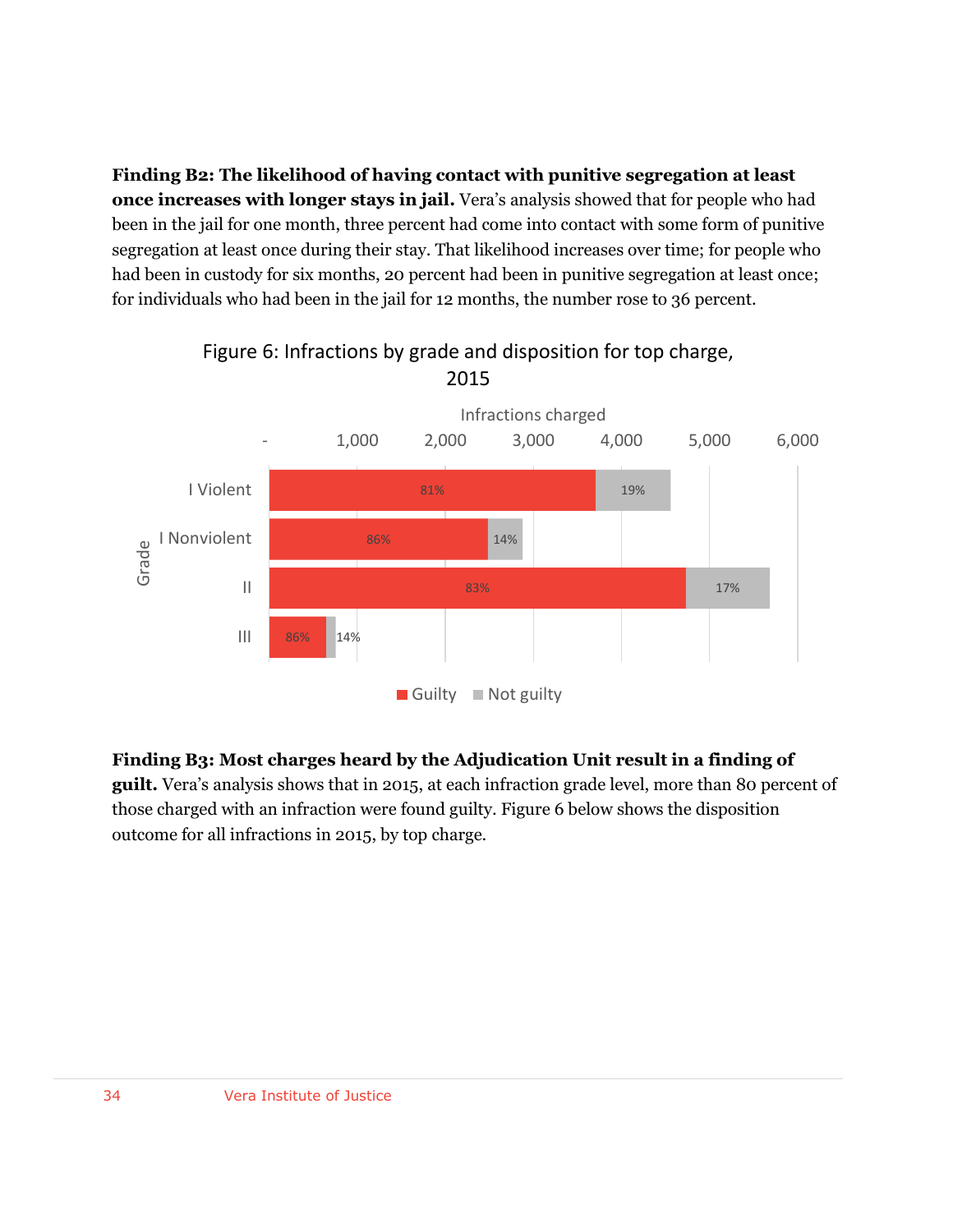**Finding B2: The likelihood of having contact with punitive segregation at least once increases with longer stays in jail.** Vera's analysis showed that for people who had been in the jail for one month, three percent had come into contact with some form of punitive segregation at least once during their stay. That likelihood increases over time; for people who had been in custody for six months, 20 percent had been in punitive segregation at least once; for individuals who had been in the jail for 12 months, the number rose to 36 percent.

Figure 6: Infractions by grade and disposition for top charge, 2015

| Grade | Guilty | Not guilty |
|---|---|---|
| I Violent | 81% | 19% |
| I Nonviolent | 86% | 14% |
| II | 83% | 17% |
| III | 86% | 14% |

**Finding B3: Most charges heard by the Adjudication Unit result in a finding of guilt.** Vera's analysis shows that in 2015, at each infraction grade level, more than 80 percent of those charged with an infraction were found guilty. Figure 6 below shows the disposition outcome for all infractions in 2015, by top charge.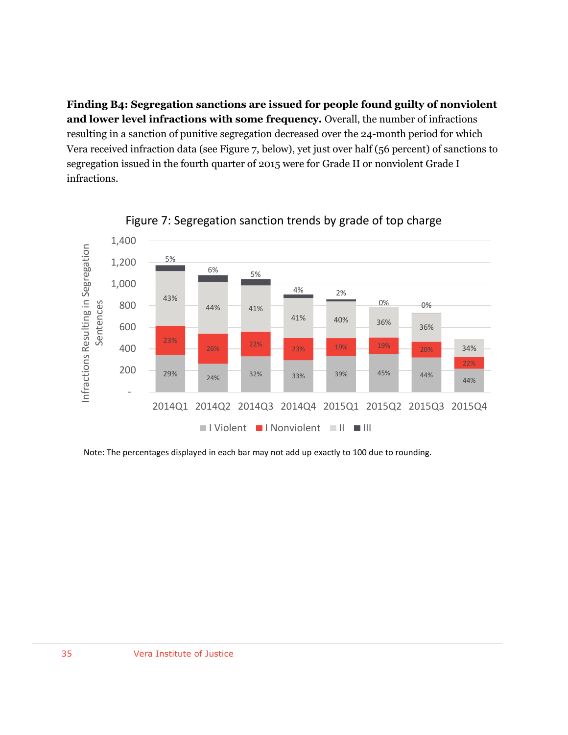**Finding B4: Segregation sanctions are issued for people found guilty of nonviolent and lower level infractions with some frequency.** Overall, the number of infractions resulting in a sanction of punitive segregation decreased over the 24-month period for which Vera received infraction data (see Figure 7, below), yet just over half (56 percent) of sanctions to segregation issued in the fourth quarter of 2015 were for Grade II or nonviolent Grade I infractions.

Figure 7: Segregation sanction trends by grade of top charge

| Quarter | I Violent | I Nonviolent | II | III |
|---|---|---|---|---|
| 2014Q1 | 29% | 23% | 43% | 5% |
| 2014Q2 | 24% | 26% | 44% | 6% |
| 2014Q3 | 32% | 22% | 41% | 5% |
| 2014Q4 | 33% | 23% | 41% | 4% |
| 2015Q1 | 39% | 19% | 40% | 2% |
| 2015Q2 | 45% | 19% | 36% | 0% |
| 2015Q3 | 44% | 20% | 36% | 0% |
| 2015Q4 | 44% | 22% | 34% | |

Y-axis: Infractions Resulting in Segregation Sentences (-, 200, 400, 600, 800, 1,000, 1,200, 1,400)

Note: The percentages displayed in each bar may not add up exactly to 100 due to rounding.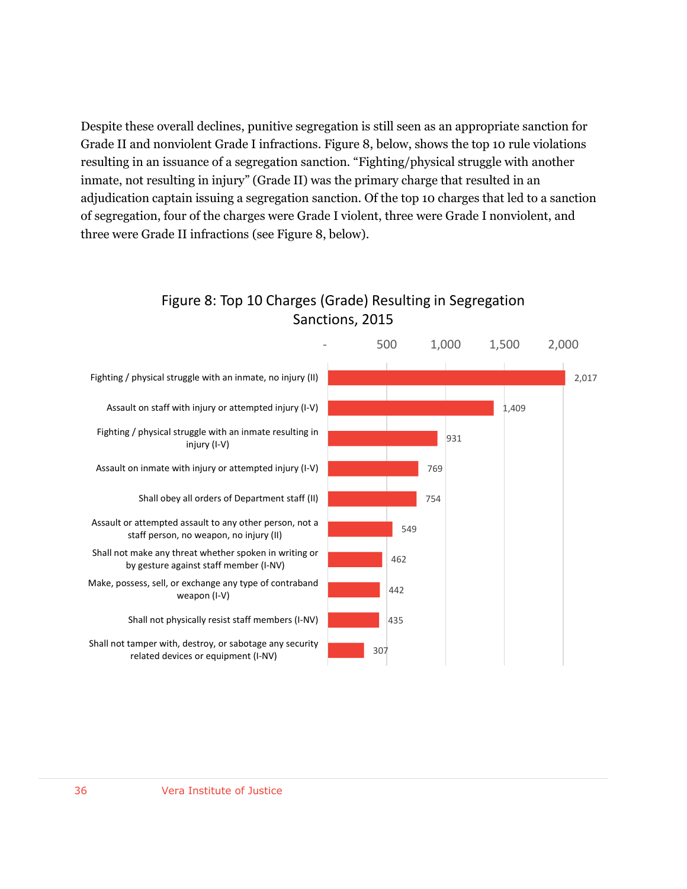Despite these overall declines, punitive segregation is still seen as an appropriate sanction for Grade II and nonviolent Grade I infractions. Figure 8, below, shows the top 10 rule violations resulting in an issuance of a segregation sanction. "Fighting/physical struggle with another inmate, not resulting in injury" (Grade II) was the primary charge that resulted in an adjudication captain issuing a segregation sanction. Of the top 10 charges that led to a sanction of segregation, four of the charges were Grade I violent, three were Grade I nonviolent, and three were Grade II infractions (see Figure 8, below).

Figure 8: Top 10 Charges (Grade) Resulting in Segregation Sanctions, 2015

| Charge (Grade) | Count |
| --- | --- |
| Fighting / physical struggle with an inmate, no injury (II) | 2,017 |
| Assault on staff with injury or attempted injury (I-V) | 1,409 |
| Fighting / physical struggle with an inmate resulting in injury (I-V) | 931 |
| Assault on inmate with injury or attempted injury (I-V) | 769 |
| Shall obey all orders of Department staff (II) | 754 |
| Assault or attempted assault to any other person, not a staff person, no weapon, no injury (II) | 549 |
| Shall not make any threat whether spoken in writing or by gesture against staff member (I-NV) | 462 |
| Make, possess, sell, or exchange any type of contraband weapon (I-V) | 442 |
| Shall not physically resist staff members (I-NV) | 435 |
| Shall not tamper with, destroy, or sabotage any security related devices or equipment (I-NV) | 307 |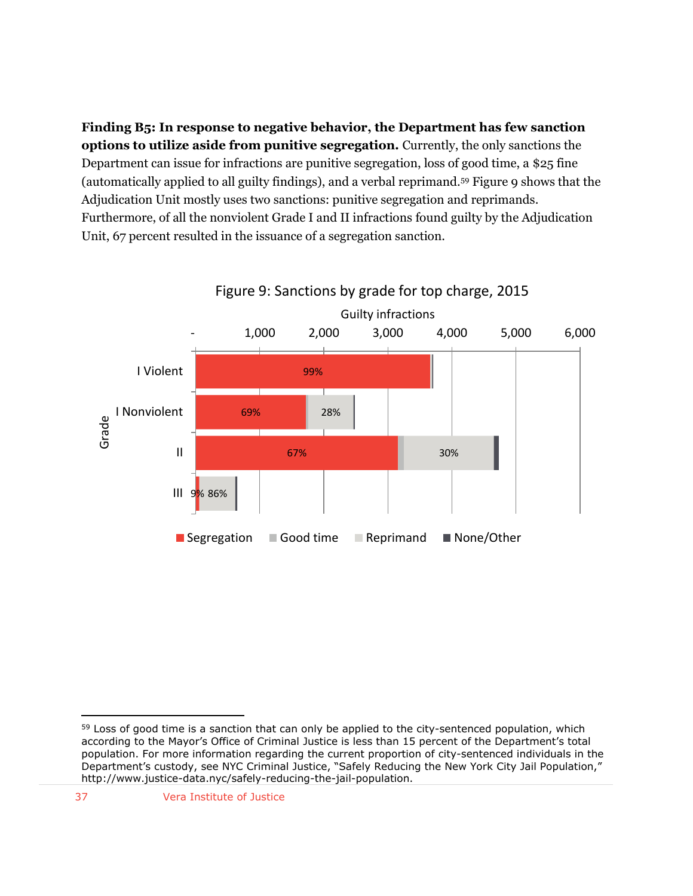**Finding B5: In response to negative behavior, the Department has few sanction options to utilize aside from punitive segregation.** Currently, the only sanctions the Department can issue for infractions are punitive segregation, loss of good time, a $25 fine (automatically applied to all guilty findings), and a verbal reprimand.[59] Figure 9 shows that the Adjudication Unit mostly uses two sanctions: punitive segregation and reprimands. Furthermore, of all the nonviolent Grade I and II infractions found guilty by the Adjudication Unit, 67 percent resulted in the issuance of a segregation sanction.

Figure 9: Sanctions by grade for top charge, 2015

| Grade | Segregation | Good time | Reprimand | None/Other |
|---|---|---|---|---|
| I Violent | 99% | | | |
| I Nonviolent | 69% | | 28% | |
| II | 67% | | 30% | |
| III | 9% | | 86% | |

[59] Loss of good time is a sanction that can only be applied to the city-sentenced population, which according to the Mayor's Office of Criminal Justice is less than 15 percent of the Department's total population. For more information regarding the current proportion of city-sentenced individuals in the Department's custody, see NYC Criminal Justice, "Safely Reducing the New York City Jail Population," http://www.justice-data.nyc/safely-reducing-the-jail-population.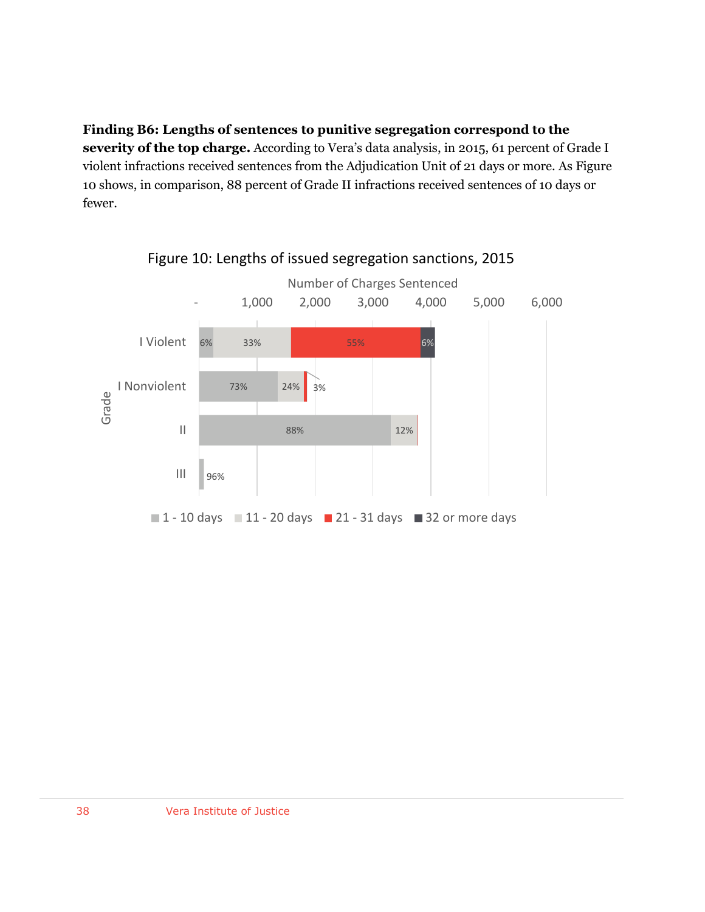**Finding B6: Lengths of sentences to punitive segregation correspond to the severity of the top charge.** According to Vera's data analysis, in 2015, 61 percent of Grade I violent infractions received sentences from the Adjudication Unit of 21 days or more. As Figure 10 shows, in comparison, 88 percent of Grade II infractions received sentences of 10 days or fewer.

Figure 10: Lengths of issued segregation sanctions, 2015

| Grade | 1 - 10 days | 11 - 20 days | 21 - 31 days | 32 or more days |
|---|---|---|---|---|
| I Violent | 6% | 33% | 55% | 6% |
| I Nonviolent | 73% | 24% | 3% | |
| II | 88% | 12% | | |
| III | 96% | | | |

Number of Charges Sentenced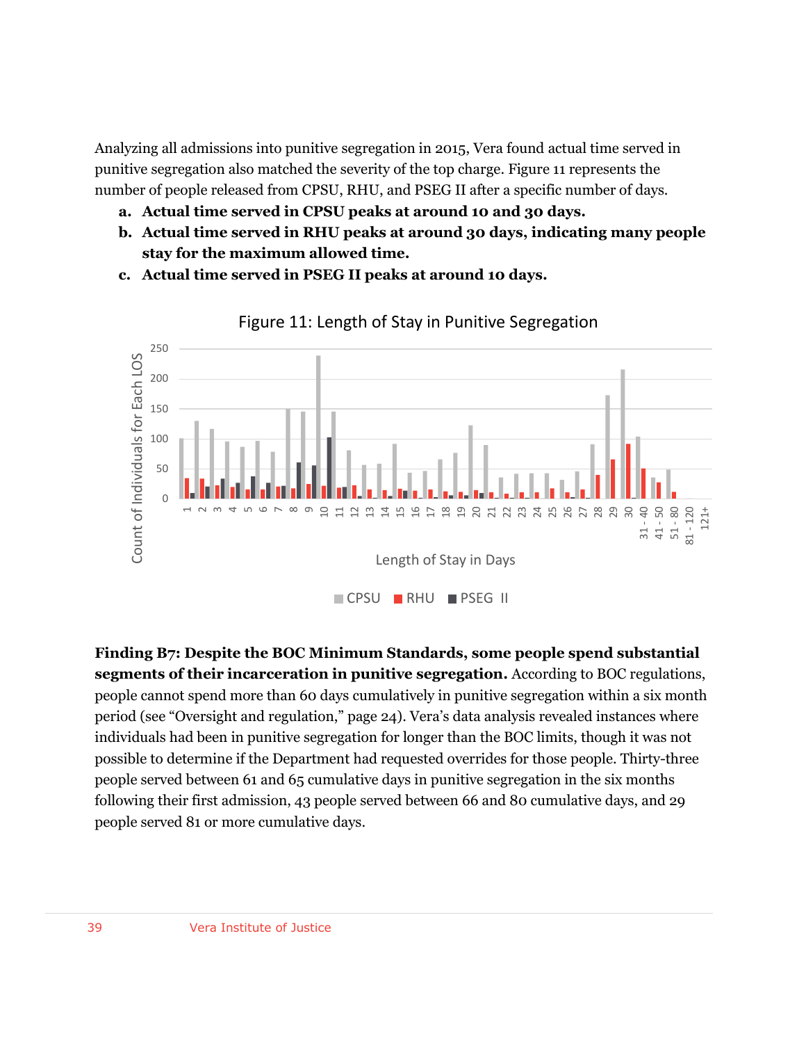Analyzing all admissions into punitive segregation in 2015, Vera found actual time served in punitive segregation also matched the severity of the top charge. Figure 11 represents the number of people released from CPSU, RHU, and PSEG II after a specific number of days.

a. **Actual time served in CPSU peaks at around 10 and 30 days.**
b. **Actual time served in RHU peaks at around 30 days, indicating many people stay for the maximum allowed time.**
c. **Actual time served in PSEG II peaks at around 10 days.**

Figure 11: Length of Stay in Punitive Segregation

**Finding B7: Despite the BOC Minimum Standards, some people spend substantial segments of their incarceration in punitive segregation.** According to BOC regulations, people cannot spend more than 60 days cumulatively in punitive segregation within a six month period (see "Oversight and regulation," page 24). Vera's data analysis revealed instances where individuals had been in punitive segregation for longer than the BOC limits, though it was not possible to determine if the Department had requested overrides for those people. Thirty-three people served between 61 and 65 cumulative days in punitive segregation in the six months following their first admission, 43 people served between 66 and 80 cumulative days, and 29 people served 81 or more cumulative days.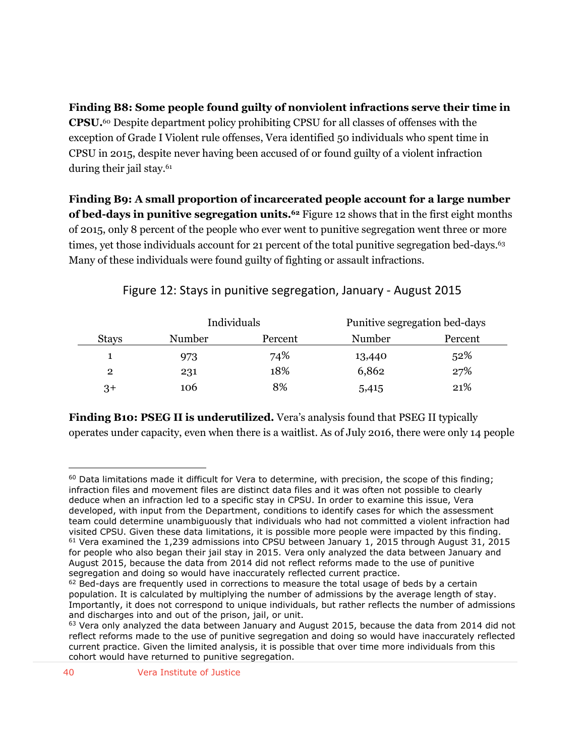**Finding B8: Some people found guilty of nonviolent infractions serve their time in CPSU.**[60] Despite department policy prohibiting CPSU for all classes of offenses with the exception of Grade I Violent rule offenses, Vera identified 50 individuals who spent time in CPSU in 2015, despite never having been accused of or found guilty of a violent infraction during their jail stay.[61]

**Finding B9: A small proportion of incarcerated people account for a large number of bed-days in punitive segregation units.**[62] Figure 12 shows that in the first eight months of 2015, only 8 percent of the people who ever went to punitive segregation went three or more times, yet those individuals account for 21 percent of the total punitive segregation bed-days.[63] Many of these individuals were found guilty of fighting or assault infractions.

Figure 12: Stays in punitive segregation, January - August 2015

| | Individuals | | Punitive segregation bed-days | |
|---|---|---|---|---|
| Stays | Number | Percent | Number | Percent |
| 1 | 973 | 74% | 13,440 | 52% |
| 2 | 231 | 18% | 6,862 | 27% |
| 3+ | 106 | 8% | 5,415 | 21% |

**Finding B10: PSEG II is underutilized.** Vera's analysis found that PSEG II typically operates under capacity, even when there is a waitlist. As of July 2016, there were only 14 people

---

[60] Data limitations made it difficult for Vera to determine, with precision, the scope of this finding; infraction files and movement files are distinct data files and it was often not possible to clearly deduce when an infraction led to a specific stay in CPSU. In order to examine this issue, Vera developed, with input from the Department, conditions to identify cases for which the assessment team could determine unambiguously that individuals who had not committed a violent infraction had visited CPSU. Given these data limitations, it is possible more people were impacted by this finding.

[61] Vera examined the 1,239 admissions into CPSU between January 1, 2015 through August 31, 2015 for people who also began their jail stay in 2015. Vera only analyzed the data between January and August 2015, because the data from 2014 did not reflect reforms made to the use of punitive segregation and doing so would have inaccurately reflected current practice.

[62] Bed-days are frequently used in corrections to measure the total usage of beds by a certain population. It is calculated by multiplying the number of admissions by the average length of stay. Importantly, it does not correspond to unique individuals, but rather reflects the number of admissions and discharges into and out of the prison, jail, or unit.

[63] Vera only analyzed the data between January and August 2015, because the data from 2014 did not reflect reforms made to the use of punitive segregation and doing so would have inaccurately reflected current practice. Given the limited analysis, it is possible that over time more individuals from this cohort would have returned to punitive segregation.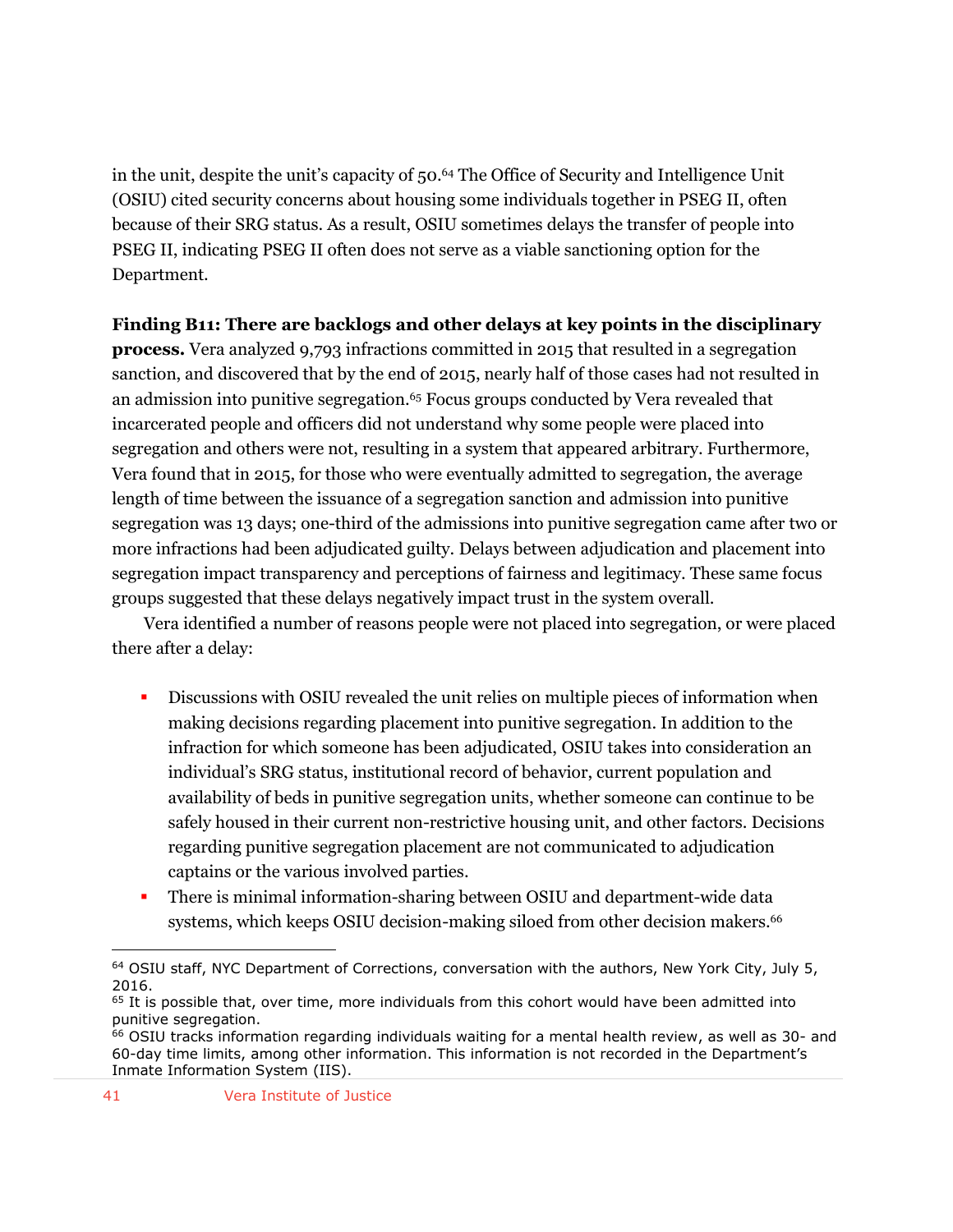in the unit, despite the unit's capacity of 50.[64] The Office of Security and Intelligence Unit (OSIU) cited security concerns about housing some individuals together in PSEG II, often because of their SRG status. As a result, OSIU sometimes delays the transfer of people into PSEG II, indicating PSEG II often does not serve as a viable sanctioning option for the Department.

**Finding B11: There are backlogs and other delays at key points in the disciplinary process.** Vera analyzed 9,793 infractions committed in 2015 that resulted in a segregation sanction, and discovered that by the end of 2015, nearly half of those cases had not resulted in an admission into punitive segregation.[65] Focus groups conducted by Vera revealed that incarcerated people and officers did not understand why some people were placed into segregation and others were not, resulting in a system that appeared arbitrary. Furthermore, Vera found that in 2015, for those who were eventually admitted to segregation, the average length of time between the issuance of a segregation sanction and admission into punitive segregation was 13 days; one-third of the admissions into punitive segregation came after two or more infractions had been adjudicated guilty. Delays between adjudication and placement into segregation impact transparency and perceptions of fairness and legitimacy. These same focus groups suggested that these delays negatively impact trust in the system overall.

Vera identified a number of reasons people were not placed into segregation, or were placed there after a delay:

- Discussions with OSIU revealed the unit relies on multiple pieces of information when making decisions regarding placement into punitive segregation. In addition to the infraction for which someone has been adjudicated, OSIU takes into consideration an individual's SRG status, institutional record of behavior, current population and availability of beds in punitive segregation units, whether someone can continue to be safely housed in their current non-restrictive housing unit, and other factors. Decisions regarding punitive segregation placement are not communicated to adjudication captains or the various involved parties.
- There is minimal information-sharing between OSIU and department-wide data systems, which keeps OSIU decision-making siloed from other decision makers.[66]

---

[64] OSIU staff, NYC Department of Corrections, conversation with the authors, New York City, July 5, 2016.

[65] It is possible that, over time, more individuals from this cohort would have been admitted into punitive segregation.

[66] OSIU tracks information regarding individuals waiting for a mental health review, as well as 30- and 60-day time limits, among other information. This information is not recorded in the Department's Inmate Information System (IIS).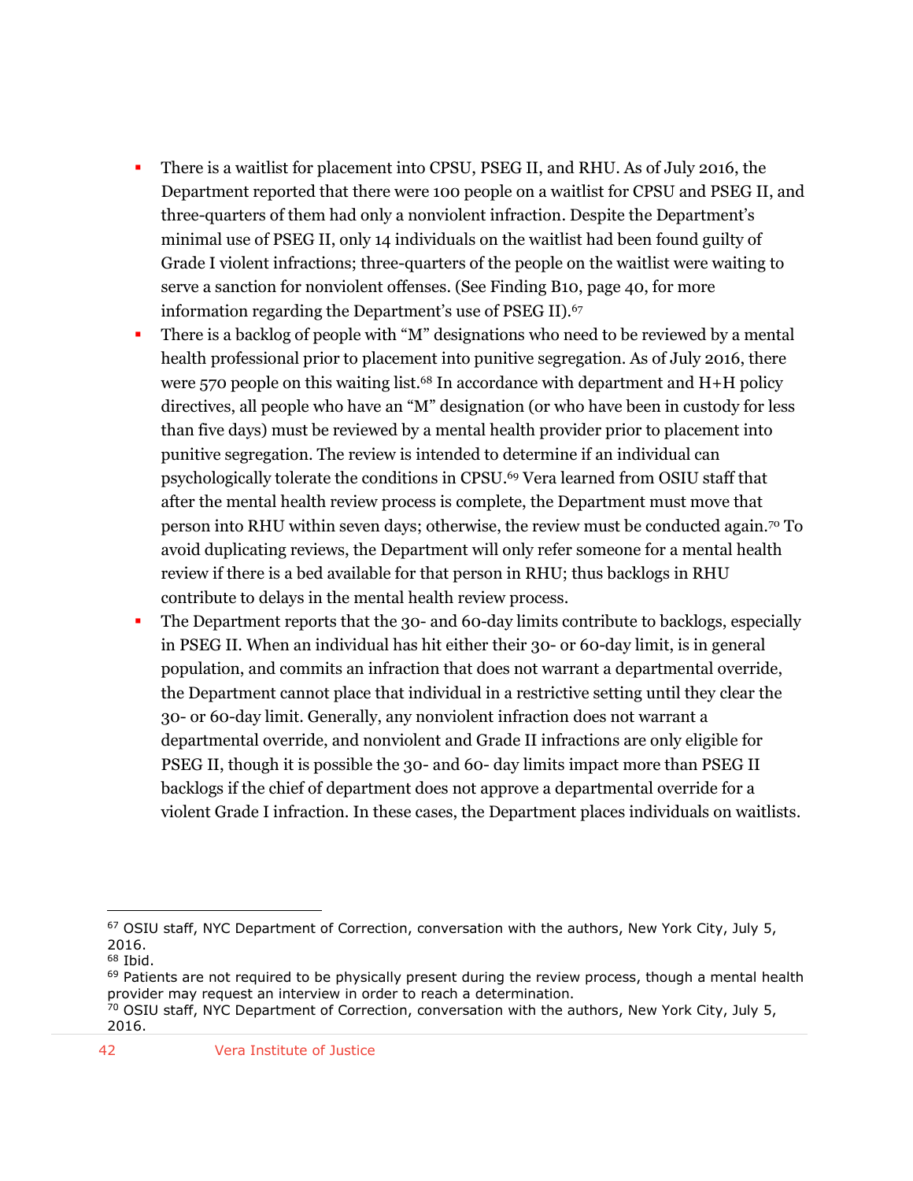- There is a waitlist for placement into CPSU, PSEG II, and RHU. As of July 2016, the Department reported that there were 100 people on a waitlist for CPSU and PSEG II, and three-quarters of them had only a nonviolent infraction. Despite the Department's minimal use of PSEG II, only 14 individuals on the waitlist had been found guilty of Grade I violent infractions; three-quarters of the people on the waitlist were waiting to serve a sanction for nonviolent offenses. (See Finding B10, page 40, for more information regarding the Department's use of PSEG II).[67]
- There is a backlog of people with "M" designations who need to be reviewed by a mental health professional prior to placement into punitive segregation. As of July 2016, there were 570 people on this waiting list.[68] In accordance with department and H+H policy directives, all people who have an "M" designation (or who have been in custody for less than five days) must be reviewed by a mental health provider prior to placement into punitive segregation. The review is intended to determine if an individual can psychologically tolerate the conditions in CPSU.[69] Vera learned from OSIU staff that after the mental health review process is complete, the Department must move that person into RHU within seven days; otherwise, the review must be conducted again.[70] To avoid duplicating reviews, the Department will only refer someone for a mental health review if there is a bed available for that person in RHU; thus backlogs in RHU contribute to delays in the mental health review process.
- The Department reports that the 30- and 60-day limits contribute to backlogs, especially in PSEG II. When an individual has hit either their 30- or 60-day limit, is in general population, and commits an infraction that does not warrant a departmental override, the Department cannot place that individual in a restrictive setting until they clear the 30- or 60-day limit. Generally, any nonviolent infraction does not warrant a departmental override, and nonviolent and Grade II infractions are only eligible for PSEG II, though it is possible the 30- and 60- day limits impact more than PSEG II backlogs if the chief of department does not approve a departmental override for a violent Grade I infraction. In these cases, the Department places individuals on waitlists.

---

[67] OSIU staff, NYC Department of Correction, conversation with the authors, New York City, July 5, 2016.

[68] Ibid.

[69] Patients are not required to be physically present during the review process, though a mental health provider may request an interview in order to reach a determination.

[70] OSIU staff, NYC Department of Correction, conversation with the authors, New York City, July 5, 2016.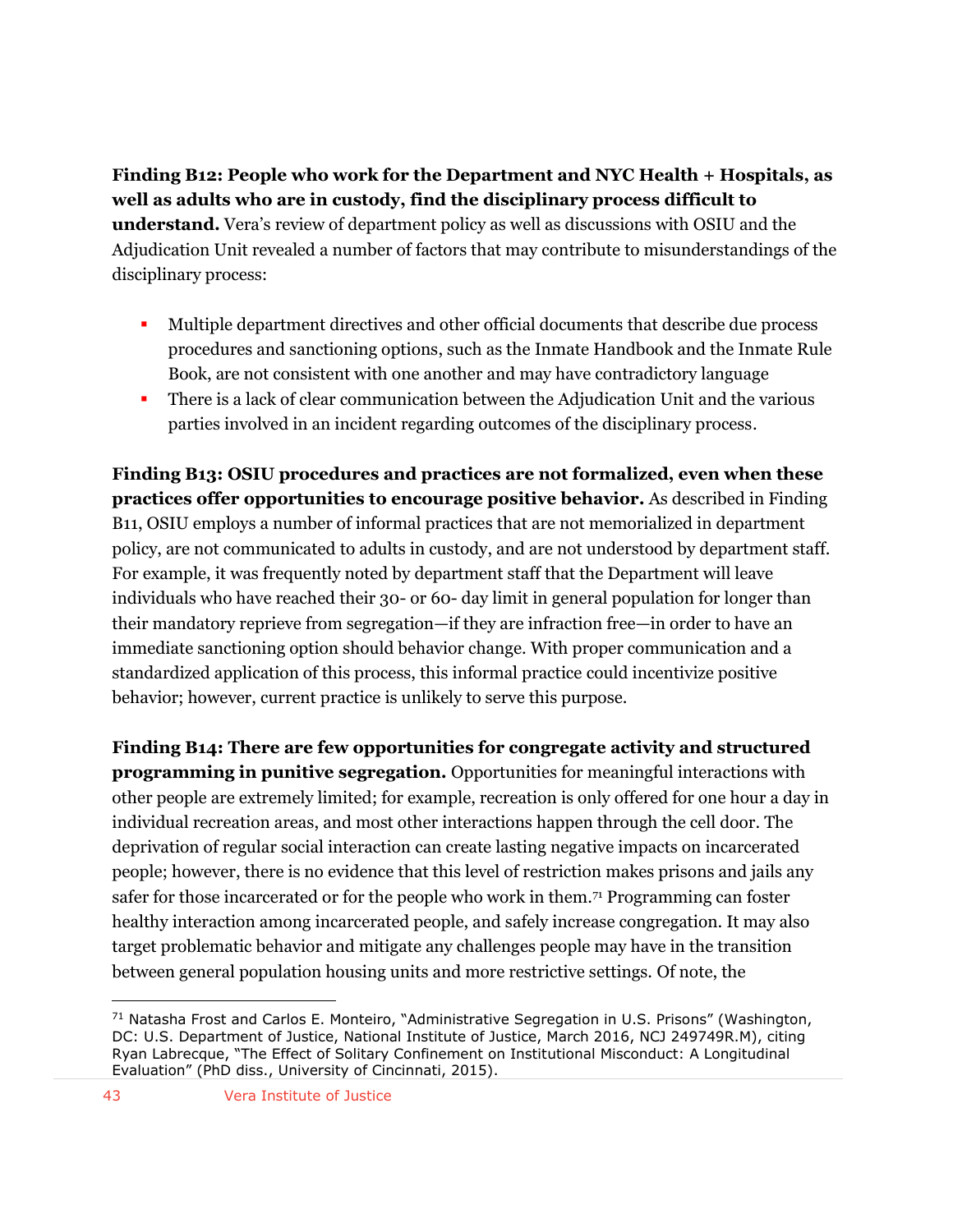**Finding B12: People who work for the Department and NYC Health + Hospitals, as well as adults who are in custody, find the disciplinary process difficult to understand.** Vera's review of department policy as well as discussions with OSIU and the Adjudication Unit revealed a number of factors that may contribute to misunderstandings of the disciplinary process:

- Multiple department directives and other official documents that describe due process procedures and sanctioning options, such as the Inmate Handbook and the Inmate Rule Book, are not consistent with one another and may have contradictory language
- There is a lack of clear communication between the Adjudication Unit and the various parties involved in an incident regarding outcomes of the disciplinary process.

**Finding B13: OSIU procedures and practices are not formalized, even when these practices offer opportunities to encourage positive behavior.** As described in Finding B11, OSIU employs a number of informal practices that are not memorialized in department policy, are not communicated to adults in custody, and are not understood by department staff. For example, it was frequently noted by department staff that the Department will leave individuals who have reached their 30- or 60- day limit in general population for longer than their mandatory reprieve from segregation—if they are infraction free—in order to have an immediate sanctioning option should behavior change. With proper communication and a standardized application of this process, this informal practice could incentivize positive behavior; however, current practice is unlikely to serve this purpose.

**Finding B14: There are few opportunities for congregate activity and structured programming in punitive segregation.** Opportunities for meaningful interactions with other people are extremely limited; for example, recreation is only offered for one hour a day in individual recreation areas, and most other interactions happen through the cell door. The deprivation of regular social interaction can create lasting negative impacts on incarcerated people; however, there is no evidence that this level of restriction makes prisons and jails any safer for those incarcerated or for the people who work in them.[71] Programming can foster healthy interaction among incarcerated people, and safely increase congregation. It may also target problematic behavior and mitigate any challenges people may have in the transition between general population housing units and more restrictive settings. Of note, the

[71] Natasha Frost and Carlos E. Monteiro, "Administrative Segregation in U.S. Prisons" (Washington, DC: U.S. Department of Justice, National Institute of Justice, March 2016, NCJ 249749R.M), citing Ryan Labrecque, "The Effect of Solitary Confinement on Institutional Misconduct: A Longitudinal Evaluation" (PhD diss., University of Cincinnati, 2015).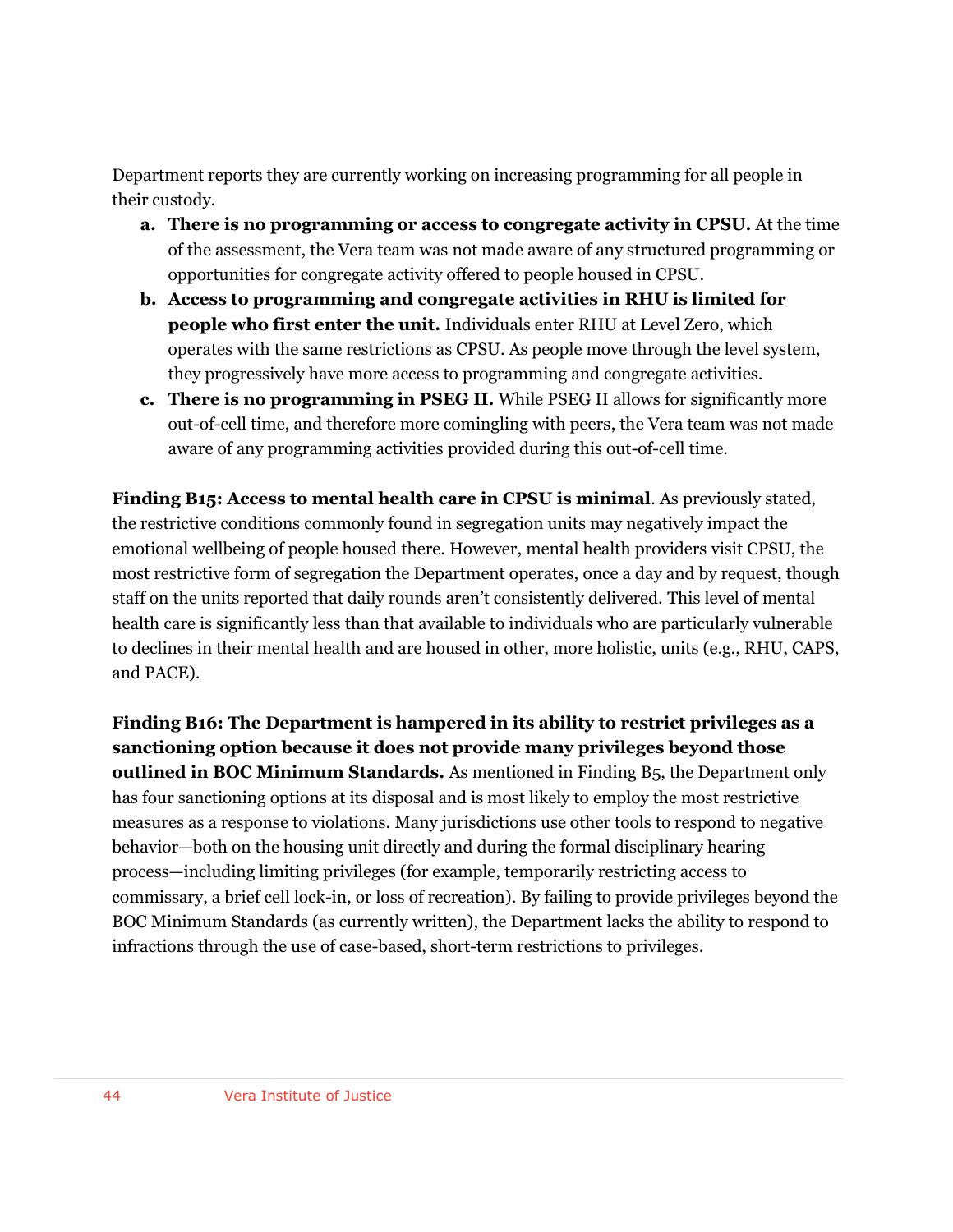Department reports they are currently working on increasing programming for all people in their custody.

a. **There is no programming or access to congregate activity in CPSU.** At the time of the assessment, the Vera team was not made aware of any structured programming or opportunities for congregate activity offered to people housed in CPSU.
b. **Access to programming and congregate activities in RHU is limited for people who first enter the unit.** Individuals enter RHU at Level Zero, which operates with the same restrictions as CPSU. As people move through the level system, they progressively have more access to programming and congregate activities.
c. **There is no programming in PSEG II.** While PSEG II allows for significantly more out-of-cell time, and therefore more comingling with peers, the Vera team was not made aware of any programming activities provided during this out-of-cell time.

**Finding B15: Access to mental health care in CPSU is minimal**. As previously stated, the restrictive conditions commonly found in segregation units may negatively impact the emotional wellbeing of people housed there. However, mental health providers visit CPSU, the most restrictive form of segregation the Department operates, once a day and by request, though staff on the units reported that daily rounds aren't consistently delivered. This level of mental health care is significantly less than that available to individuals who are particularly vulnerable to declines in their mental health and are housed in other, more holistic, units (e.g., RHU, CAPS, and PACE).

**Finding B16: The Department is hampered in its ability to restrict privileges as a sanctioning option because it does not provide many privileges beyond those outlined in BOC Minimum Standards.** As mentioned in Finding B5, the Department only has four sanctioning options at its disposal and is most likely to employ the most restrictive measures as a response to violations. Many jurisdictions use other tools to respond to negative behavior—both on the housing unit directly and during the formal disciplinary hearing process—including limiting privileges (for example, temporarily restricting access to commissary, a brief cell lock-in, or loss of recreation). By failing to provide privileges beyond the BOC Minimum Standards (as currently written), the Department lacks the ability to respond to infractions through the use of case-based, short-term restrictions to privileges.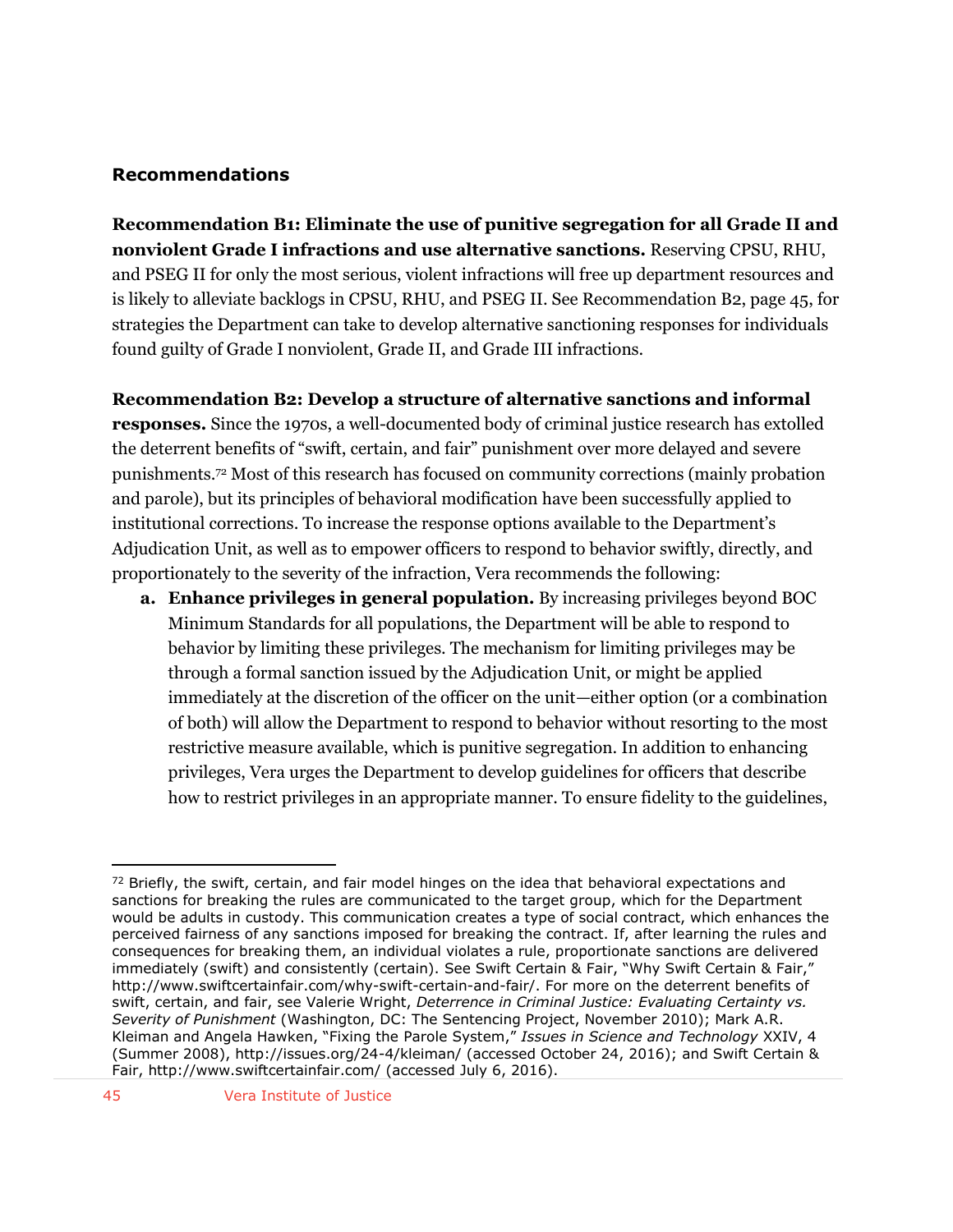## Recommendations

**Recommendation B1: Eliminate the use of punitive segregation for all Grade II and nonviolent Grade I infractions and use alternative sanctions.** Reserving CPSU, RHU, and PSEG II for only the most serious, violent infractions will free up department resources and is likely to alleviate backlogs in CPSU, RHU, and PSEG II. See Recommendation B2, page 45, for strategies the Department can take to develop alternative sanctioning responses for individuals found guilty of Grade I nonviolent, Grade II, and Grade III infractions.

**Recommendation B2: Develop a structure of alternative sanctions and informal responses.** Since the 1970s, a well-documented body of criminal justice research has extolled the deterrent benefits of "swift, certain, and fair" punishment over more delayed and severe punishments.[72] Most of this research has focused on community corrections (mainly probation and parole), but its principles of behavioral modification have been successfully applied to institutional corrections. To increase the response options available to the Department's Adjudication Unit, as well as to empower officers to respond to behavior swiftly, directly, and proportionately to the severity of the infraction, Vera recommends the following:

a. **Enhance privileges in general population.** By increasing privileges beyond BOC Minimum Standards for all populations, the Department will be able to respond to behavior by limiting these privileges. The mechanism for limiting privileges may be through a formal sanction issued by the Adjudication Unit, or might be applied immediately at the discretion of the officer on the unit—either option (or a combination of both) will allow the Department to respond to behavior without resorting to the most restrictive measure available, which is punitive segregation. In addition to enhancing privileges, Vera urges the Department to develop guidelines for officers that describe how to restrict privileges in an appropriate manner. To ensure fidelity to the guidelines,

---

[72] Briefly, the swift, certain, and fair model hinges on the idea that behavioral expectations and sanctions for breaking the rules are communicated to the target group, which for the Department would be adults in custody. This communication creates a type of social contract, which enhances the perceived fairness of any sanctions imposed for breaking the contract. If, after learning the rules and consequences for breaking them, an individual violates a rule, proportionate sanctions are delivered immediately (swift) and consistently (certain). See Swift Certain & Fair, "Why Swift Certain & Fair," http://www.swiftcertainfair.com/why-swift-certain-and-fair/. For more on the deterrent benefits of swift, certain, and fair, see Valerie Wright, *Deterrence in Criminal Justice: Evaluating Certainty vs. Severity of Punishment* (Washington, DC: The Sentencing Project, November 2010); Mark A.R. Kleiman and Angela Hawken, "Fixing the Parole System," *Issues in Science and Technology* XXIV, 4 (Summer 2008), http://issues.org/24-4/kleiman/ (accessed October 24, 2016); and Swift Certain & Fair, http://www.swiftcertainfair.com/ (accessed July 6, 2016).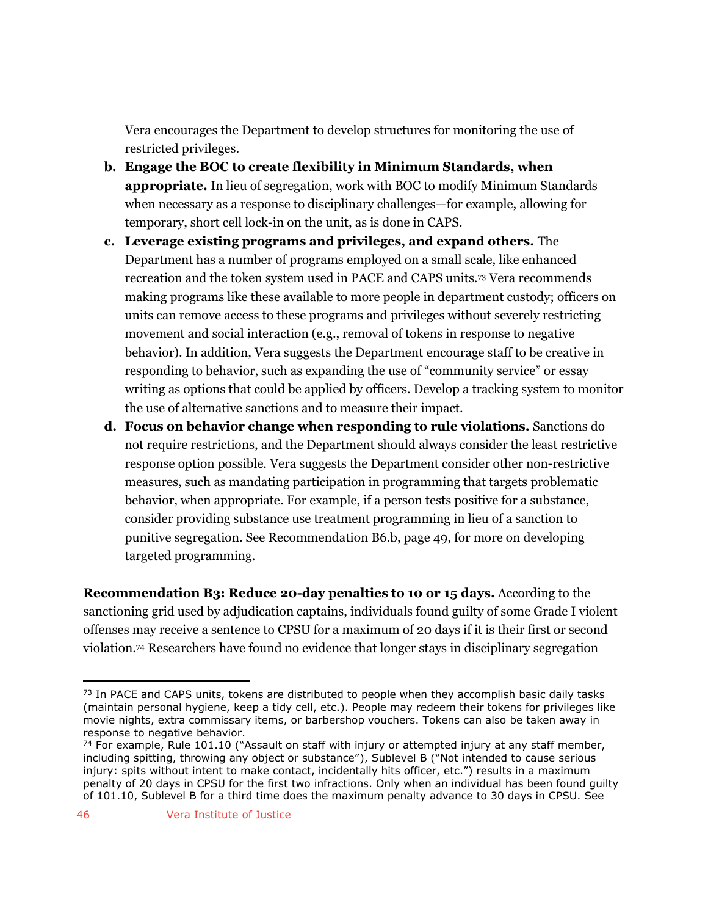Vera encourages the Department to develop structures for monitoring the use of restricted privileges.

b. **Engage the BOC to create flexibility in Minimum Standards, when appropriate.** In lieu of segregation, work with BOC to modify Minimum Standards when necessary as a response to disciplinary challenges—for example, allowing for temporary, short cell lock-in on the unit, as is done in CAPS.

c. **Leverage existing programs and privileges, and expand others.** The Department has a number of programs employed on a small scale, like enhanced recreation and the token system used in PACE and CAPS units.[73] Vera recommends making programs like these available to more people in department custody; officers on units can remove access to these programs and privileges without severely restricting movement and social interaction (e.g., removal of tokens in response to negative behavior). In addition, Vera suggests the Department encourage staff to be creative in responding to behavior, such as expanding the use of "community service" or essay writing as options that could be applied by officers. Develop a tracking system to monitor the use of alternative sanctions and to measure their impact.

d. **Focus on behavior change when responding to rule violations.** Sanctions do not require restrictions, and the Department should always consider the least restrictive response option possible. Vera suggests the Department consider other non-restrictive measures, such as mandating participation in programming that targets problematic behavior, when appropriate. For example, if a person tests positive for a substance, consider providing substance use treatment programming in lieu of a sanction to punitive segregation. See Recommendation B6.b, page 49, for more on developing targeted programming.

**Recommendation B3: Reduce 20-day penalties to 10 or 15 days.** According to the sanctioning grid used by adjudication captains, individuals found guilty of some Grade I violent offenses may receive a sentence to CPSU for a maximum of 20 days if it is their first or second violation.[74] Researchers have found no evidence that longer stays in disciplinary segregation

---

[73] In PACE and CAPS units, tokens are distributed to people when they accomplish basic daily tasks (maintain personal hygiene, keep a tidy cell, etc.). People may redeem their tokens for privileges like movie nights, extra commissary items, or barbershop vouchers. Tokens can also be taken away in response to negative behavior.

[74] For example, Rule 101.10 ("Assault on staff with injury or attempted injury at any staff member, including spitting, throwing any object or substance"), Sublevel B ("Not intended to cause serious injury: spits without intent to make contact, incidentally hits officer, etc.") results in a maximum penalty of 20 days in CPSU for the first two infractions. Only when an individual has been found guilty of 101.10, Sublevel B for a third time does the maximum penalty advance to 30 days in CPSU. See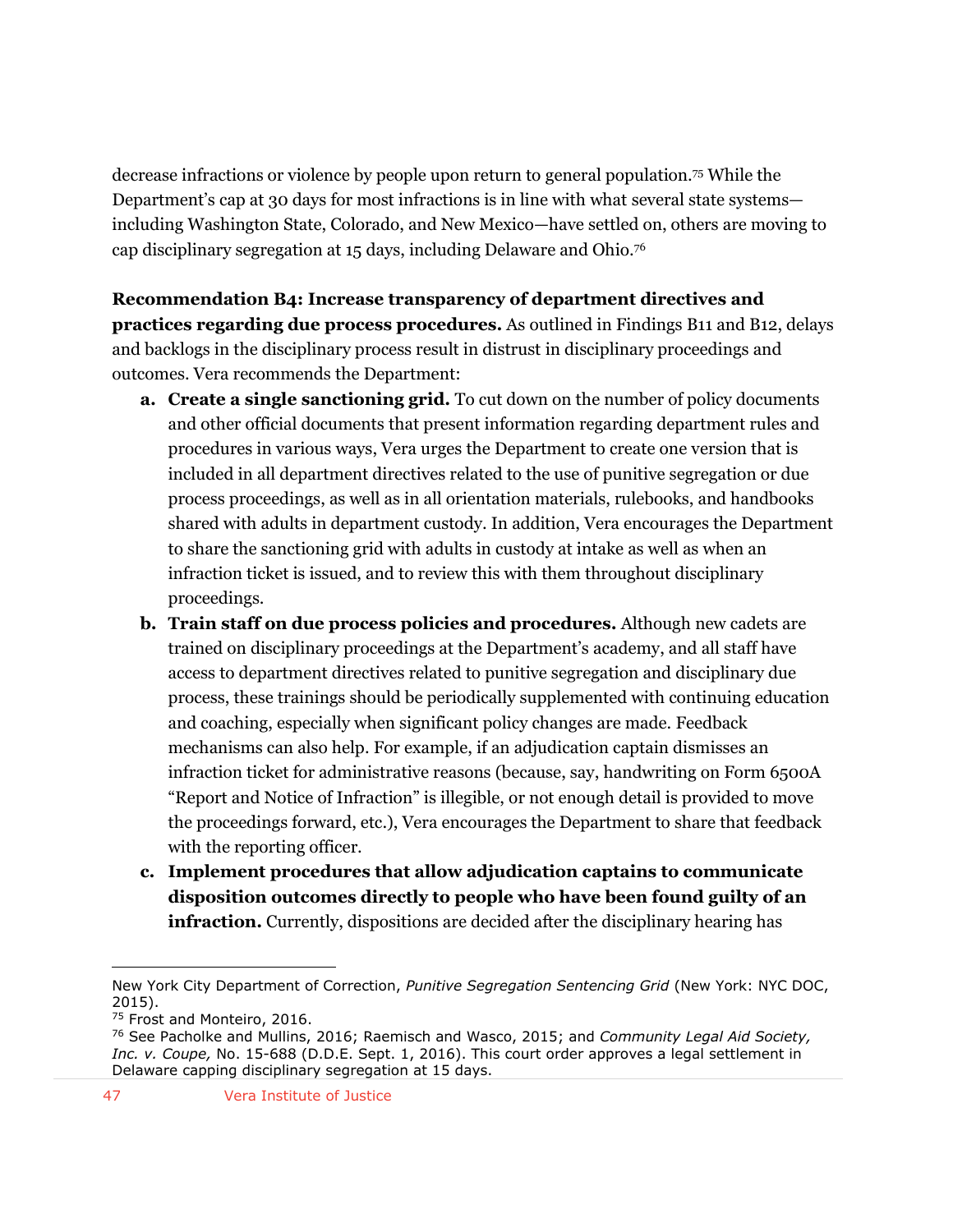decrease infractions or violence by people upon return to general population.[75] While the Department's cap at 30 days for most infractions is in line with what several state systems—including Washington State, Colorado, and New Mexico—have settled on, others are moving to cap disciplinary segregation at 15 days, including Delaware and Ohio.[76]

**Recommendation B4: Increase transparency of department directives and practices regarding due process procedures.** As outlined in Findings B11 and B12, delays and backlogs in the disciplinary process result in distrust in disciplinary proceedings and outcomes. Vera recommends the Department:

a. **Create a single sanctioning grid.** To cut down on the number of policy documents and other official documents that present information regarding department rules and procedures in various ways, Vera urges the Department to create one version that is included in all department directives related to the use of punitive segregation or due process proceedings, as well as in all orientation materials, rulebooks, and handbooks shared with adults in department custody. In addition, Vera encourages the Department to share the sanctioning grid with adults in custody at intake as well as when an infraction ticket is issued, and to review this with them throughout disciplinary proceedings.

b. **Train staff on due process policies and procedures.** Although new cadets are trained on disciplinary proceedings at the Department's academy, and all staff have access to department directives related to punitive segregation and disciplinary due process, these trainings should be periodically supplemented with continuing education and coaching, especially when significant policy changes are made. Feedback mechanisms can also help. For example, if an adjudication captain dismisses an infraction ticket for administrative reasons (because, say, handwriting on Form 6500A "Report and Notice of Infraction" is illegible, or not enough detail is provided to move the proceedings forward, etc.), Vera encourages the Department to share that feedback with the reporting officer.

c. **Implement procedures that allow adjudication captains to communicate disposition outcomes directly to people who have been found guilty of an infraction.** Currently, dispositions are decided after the disciplinary hearing has

---

New York City Department of Correction, *Punitive Segregation Sentencing Grid* (New York: NYC DOC, 2015).

[75] Frost and Monteiro, 2016.

[76] See Pacholke and Mullins, 2016; Raemisch and Wasco, 2015; and *Community Legal Aid Society, Inc. v. Coupe,* No. 15-688 (D.D.E. Sept. 1, 2016). This court order approves a legal settlement in Delaware capping disciplinary segregation at 15 days.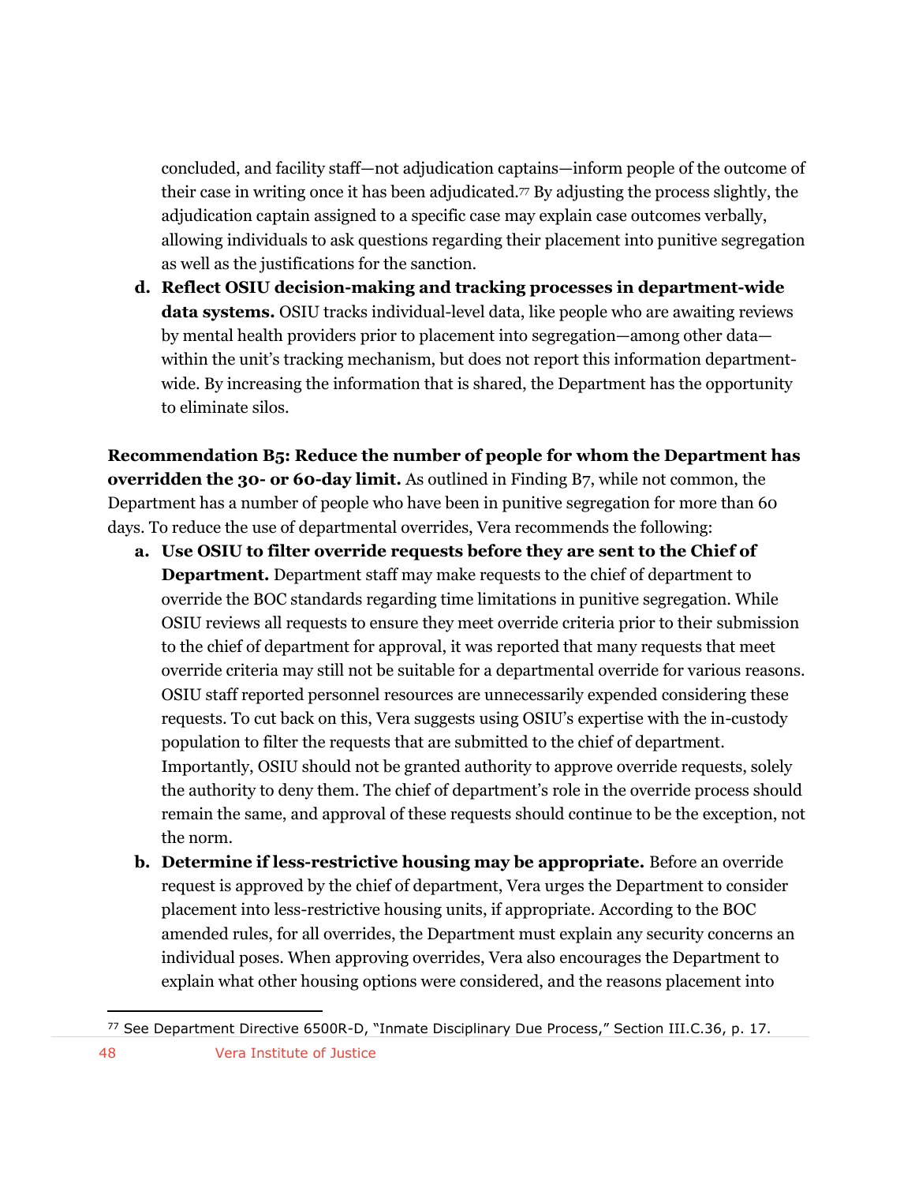concluded, and facility staff—not adjudication captains—inform people of the outcome of their case in writing once it has been adjudicated.[77] By adjusting the process slightly, the adjudication captain assigned to a specific case may explain case outcomes verbally, allowing individuals to ask questions regarding their placement into punitive segregation as well as the justifications for the sanction.

d. **Reflect OSIU decision-making and tracking processes in department-wide data systems.** OSIU tracks individual-level data, like people who are awaiting reviews by mental health providers prior to placement into segregation—among other data—within the unit's tracking mechanism, but does not report this information department-wide. By increasing the information that is shared, the Department has the opportunity to eliminate silos.

**Recommendation B5: Reduce the number of people for whom the Department has overridden the 30- or 60-day limit.** As outlined in Finding B7, while not common, the Department has a number of people who have been in punitive segregation for more than 60 days. To reduce the use of departmental overrides, Vera recommends the following:

a. **Use OSIU to filter override requests before they are sent to the Chief of Department.** Department staff may make requests to the chief of department to override the BOC standards regarding time limitations in punitive segregation. While OSIU reviews all requests to ensure they meet override criteria prior to their submission to the chief of department for approval, it was reported that many requests that meet override criteria may still not be suitable for a departmental override for various reasons. OSIU staff reported personnel resources are unnecessarily expended considering these requests. To cut back on this, Vera suggests using OSIU's expertise with the in-custody population to filter the requests that are submitted to the chief of department. Importantly, OSIU should not be granted authority to approve override requests, solely the authority to deny them. The chief of department's role in the override process should remain the same, and approval of these requests should continue to be the exception, not the norm.

b. **Determine if less-restrictive housing may be appropriate.** Before an override request is approved by the chief of department, Vera urges the Department to consider placement into less-restrictive housing units, if appropriate. According to the BOC amended rules, for all overrides, the Department must explain any security concerns an individual poses. When approving overrides, Vera also encourages the Department to explain what other housing options were considered, and the reasons placement into

[77] See Department Directive 6500R-D, "Inmate Disciplinary Due Process," Section III.C.36, p. 17.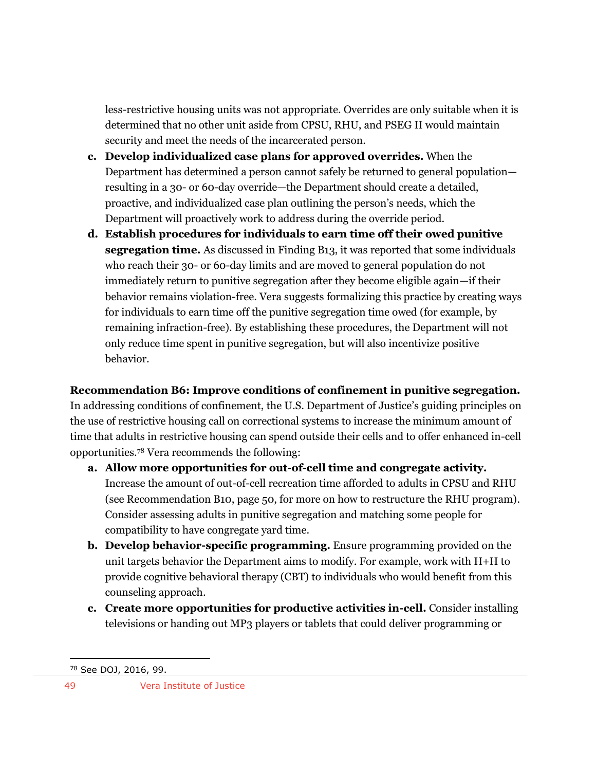less-restrictive housing units was not appropriate. Overrides are only suitable when it is determined that no other unit aside from CPSU, RHU, and PSEG II would maintain security and meet the needs of the incarcerated person.

c. **Develop individualized case plans for approved overrides.** When the Department has determined a person cannot safely be returned to general population—resulting in a 30- or 60-day override—the Department should create a detailed, proactive, and individualized case plan outlining the person's needs, which the Department will proactively work to address during the override period.

d. **Establish procedures for individuals to earn time off their owed punitive segregation time.** As discussed in Finding B13, it was reported that some individuals who reach their 30- or 60-day limits and are moved to general population do not immediately return to punitive segregation after they become eligible again—if their behavior remains violation-free. Vera suggests formalizing this practice by creating ways for individuals to earn time off the punitive segregation time owed (for example, by remaining infraction-free). By establishing these procedures, the Department will not only reduce time spent in punitive segregation, but will also incentivize positive behavior.

**Recommendation B6: Improve conditions of confinement in punitive segregation.** In addressing conditions of confinement, the U.S. Department of Justice's guiding principles on the use of restrictive housing call on correctional systems to increase the minimum amount of time that adults in restrictive housing can spend outside their cells and to offer enhanced in-cell opportunities.[78] Vera recommends the following:

a. **Allow more opportunities for out-of-cell time and congregate activity.** Increase the amount of out-of-cell recreation time afforded to adults in CPSU and RHU (see Recommendation B10, page 50, for more on how to restructure the RHU program). Consider assessing adults in punitive segregation and matching some people for compatibility to have congregate yard time.

b. **Develop behavior-specific programming.** Ensure programming provided on the unit targets behavior the Department aims to modify. For example, work with H+H to provide cognitive behavioral therapy (CBT) to individuals who would benefit from this counseling approach.

c. **Create more opportunities for productive activities in-cell.** Consider installing televisions or handing out MP3 players or tablets that could deliver programming or

---

[78] See DOJ, 2016, 99.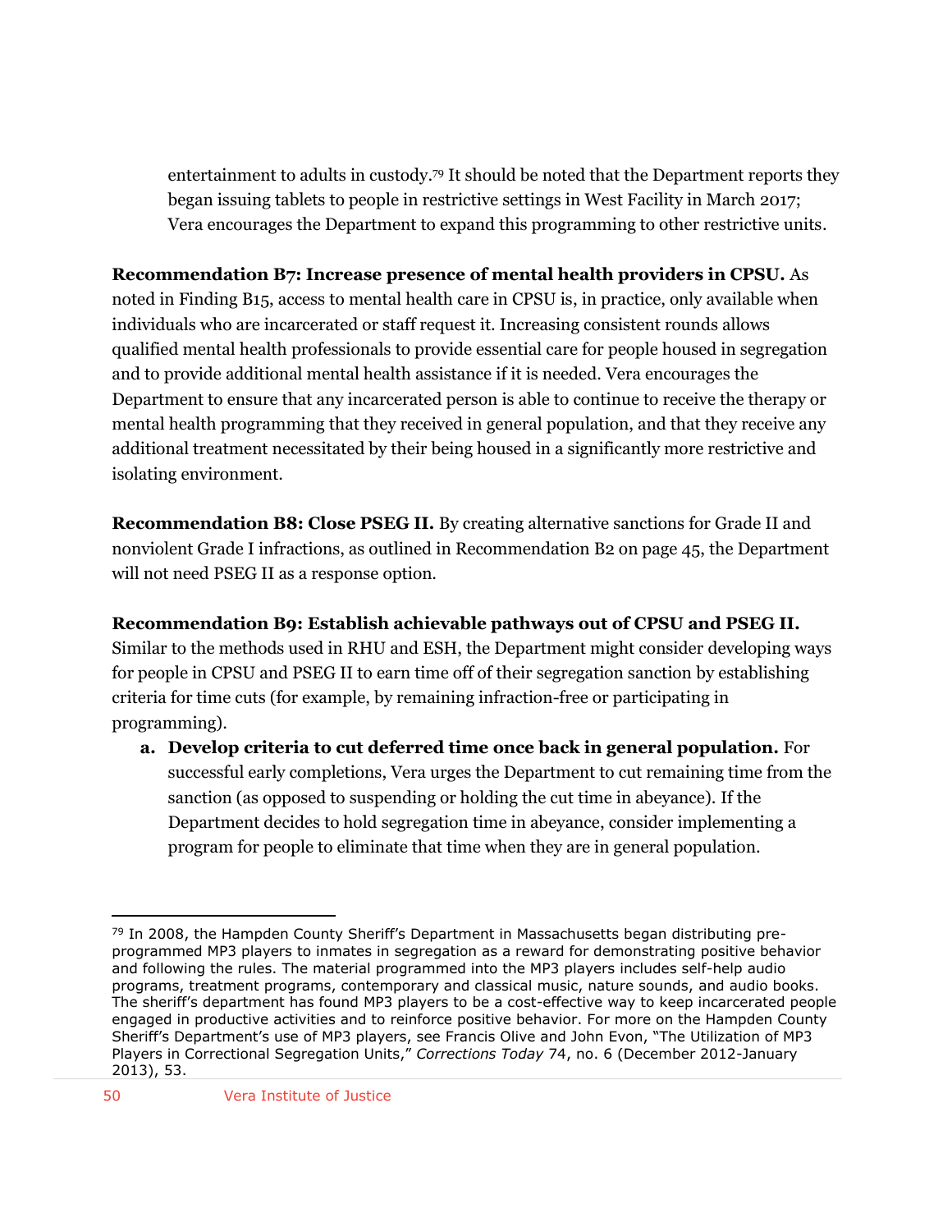entertainment to adults in custody.[79] It should be noted that the Department reports they began issuing tablets to people in restrictive settings in West Facility in March 2017; Vera encourages the Department to expand this programming to other restrictive units.

**Recommendation B7: Increase presence of mental health providers in CPSU.** As noted in Finding B15, access to mental health care in CPSU is, in practice, only available when individuals who are incarcerated or staff request it. Increasing consistent rounds allows qualified mental health professionals to provide essential care for people housed in segregation and to provide additional mental health assistance if it is needed. Vera encourages the Department to ensure that any incarcerated person is able to continue to receive the therapy or mental health programming that they received in general population, and that they receive any additional treatment necessitated by their being housed in a significantly more restrictive and isolating environment.

**Recommendation B8: Close PSEG II.** By creating alternative sanctions for Grade II and nonviolent Grade I infractions, as outlined in Recommendation B2 on page 45, the Department will not need PSEG II as a response option.

**Recommendation B9: Establish achievable pathways out of CPSU and PSEG II.** Similar to the methods used in RHU and ESH, the Department might consider developing ways for people in CPSU and PSEG II to earn time off of their segregation sanction by establishing criteria for time cuts (for example, by remaining infraction-free or participating in programming).

a. **Develop criteria to cut deferred time once back in general population.** For successful early completions, Vera urges the Department to cut remaining time from the sanction (as opposed to suspending or holding the cut time in abeyance). If the Department decides to hold segregation time in abeyance, consider implementing a program for people to eliminate that time when they are in general population.

---

[79] In 2008, the Hampden County Sheriff's Department in Massachusetts began distributing pre-programmed MP3 players to inmates in segregation as a reward for demonstrating positive behavior and following the rules. The material programmed into the MP3 players includes self-help audio programs, treatment programs, contemporary and classical music, nature sounds, and audio books. The sheriff's department has found MP3 players to be a cost-effective way to keep incarcerated people engaged in productive activities and to reinforce positive behavior. For more on the Hampden County Sheriff's Department's use of MP3 players, see Francis Olive and John Evon, "The Utilization of MP3 Players in Correctional Segregation Units," *Corrections Today* 74, no. 6 (December 2012-January 2013), 53.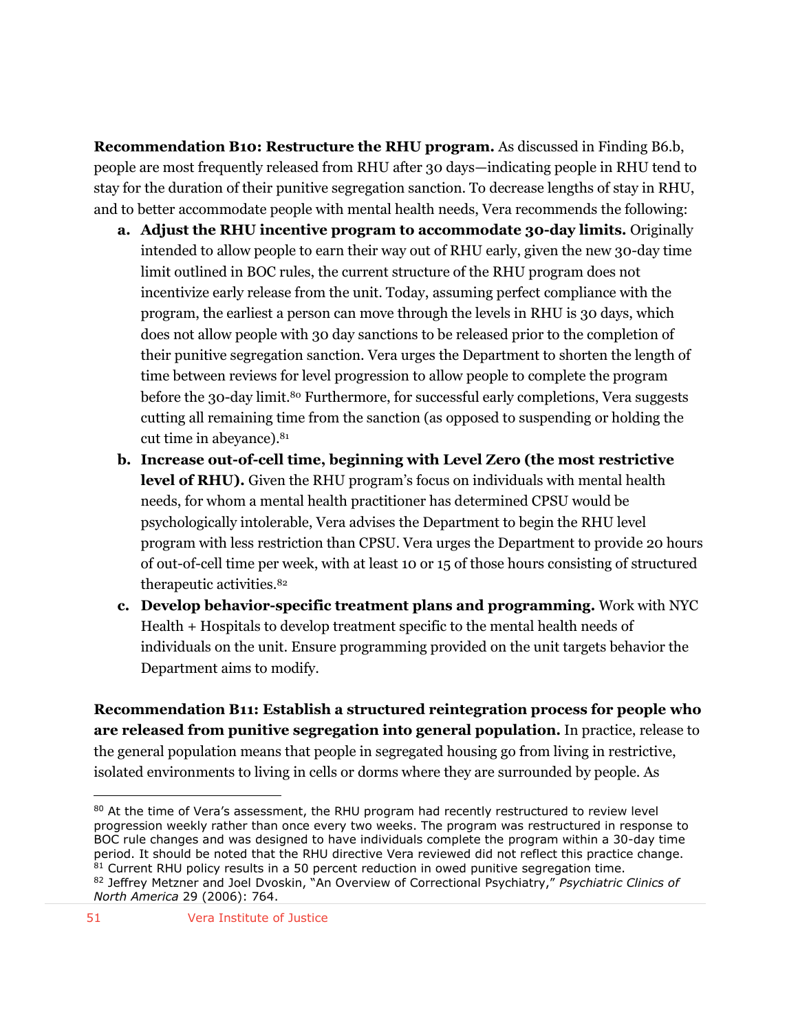**Recommendation B10: Restructure the RHU program.** As discussed in Finding B6.b, people are most frequently released from RHU after 30 days—indicating people in RHU tend to stay for the duration of their punitive segregation sanction. To decrease lengths of stay in RHU, and to better accommodate people with mental health needs, Vera recommends the following:

- **a. Adjust the RHU incentive program to accommodate 30-day limits.** Originally intended to allow people to earn their way out of RHU early, given the new 30-day time limit outlined in BOC rules, the current structure of the RHU program does not incentivize early release from the unit. Today, assuming perfect compliance with the program, the earliest a person can move through the levels in RHU is 30 days, which does not allow people with 30 day sanctions to be released prior to the completion of their punitive segregation sanction. Vera urges the Department to shorten the length of time between reviews for level progression to allow people to complete the program before the 30-day limit.[80] Furthermore, for successful early completions, Vera suggests cutting all remaining time from the sanction (as opposed to suspending or holding the cut time in abeyance).[81]
- **b. Increase out-of-cell time, beginning with Level Zero (the most restrictive level of RHU).** Given the RHU program's focus on individuals with mental health needs, for whom a mental health practitioner has determined CPSU would be psychologically intolerable, Vera advises the Department to begin the RHU level program with less restriction than CPSU. Vera urges the Department to provide 20 hours of out-of-cell time per week, with at least 10 or 15 of those hours consisting of structured therapeutic activities.[82]
- **c. Develop behavior-specific treatment plans and programming.** Work with NYC Health + Hospitals to develop treatment specific to the mental health needs of individuals on the unit. Ensure programming provided on the unit targets behavior the Department aims to modify.

**Recommendation B11: Establish a structured reintegration process for people who are released from punitive segregation into general population.** In practice, release to the general population means that people in segregated housing go from living in restrictive, isolated environments to living in cells or dorms where they are surrounded by people. As

---

[80] At the time of Vera's assessment, the RHU program had recently restructured to review level progression weekly rather than once every two weeks. The program was restructured in response to BOC rule changes and was designed to have individuals complete the program within a 30-day time period. It should be noted that the RHU directive Vera reviewed did not reflect this practice change.

[81] Current RHU policy results in a 50 percent reduction in owed punitive segregation time.

[82] Jeffrey Metzner and Joel Dvoskin, "An Overview of Correctional Psychiatry," *Psychiatric Clinics of North America* 29 (2006): 764.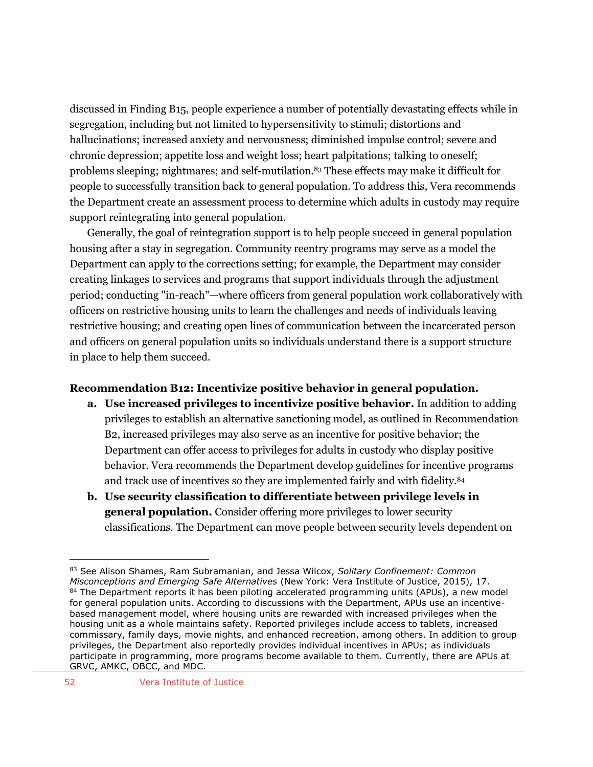discussed in Finding B15, people experience a number of potentially devastating effects while in segregation, including but not limited to hypersensitivity to stimuli; distortions and hallucinations; increased anxiety and nervousness; diminished impulse control; severe and chronic depression; appetite loss and weight loss; heart palpitations; talking to oneself; problems sleeping; nightmares; and self-mutilation.[83] These effects may make it difficult for people to successfully transition back to general population. To address this, Vera recommends the Department create an assessment process to determine which adults in custody may require support reintegrating into general population.

Generally, the goal of reintegration support is to help people succeed in general population housing after a stay in segregation. Community reentry programs may serve as a model the Department can apply to the corrections setting; for example, the Department may consider creating linkages to services and programs that support individuals through the adjustment period; conducting "in-reach"—where officers from general population work collaboratively with officers on restrictive housing units to learn the challenges and needs of individuals leaving restrictive housing; and creating open lines of communication between the incarcerated person and officers on general population units so individuals understand there is a support structure in place to help them succeed.

**Recommendation B12: Incentivize positive behavior in general population.**

a. **Use increased privileges to incentivize positive behavior.** In addition to adding privileges to establish an alternative sanctioning model, as outlined in Recommendation B2, increased privileges may also serve as an incentive for positive behavior; the Department can offer access to privileges for adults in custody who display positive behavior. Vera recommends the Department develop guidelines for incentive programs and track use of incentives so they are implemented fairly and with fidelity.[84]

b. **Use security classification to differentiate between privilege levels in general population.** Consider offering more privileges to lower security classifications. The Department can move people between security levels dependent on

---

[83] See Alison Shames, Ram Subramanian, and Jessa Wilcox, *Solitary Confinement: Common Misconceptions and Emerging Safe Alternatives* (New York: Vera Institute of Justice, 2015), 17.

[84] The Department reports it has been piloting accelerated programming units (APUs), a new model for general population units. According to discussions with the Department, APUs use an incentive-based management model, where housing units are rewarded with increased privileges when the housing unit as a whole maintains safety. Reported privileges include access to tablets, increased commissary, family days, movie nights, and enhanced recreation, among others. In addition to group privileges, the Department also reportedly provides individual incentives in APUs; as individuals participate in programming, more programs become available to them. Currently, there are APUs at GRVC, AMKC, OBCC, and MDC.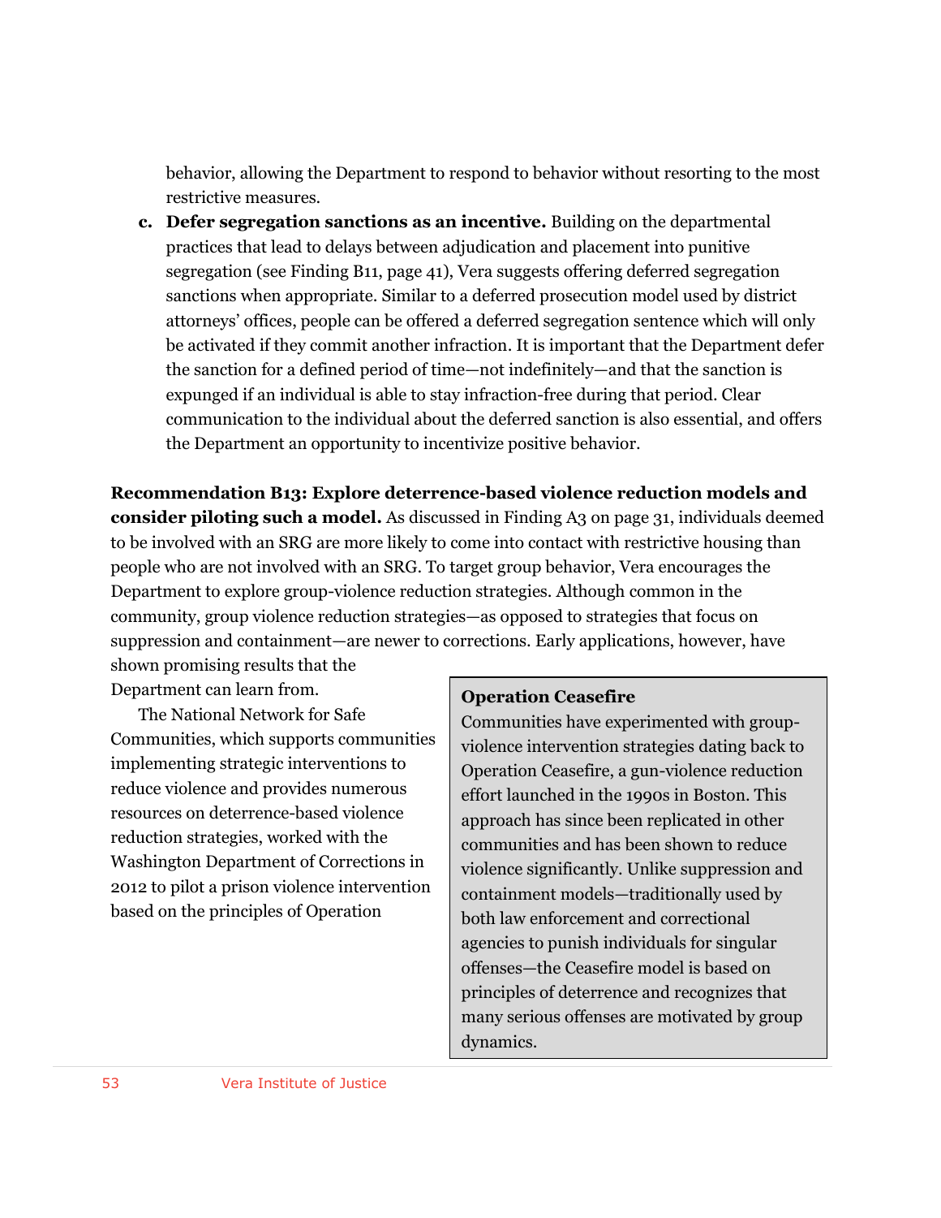behavior, allowing the Department to respond to behavior without resorting to the most restrictive measures.

c. **Defer segregation sanctions as an incentive.** Building on the departmental practices that lead to delays between adjudication and placement into punitive segregation (see Finding B11, page 41), Vera suggests offering deferred segregation sanctions when appropriate. Similar to a deferred prosecution model used by district attorneys' offices, people can be offered a deferred segregation sentence which will only be activated if they commit another infraction. It is important that the Department defer the sanction for a defined period of time—not indefinitely—and that the sanction is expunged if an individual is able to stay infraction-free during that period. Clear communication to the individual about the deferred sanction is also essential, and offers the Department an opportunity to incentivize positive behavior.

**Recommendation B13: Explore deterrence-based violence reduction models and consider piloting such a model.** As discussed in Finding A3 on page 31, individuals deemed to be involved with an SRG are more likely to come into contact with restrictive housing than people who are not involved with an SRG. To target group behavior, Vera encourages the Department to explore group-violence reduction strategies. Although common in the community, group violence reduction strategies—as opposed to strategies that focus on suppression and containment—are newer to corrections. Early applications, however, have shown promising results that the Department can learn from.

The National Network for Safe Communities, which supports communities implementing strategic interventions to reduce violence and provides numerous resources on deterrence-based violence reduction strategies, worked with the Washington Department of Corrections in 2012 to pilot a prison violence intervention based on the principles of Operation

**Operation Ceasefire**

Communities have experimented with group-violence intervention strategies dating back to Operation Ceasefire, a gun-violence reduction effort launched in the 1990s in Boston. This approach has since been replicated in other communities and has been shown to reduce violence significantly. Unlike suppression and containment models—traditionally used by both law enforcement and correctional agencies to punish individuals for singular offenses—the Ceasefire model is based on principles of deterrence and recognizes that many serious offenses are motivated by group dynamics.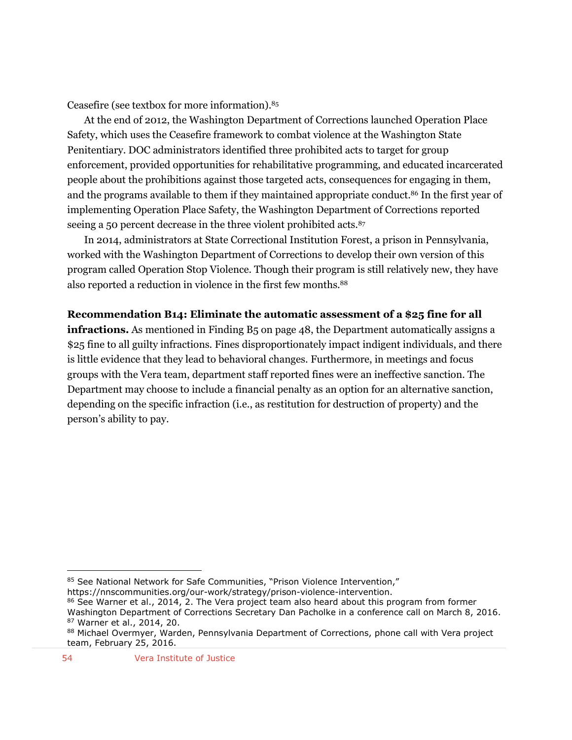Ceasefire (see textbox for more information).[85]

At the end of 2012, the Washington Department of Corrections launched Operation Place Safety, which uses the Ceasefire framework to combat violence at the Washington State Penitentiary. DOC administrators identified three prohibited acts to target for group enforcement, provided opportunities for rehabilitative programming, and educated incarcerated people about the prohibitions against those targeted acts, consequences for engaging in them, and the programs available to them if they maintained appropriate conduct.[86] In the first year of implementing Operation Place Safety, the Washington Department of Corrections reported seeing a 50 percent decrease in the three violent prohibited acts.[87]

In 2014, administrators at State Correctional Institution Forest, a prison in Pennsylvania, worked with the Washington Department of Corrections to develop their own version of this program called Operation Stop Violence. Though their program is still relatively new, they have also reported a reduction in violence in the first few months.[88]

**Recommendation B14: Eliminate the automatic assessment of a $25 fine for all infractions.** As mentioned in Finding B5 on page 48, the Department automatically assigns a $25 fine to all guilty infractions. Fines disproportionately impact indigent individuals, and there is little evidence that they lead to behavioral changes. Furthermore, in meetings and focus groups with the Vera team, department staff reported fines were an ineffective sanction. The Department may choose to include a financial penalty as an option for an alternative sanction, depending on the specific infraction (i.e., as restitution for destruction of property) and the person's ability to pay.

---

[85] See National Network for Safe Communities, "Prison Violence Intervention," https://nnscommunities.org/our-work/strategy/prison-violence-intervention.

[86] See Warner et al., 2014, 2. The Vera project team also heard about this program from former Washington Department of Corrections Secretary Dan Pacholke in a conference call on March 8, 2016.

[87] Warner et al., 2014, 20.

[88] Michael Overmyer, Warden, Pennsylvania Department of Corrections, phone call with Vera project team, February 25, 2016.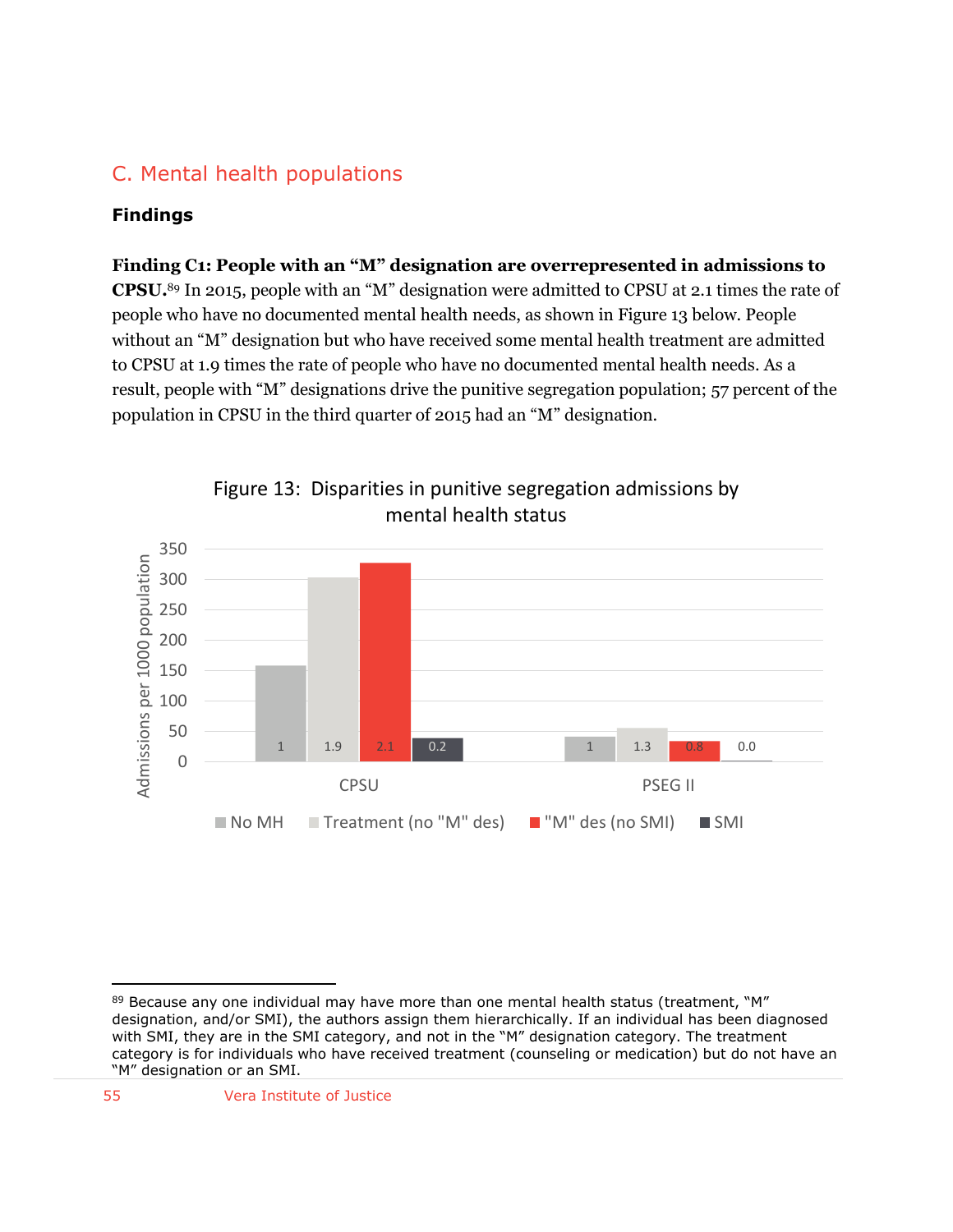## C. Mental health populations

### Findings

**Finding C1: People with an "M" designation are overrepresented in admissions to CPSU.**[89] In 2015, people with an "M" designation were admitted to CPSU at 2.1 times the rate of people who have no documented mental health needs, as shown in Figure 13 below. People without an "M" designation but who have received some mental health treatment are admitted to CPSU at 1.9 times the rate of people who have no documented mental health needs. As a result, people with "M" designations drive the punitive segregation population; 57 percent of the population in CPSU in the third quarter of 2015 had an "M" designation.

Figure 13: Disparities in punitive segregation admissions by mental health status

| | No MH | Treatment (no "M" des) | "M" des (no SMI) | SMI |
|---|---|---|---|---|
| CPSU | 1 | 1.9 | 2.1 | 0.2 |
| PSEG II | 1 | 1.3 | 0.8 | 0.0 |

Y-axis: Admissions per 1000 population

---

[89] Because any one individual may have more than one mental health status (treatment, "M" designation, and/or SMI), the authors assign them hierarchically. If an individual has been diagnosed with SMI, they are in the SMI category, and not in the "M" designation category. The treatment category is for individuals who have received treatment (counseling or medication) but do not have an "M" designation or an SMI.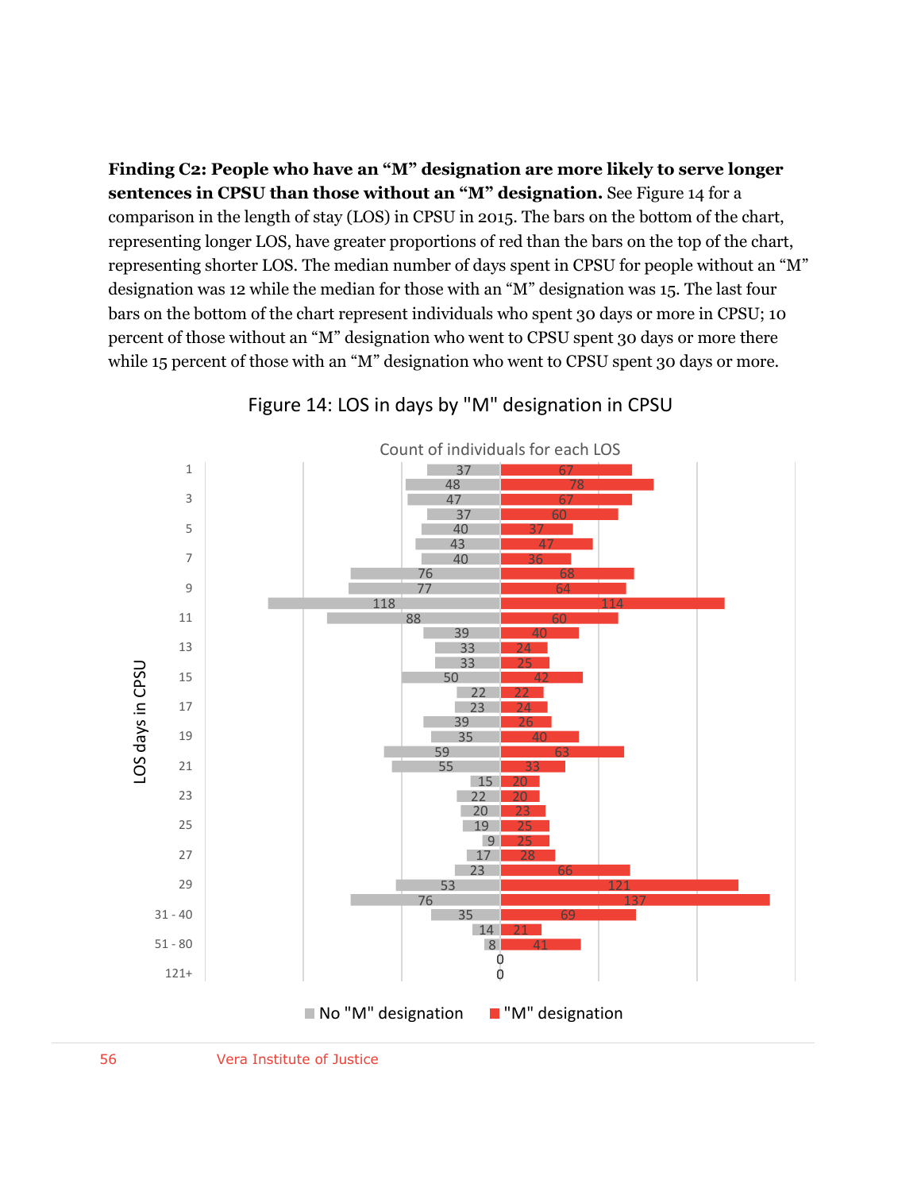**Finding C2: People who have an "M" designation are more likely to serve longer sentences in CPSU than those without an "M" designation.** See Figure 14 for a comparison in the length of stay (LOS) in CPSU in 2015. The bars on the bottom of the chart, representing longer LOS, have greater proportions of red than the bars on the top of the chart, representing shorter LOS. The median number of days spent in CPSU for people without an "M" designation was 12 while the median for those with an "M" designation was 15. The last four bars on the bottom of the chart represent individuals who spent 30 days or more in CPSU; 10 percent of those without an "M" designation who went to CPSU spent 30 days or more there while 15 percent of those with an "M" designation who went to CPSU spent 30 days or more.

Figure 14: LOS in days by "M" designation in CPSU

Count of individuals for each LOS

| LOS days in CPSU | No "M" designation | "M" designation |
|---|---|---|
| 1 | 37 | 67 |
| 2 | 48 | 78 |
| 3 | 47 | 67 |
| 4 | 37 | 60 |
| 5 | 40 | 37 |
| 6 | 43 | 47 |
| 7 | 40 | 36 |
| 8 | 76 | 68 |
| 9 | 77 | 64 |
| 10 | 118 | 114 |
| 11 | 88 | 60 |
| 12 | 39 | 40 |
| 13 | 33 | 24 |
| 14 | 33 | 25 |
| 15 | 50 | 42 |
| 16 | 22 | 22 |
| 17 | 23 | 24 |
| 18 | 39 | 26 |
| 19 | 35 | 40 |
| 20 | 59 | 63 |
| 21 | 55 | 33 |
| 22 | 15 | 20 |
| 23 | 22 | 20 |
| 24 | 20 | 23 |
| 25 | 19 | 25 |
| 26 | 9 | 25 |
| 27 | 17 | 28 |
| 28 | 23 | 66 |
| 29 | 53 | 121 |
| 30 | 76 | 137 |
| 31 - 40 | 35 | 69 |
| 41 - 50 | 14 | 21 |
| 51 - 80 | 8 | 41 |
| 81 - 120 | 0 | 0 |
| 121+ | 0 | 0 |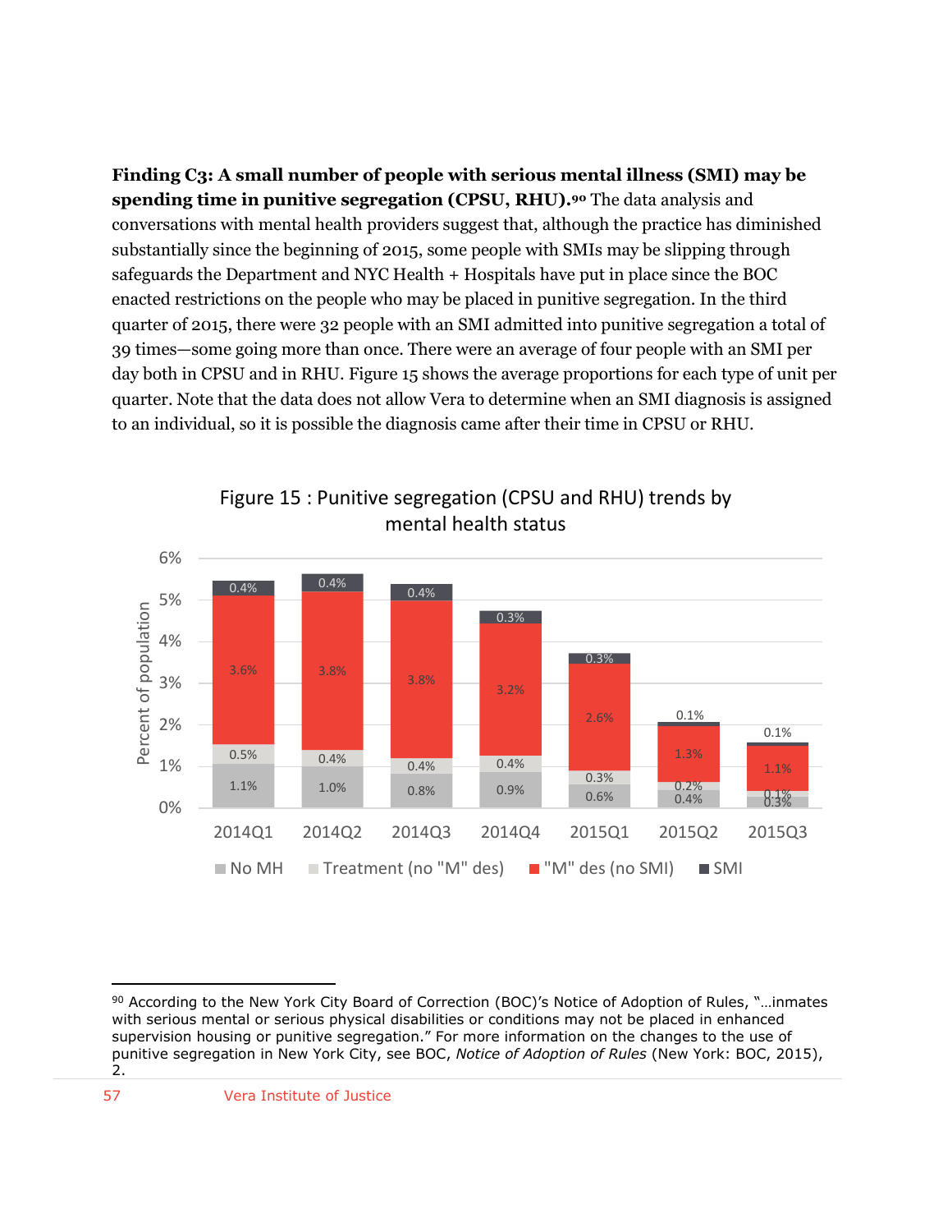**Finding C3: A small number of people with serious mental illness (SMI) may be spending time in punitive segregation (CPSU, RHU).**[90] The data analysis and conversations with mental health providers suggest that, although the practice has diminished substantially since the beginning of 2015, some people with SMIs may be slipping through safeguards the Department and NYC Health + Hospitals have put in place since the BOC enacted restrictions on the people who may be placed in punitive segregation. In the third quarter of 2015, there were 32 people with an SMI admitted into punitive segregation a total of 39 times—some going more than once. There were an average of four people with an SMI per day both in CPSU and in RHU. Figure 15 shows the average proportions for each type of unit per quarter. Note that the data does not allow Vera to determine when an SMI diagnosis is assigned to an individual, so it is possible the diagnosis came after their time in CPSU or RHU.

Figure 15 : Punitive segregation (CPSU and RHU) trends by mental health status

| Quarter | No MH | Treatment (no "M" des) | "M" des (no SMI) | SMI |
|---|---|---|---|---|
| 2014Q1 | 1.1% | 0.5% | 3.6% | 0.4% |
| 2014Q2 | 1.0% | 0.4% | 3.8% | 0.4% |
| 2014Q3 | 0.8% | 0.4% | 3.8% | 0.4% |
| 2014Q4 | 0.9% | 0.4% | 3.2% | 0.3% |
| 2015Q1 | 0.6% | 0.3% | 2.6% | 0.3% |
| 2015Q2 | 0.4% | 0.2% | 1.3% | 0.1% |
| 2015Q3 | 0.3% | 0.1% | 1.1% | 0.1% |

[90] According to the New York City Board of Correction (BOC)'s Notice of Adoption of Rules, "…inmates with serious mental or serious physical disabilities or conditions may not be placed in enhanced supervision housing or punitive segregation." For more information on the changes to the use of punitive segregation in New York City, see BOC, *Notice of Adoption of Rules* (New York: BOC, 2015), 2.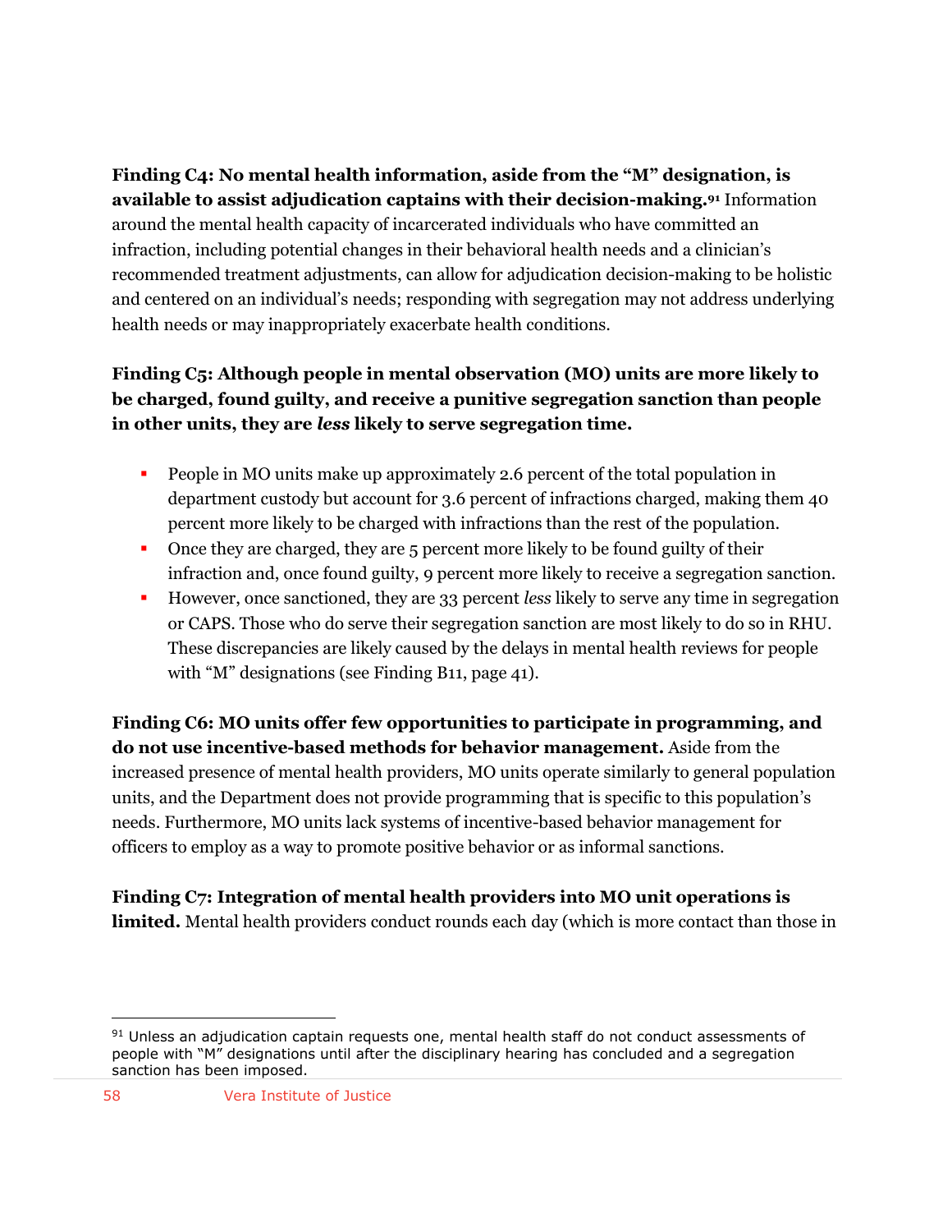**Finding C4: No mental health information, aside from the "M" designation, is available to assist adjudication captains with their decision-making.**[91] Information around the mental health capacity of incarcerated individuals who have committed an infraction, including potential changes in their behavioral health needs and a clinician's recommended treatment adjustments, can allow for adjudication decision-making to be holistic and centered on an individual's needs; responding with segregation may not address underlying health needs or may inappropriately exacerbate health conditions.

**Finding C5: Although people in mental observation (MO) units are more likely to be charged, found guilty, and receive a punitive segregation sanction than people in other units, they are *less* likely to serve segregation time.**

- People in MO units make up approximately 2.6 percent of the total population in department custody but account for 3.6 percent of infractions charged, making them 40 percent more likely to be charged with infractions than the rest of the population.
- Once they are charged, they are 5 percent more likely to be found guilty of their infraction and, once found guilty, 9 percent more likely to receive a segregation sanction.
- However, once sanctioned, they are 33 percent *less* likely to serve any time in segregation or CAPS. Those who do serve their segregation sanction are most likely to do so in RHU. These discrepancies are likely caused by the delays in mental health reviews for people with "M" designations (see Finding B11, page 41).

**Finding C6: MO units offer few opportunities to participate in programming, and do not use incentive-based methods for behavior management.** Aside from the increased presence of mental health providers, MO units operate similarly to general population units, and the Department does not provide programming that is specific to this population's needs. Furthermore, MO units lack systems of incentive-based behavior management for officers to employ as a way to promote positive behavior or as informal sanctions.

**Finding C7: Integration of mental health providers into MO unit operations is limited.** Mental health providers conduct rounds each day (which is more contact than those in

---

[91] Unless an adjudication captain requests one, mental health staff do not conduct assessments of people with "M" designations until after the disciplinary hearing has concluded and a segregation sanction has been imposed.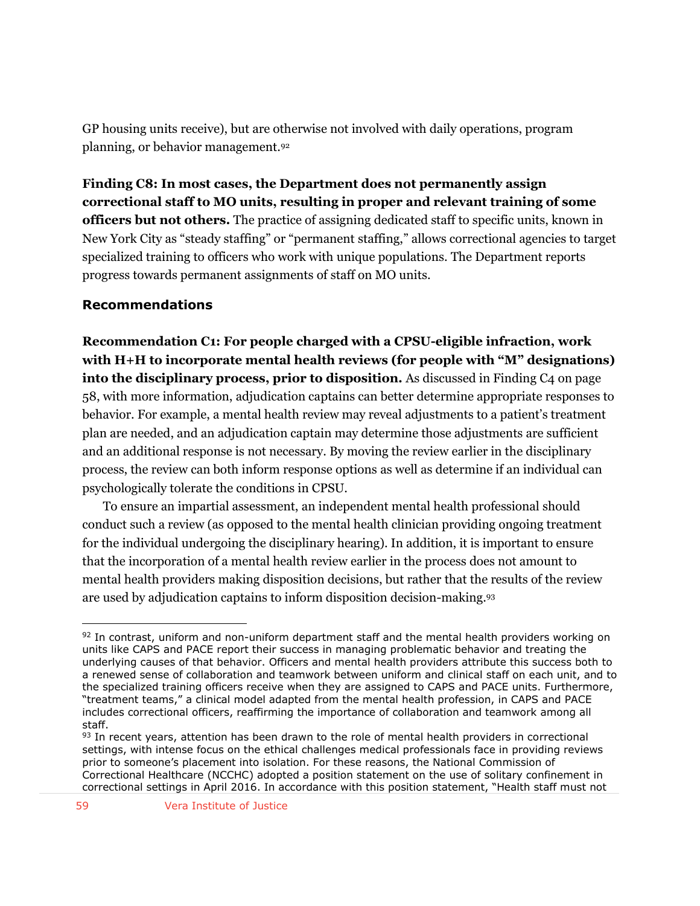GP housing units receive), but are otherwise not involved with daily operations, program planning, or behavior management.[92]

**Finding C8: In most cases, the Department does not permanently assign correctional staff to MO units, resulting in proper and relevant training of some officers but not others.** The practice of assigning dedicated staff to specific units, known in New York City as "steady staffing" or "permanent staffing," allows correctional agencies to target specialized training to officers who work with unique populations. The Department reports progress towards permanent assignments of staff on MO units.

## Recommendations

**Recommendation C1: For people charged with a CPSU-eligible infraction, work with H+H to incorporate mental health reviews (for people with "M" designations) into the disciplinary process, prior to disposition.** As discussed in Finding C4 on page 58, with more information, adjudication captains can better determine appropriate responses to behavior. For example, a mental health review may reveal adjustments to a patient's treatment plan are needed, and an adjudication captain may determine those adjustments are sufficient and an additional response is not necessary. By moving the review earlier in the disciplinary process, the review can both inform response options as well as determine if an individual can psychologically tolerate the conditions in CPSU.

To ensure an impartial assessment, an independent mental health professional should conduct such a review (as opposed to the mental health clinician providing ongoing treatment for the individual undergoing the disciplinary hearing). In addition, it is important to ensure that the incorporation of a mental health review earlier in the process does not amount to mental health providers making disposition decisions, but rather that the results of the review are used by adjudication captains to inform disposition decision-making.[93]

---

[92] In contrast, uniform and non-uniform department staff and the mental health providers working on units like CAPS and PACE report their success in managing problematic behavior and treating the underlying causes of that behavior. Officers and mental health providers attribute this success both to a renewed sense of collaboration and teamwork between uniform and clinical staff on each unit, and to the specialized training officers receive when they are assigned to CAPS and PACE units. Furthermore, "treatment teams," a clinical model adapted from the mental health profession, in CAPS and PACE includes correctional officers, reaffirming the importance of collaboration and teamwork among all staff.

[93] In recent years, attention has been drawn to the role of mental health providers in correctional settings, with intense focus on the ethical challenges medical professionals face in providing reviews prior to someone's placement into isolation. For these reasons, the National Commission of Correctional Healthcare (NCCHC) adopted a position statement on the use of solitary confinement in correctional settings in April 2016. In accordance with this position statement, "Health staff must not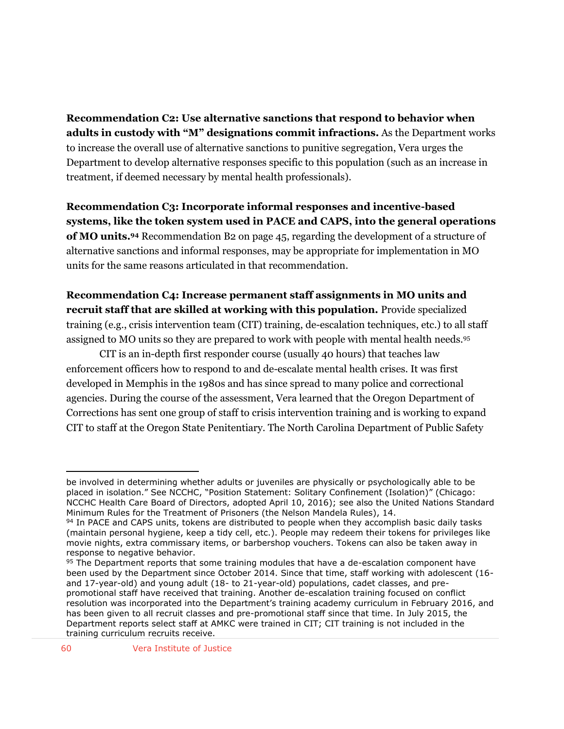**Recommendation C2: Use alternative sanctions that respond to behavior when adults in custody with "M" designations commit infractions.** As the Department works to increase the overall use of alternative sanctions to punitive segregation, Vera urges the Department to develop alternative responses specific to this population (such as an increase in treatment, if deemed necessary by mental health professionals).

**Recommendation C3: Incorporate informal responses and incentive-based systems, like the token system used in PACE and CAPS, into the general operations of MO units.[94]** Recommendation B2 on page 45, regarding the development of a structure of alternative sanctions and informal responses, may be appropriate for implementation in MO units for the same reasons articulated in that recommendation.

**Recommendation C4: Increase permanent staff assignments in MO units and recruit staff that are skilled at working with this population.** Provide specialized training (e.g., crisis intervention team (CIT) training, de-escalation techniques, etc.) to all staff assigned to MO units so they are prepared to work with people with mental health needs.[95]

CIT is an in-depth first responder course (usually 40 hours) that teaches law enforcement officers how to respond to and de-escalate mental health crises. It was first developed in Memphis in the 1980s and has since spread to many police and correctional agencies. During the course of the assessment, Vera learned that the Oregon Department of Corrections has sent one group of staff to crisis intervention training and is working to expand CIT to staff at the Oregon State Penitentiary. The North Carolina Department of Public Safety

---

be involved in determining whether adults or juveniles are physically or psychologically able to be placed in isolation." See NCCHC, "Position Statement: Solitary Confinement (Isolation)" (Chicago: NCCHC Health Care Board of Directors, adopted April 10, 2016); see also the United Nations Standard Minimum Rules for the Treatment of Prisoners (the Nelson Mandela Rules), 14.

[94] In PACE and CAPS units, tokens are distributed to people when they accomplish basic daily tasks (maintain personal hygiene, keep a tidy cell, etc.). People may redeem their tokens for privileges like movie nights, extra commissary items, or barbershop vouchers. Tokens can also be taken away in response to negative behavior.

[95] The Department reports that some training modules that have a de-escalation component have been used by the Department since October 2014. Since that time, staff working with adolescent (16- and 17-year-old) and young adult (18- to 21-year-old) populations, cadet classes, and pre-promotional staff have received that training. Another de-escalation training focused on conflict resolution was incorporated into the Department's training academy curriculum in February 2016, and has been given to all recruit classes and pre-promotional staff since that time. In July 2015, the Department reports select staff at AMKC were trained in CIT; CIT training is not included in the training curriculum recruits receive.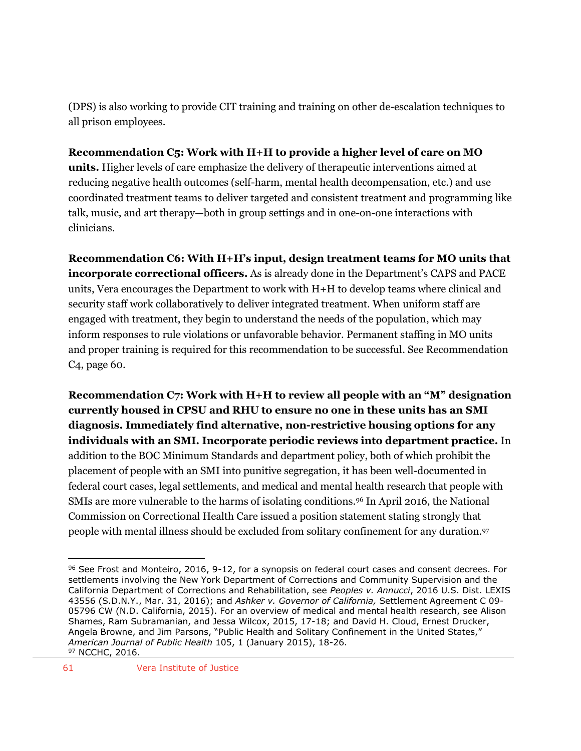(DPS) is also working to provide CIT training and training on other de-escalation techniques to all prison employees.

**Recommendation C5: Work with H+H to provide a higher level of care on MO units.** Higher levels of care emphasize the delivery of therapeutic interventions aimed at reducing negative health outcomes (self-harm, mental health decompensation, etc.) and use coordinated treatment teams to deliver targeted and consistent treatment and programming like talk, music, and art therapy—both in group settings and in one-on-one interactions with clinicians.

**Recommendation C6: With H+H's input, design treatment teams for MO units that incorporate correctional officers.** As is already done in the Department's CAPS and PACE units, Vera encourages the Department to work with H+H to develop teams where clinical and security staff work collaboratively to deliver integrated treatment. When uniform staff are engaged with treatment, they begin to understand the needs of the population, which may inform responses to rule violations or unfavorable behavior. Permanent staffing in MO units and proper training is required for this recommendation to be successful. See Recommendation C4, page 60.

**Recommendation C7: Work with H+H to review all people with an "M" designation currently housed in CPSU and RHU to ensure no one in these units has an SMI diagnosis. Immediately find alternative, non-restrictive housing options for any individuals with an SMI. Incorporate periodic reviews into department practice.** In addition to the BOC Minimum Standards and department policy, both of which prohibit the placement of people with an SMI into punitive segregation, it has been well-documented in federal court cases, legal settlements, and medical and mental health research that people with SMIs are more vulnerable to the harms of isolating conditions.[96] In April 2016, the National Commission on Correctional Health Care issued a position statement stating strongly that people with mental illness should be excluded from solitary confinement for any duration.[97]

---

[96] See Frost and Monteiro, 2016, 9-12, for a synopsis on federal court cases and consent decrees. For settlements involving the New York Department of Corrections and Community Supervision and the California Department of Corrections and Rehabilitation, see *Peoples v. Annucci*, 2016 U.S. Dist. LEXIS 43556 (S.D.N.Y., Mar. 31, 2016); and *Ashker v. Governor of California,* Settlement Agreement C 09-05796 CW (N.D. California, 2015). For an overview of medical and mental health research, see Alison Shames, Ram Subramanian, and Jessa Wilcox, 2015, 17-18; and David H. Cloud, Ernest Drucker, Angela Browne, and Jim Parsons, "Public Health and Solitary Confinement in the United States," *American Journal of Public Health* 105, 1 (January 2015), 18-26.

[97] NCCHC, 2016.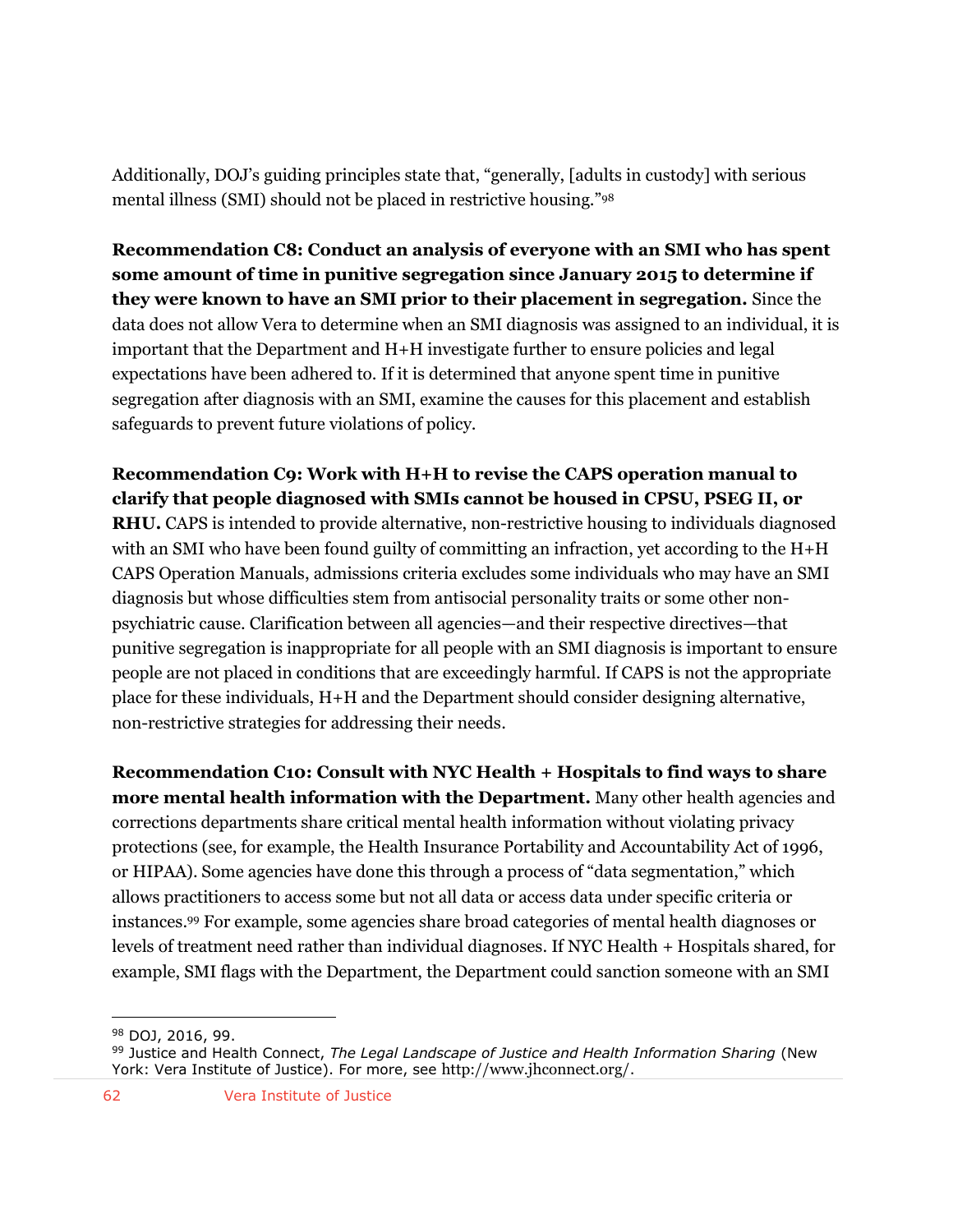Additionally, DOJ's guiding principles state that, "generally, [adults in custody] with serious mental illness (SMI) should not be placed in restrictive housing."[98]

**Recommendation C8: Conduct an analysis of everyone with an SMI who has spent some amount of time in punitive segregation since January 2015 to determine if they were known to have an SMI prior to their placement in segregation.** Since the data does not allow Vera to determine when an SMI diagnosis was assigned to an individual, it is important that the Department and H+H investigate further to ensure policies and legal expectations have been adhered to. If it is determined that anyone spent time in punitive segregation after diagnosis with an SMI, examine the causes for this placement and establish safeguards to prevent future violations of policy.

**Recommendation C9: Work with H+H to revise the CAPS operation manual to clarify that people diagnosed with SMIs cannot be housed in CPSU, PSEG II, or RHU.** CAPS is intended to provide alternative, non-restrictive housing to individuals diagnosed with an SMI who have been found guilty of committing an infraction, yet according to the H+H CAPS Operation Manuals, admissions criteria excludes some individuals who may have an SMI diagnosis but whose difficulties stem from antisocial personality traits or some other non-psychiatric cause. Clarification between all agencies—and their respective directives—that punitive segregation is inappropriate for all people with an SMI diagnosis is important to ensure people are not placed in conditions that are exceedingly harmful. If CAPS is not the appropriate place for these individuals, H+H and the Department should consider designing alternative, non-restrictive strategies for addressing their needs.

**Recommendation C10: Consult with NYC Health + Hospitals to find ways to share more mental health information with the Department.** Many other health agencies and corrections departments share critical mental health information without violating privacy protections (see, for example, the Health Insurance Portability and Accountability Act of 1996, or HIPAA). Some agencies have done this through a process of "data segmentation," which allows practitioners to access some but not all data or access data under specific criteria or instances.[99] For example, some agencies share broad categories of mental health diagnoses or levels of treatment need rather than individual diagnoses. If NYC Health + Hospitals shared, for example, SMI flags with the Department, the Department could sanction someone with an SMI

---

[98] DOJ, 2016, 99.

[99] Justice and Health Connect, *The Legal Landscape of Justice and Health Information Sharing* (New York: Vera Institute of Justice). For more, see http://www.jhconnect.org/.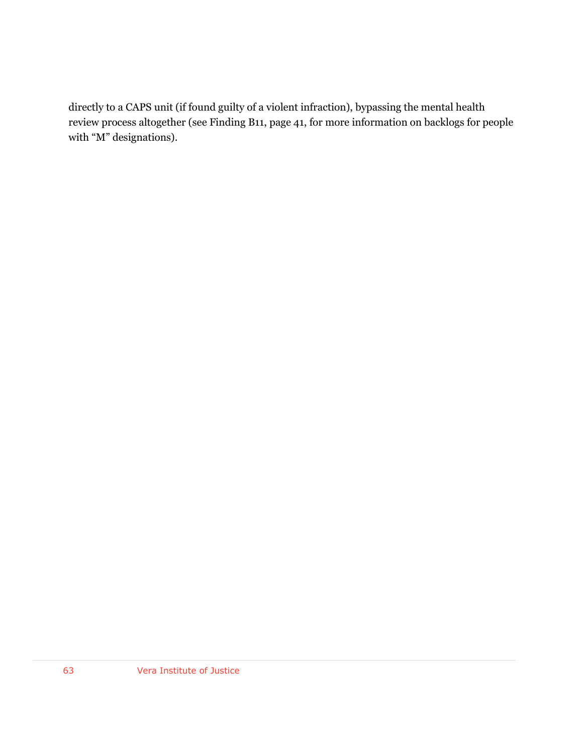directly to a CAPS unit (if found guilty of a violent infraction), bypassing the mental health review process altogether (see Finding B11, page 41, for more information on backlogs for people with "M" designations).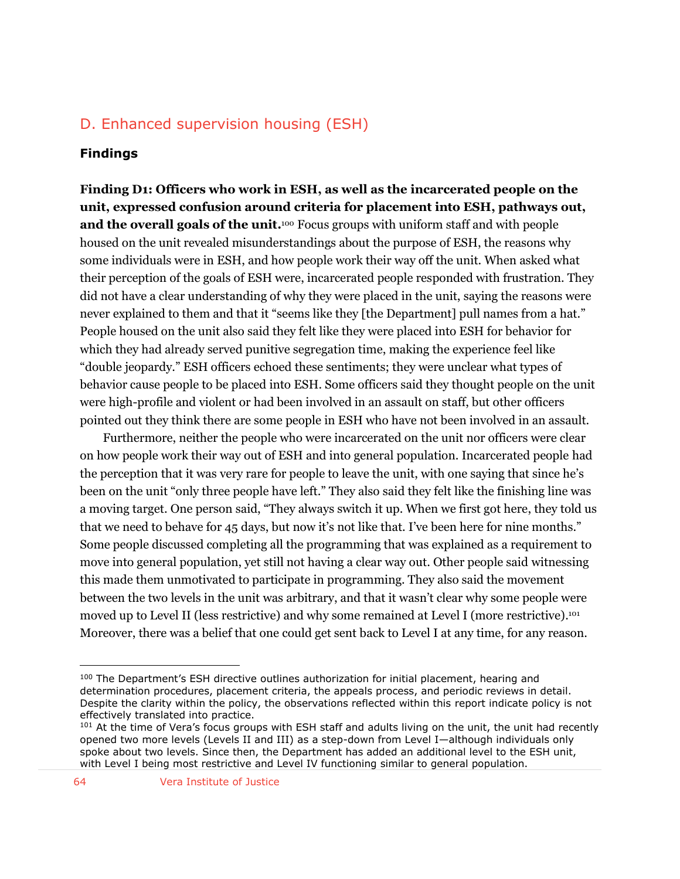## D. Enhanced supervision housing (ESH)

### Findings

**Finding D1: Officers who work in ESH, as well as the incarcerated people on the unit, expressed confusion around criteria for placement into ESH, pathways out, and the overall goals of the unit.**[100] Focus groups with uniform staff and with people housed on the unit revealed misunderstandings about the purpose of ESH, the reasons why some individuals were in ESH, and how people work their way off the unit. When asked what their perception of the goals of ESH were, incarcerated people responded with frustration. They did not have a clear understanding of why they were placed in the unit, saying the reasons were never explained to them and that it "seems like they [the Department] pull names from a hat." People housed on the unit also said they felt like they were placed into ESH for behavior for which they had already served punitive segregation time, making the experience feel like "double jeopardy." ESH officers echoed these sentiments; they were unclear what types of behavior cause people to be placed into ESH. Some officers said they thought people on the unit were high-profile and violent or had been involved in an assault on staff, but other officers pointed out they think there are some people in ESH who have not been involved in an assault.

Furthermore, neither the people who were incarcerated on the unit nor officers were clear on how people work their way out of ESH and into general population. Incarcerated people had the perception that it was very rare for people to leave the unit, with one saying that since he's been on the unit "only three people have left." They also said they felt like the finishing line was a moving target. One person said, "They always switch it up. When we first got here, they told us that we need to behave for 45 days, but now it's not like that. I've been here for nine months." Some people discussed completing all the programming that was explained as a requirement to move into general population, yet still not having a clear way out. Other people said witnessing this made them unmotivated to participate in programming. They also said the movement between the two levels in the unit was arbitrary, and that it wasn't clear why some people were moved up to Level II (less restrictive) and why some remained at Level I (more restrictive).[101] Moreover, there was a belief that one could get sent back to Level I at any time, for any reason.

---

[100] The Department's ESH directive outlines authorization for initial placement, hearing and determination procedures, placement criteria, the appeals process, and periodic reviews in detail. Despite the clarity within the policy, the observations reflected within this report indicate policy is not effectively translated into practice.

[101] At the time of Vera's focus groups with ESH staff and adults living on the unit, the unit had recently opened two more levels (Levels II and III) as a step-down from Level I—although individuals only spoke about two levels. Since then, the Department has added an additional level to the ESH unit, with Level I being most restrictive and Level IV functioning similar to general population.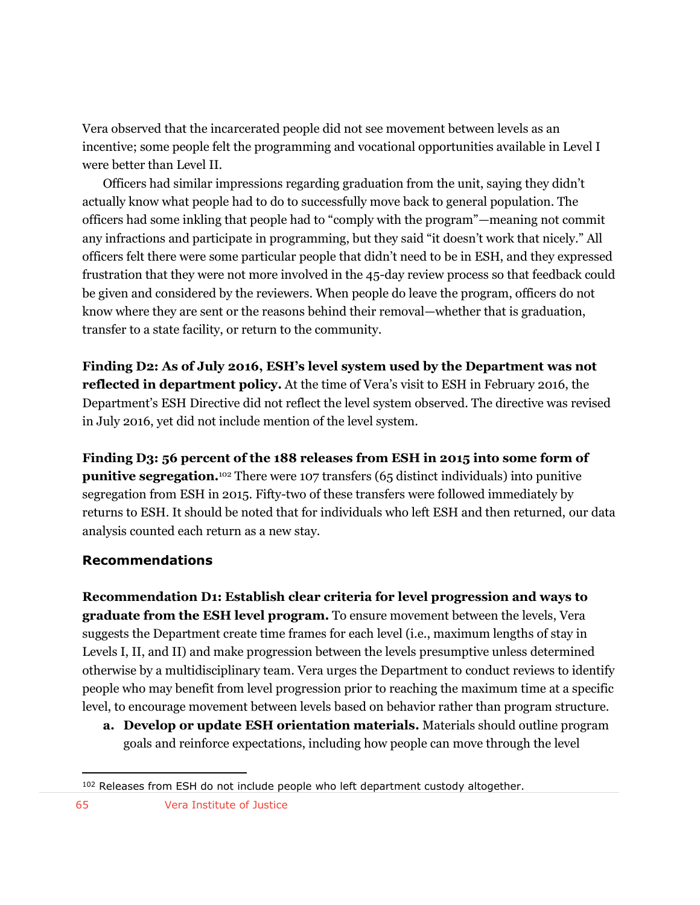Vera observed that the incarcerated people did not see movement between levels as an incentive; some people felt the programming and vocational opportunities available in Level I were better than Level II.

Officers had similar impressions regarding graduation from the unit, saying they didn't actually know what people had to do to successfully move back to general population. The officers had some inkling that people had to "comply with the program"—meaning not commit any infractions and participate in programming, but they said "it doesn't work that nicely." All officers felt there were some particular people that didn't need to be in ESH, and they expressed frustration that they were not more involved in the 45-day review process so that feedback could be given and considered by the reviewers. When people do leave the program, officers do not know where they are sent or the reasons behind their removal—whether that is graduation, transfer to a state facility, or return to the community.

**Finding D2: As of July 2016, ESH's level system used by the Department was not reflected in department policy.** At the time of Vera's visit to ESH in February 2016, the Department's ESH Directive did not reflect the level system observed. The directive was revised in July 2016, yet did not include mention of the level system.

**Finding D3: 56 percent of the 188 releases from ESH in 2015 into some form of punitive segregation.**[102] There were 107 transfers (65 distinct individuals) into punitive segregation from ESH in 2015. Fifty-two of these transfers were followed immediately by returns to ESH. It should be noted that for individuals who left ESH and then returned, our data analysis counted each return as a new stay.

### Recommendations

**Recommendation D1: Establish clear criteria for level progression and ways to graduate from the ESH level program.** To ensure movement between the levels, Vera suggests the Department create time frames for each level (i.e., maximum lengths of stay in Levels I, II, and II) and make progression between the levels presumptive unless determined otherwise by a multidisciplinary team. Vera urges the Department to conduct reviews to identify people who may benefit from level progression prior to reaching the maximum time at a specific level, to encourage movement between levels based on behavior rather than program structure.

a. **Develop or update ESH orientation materials.** Materials should outline program goals and reinforce expectations, including how people can move through the level

[102] Releases from ESH do not include people who left department custody altogether.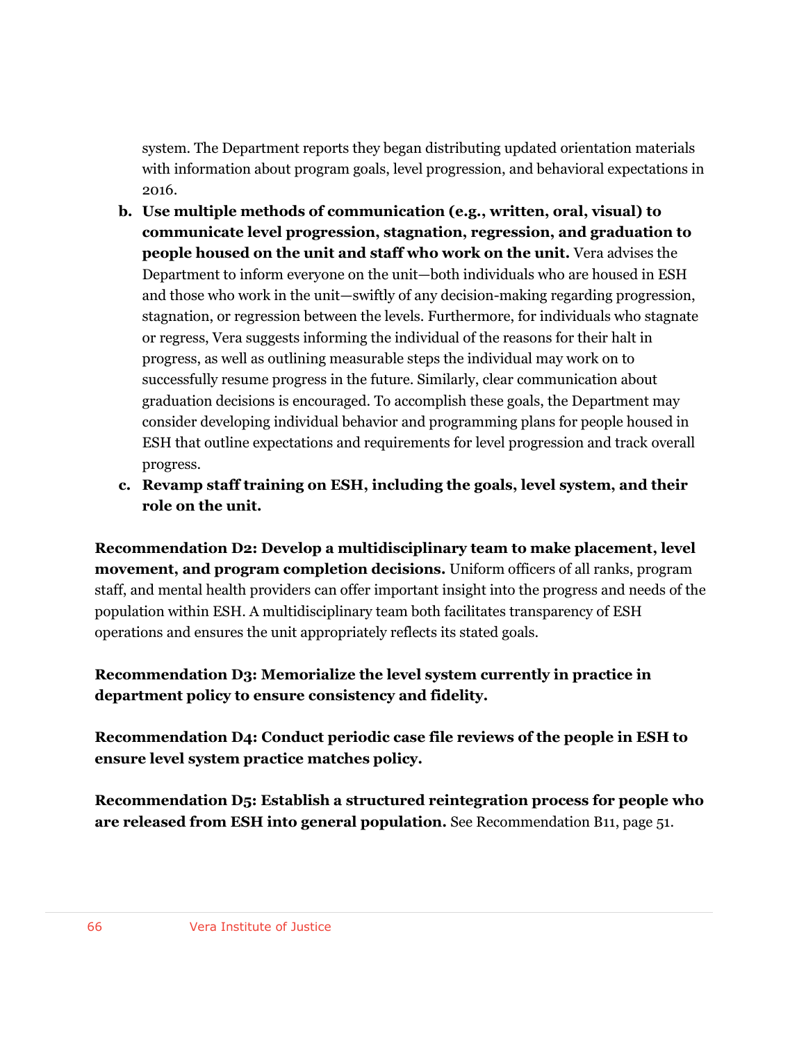system. The Department reports they began distributing updated orientation materials with information about program goals, level progression, and behavioral expectations in 2016.

b. **Use multiple methods of communication (e.g., written, oral, visual) to communicate level progression, stagnation, regression, and graduation to people housed on the unit and staff who work on the unit.** Vera advises the Department to inform everyone on the unit—both individuals who are housed in ESH and those who work in the unit—swiftly of any decision-making regarding progression, stagnation, or regression between the levels. Furthermore, for individuals who stagnate or regress, Vera suggests informing the individual of the reasons for their halt in progress, as well as outlining measurable steps the individual may work on to successfully resume progress in the future. Similarly, clear communication about graduation decisions is encouraged. To accomplish these goals, the Department may consider developing individual behavior and programming plans for people housed in ESH that outline expectations and requirements for level progression and track overall progress.

c. **Revamp staff training on ESH, including the goals, level system, and their role on the unit.**

**Recommendation D2: Develop a multidisciplinary team to make placement, level movement, and program completion decisions.** Uniform officers of all ranks, program staff, and mental health providers can offer important insight into the progress and needs of the population within ESH. A multidisciplinary team both facilitates transparency of ESH operations and ensures the unit appropriately reflects its stated goals.

**Recommendation D3: Memorialize the level system currently in practice in department policy to ensure consistency and fidelity.**

**Recommendation D4: Conduct periodic case file reviews of the people in ESH to ensure level system practice matches policy.**

**Recommendation D5: Establish a structured reintegration process for people who are released from ESH into general population.** See Recommendation B11, page 51.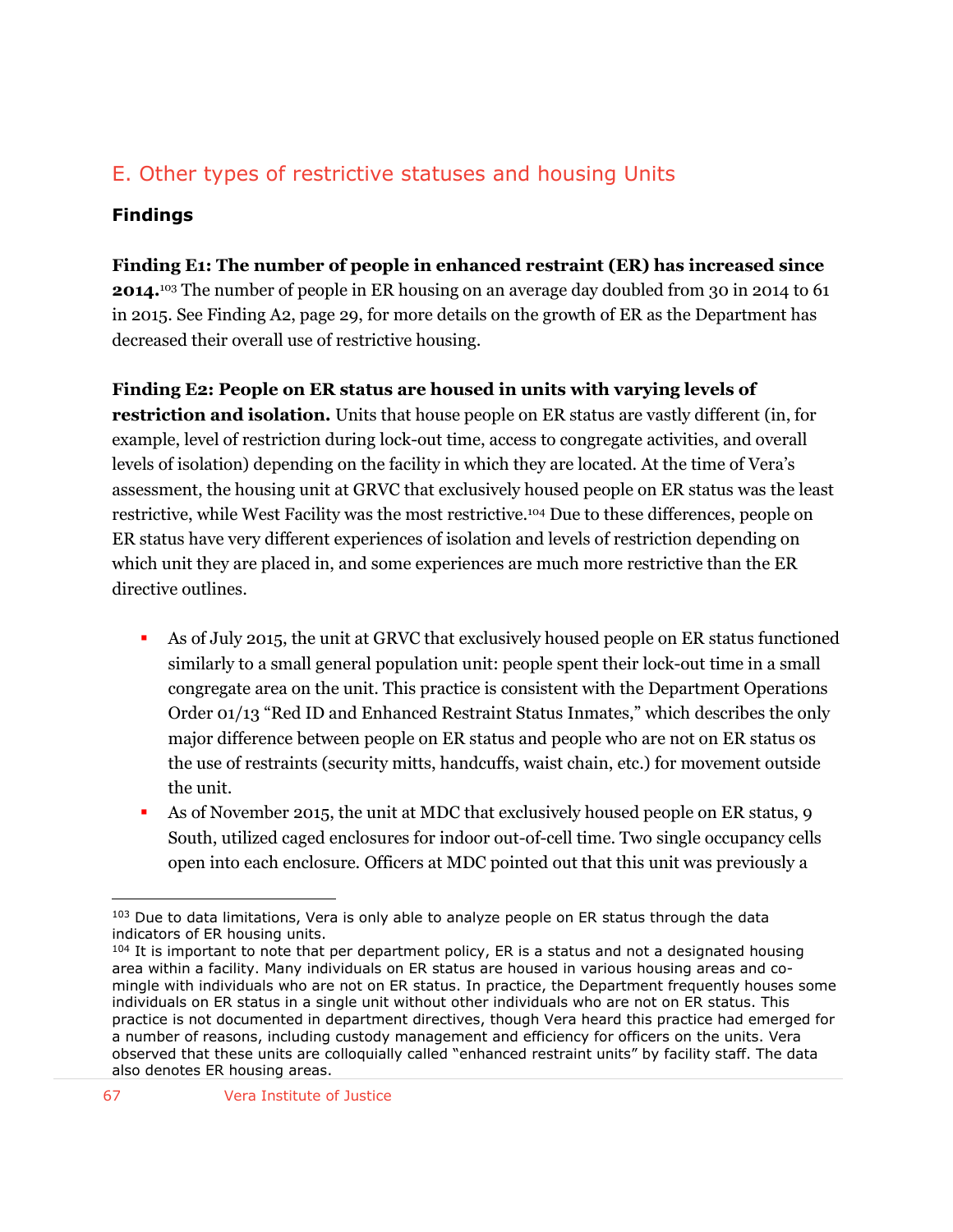## E. Other types of restrictive statuses and housing Units

### Findings

**Finding E1: The number of people in enhanced restraint (ER) has increased since 2014.**[103] The number of people in ER housing on an average day doubled from 30 in 2014 to 61 in 2015. See Finding A2, page 29, for more details on the growth of ER as the Department has decreased their overall use of restrictive housing.

**Finding E2: People on ER status are housed in units with varying levels of restriction and isolation.** Units that house people on ER status are vastly different (in, for example, level of restriction during lock-out time, access to congregate activities, and overall levels of isolation) depending on the facility in which they are located. At the time of Vera's assessment, the housing unit at GRVC that exclusively housed people on ER status was the least restrictive, while West Facility was the most restrictive.[104] Due to these differences, people on ER status have very different experiences of isolation and levels of restriction depending on which unit they are placed in, and some experiences are much more restrictive than the ER directive outlines.

- As of July 2015, the unit at GRVC that exclusively housed people on ER status functioned similarly to a small general population unit: people spent their lock-out time in a small congregate area on the unit. This practice is consistent with the Department Operations Order 01/13 "Red ID and Enhanced Restraint Status Inmates," which describes the only major difference between people on ER status and people who are not on ER status os the use of restraints (security mitts, handcuffs, waist chain, etc.) for movement outside the unit.
- As of November 2015, the unit at MDC that exclusively housed people on ER status, 9 South, utilized caged enclosures for indoor out-of-cell time. Two single occupancy cells open into each enclosure. Officers at MDC pointed out that this unit was previously a

---

[103] Due to data limitations, Vera is only able to analyze people on ER status through the data indicators of ER housing units.

[104] It is important to note that per department policy, ER is a status and not a designated housing area within a facility. Many individuals on ER status are housed in various housing areas and co-mingle with individuals who are not on ER status. In practice, the Department frequently houses some individuals on ER status in a single unit without other individuals who are not on ER status. This practice is not documented in department directives, though Vera heard this practice had emerged for a number of reasons, including custody management and efficiency for officers on the units. Vera observed that these units are colloquially called "enhanced restraint units" by facility staff. The data also denotes ER housing areas.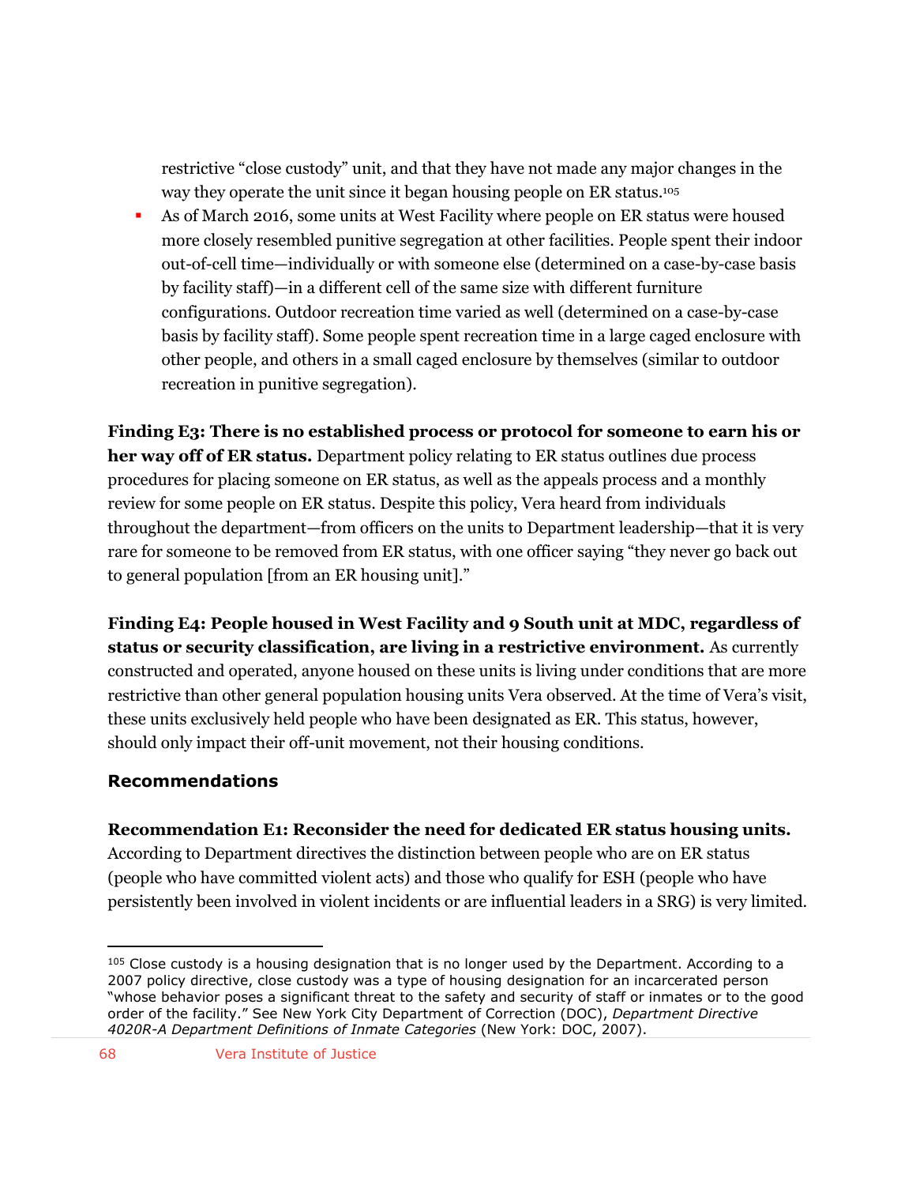restrictive "close custody" unit, and that they have not made any major changes in the way they operate the unit since it began housing people on ER status.[105]

- As of March 2016, some units at West Facility where people on ER status were housed more closely resembled punitive segregation at other facilities. People spent their indoor out-of-cell time—individually or with someone else (determined on a case-by-case basis by facility staff)—in a different cell of the same size with different furniture configurations. Outdoor recreation time varied as well (determined on a case-by-case basis by facility staff). Some people spent recreation time in a large caged enclosure with other people, and others in a small caged enclosure by themselves (similar to outdoor recreation in punitive segregation).

**Finding E3: There is no established process or protocol for someone to earn his or her way off of ER status.** Department policy relating to ER status outlines due process procedures for placing someone on ER status, as well as the appeals process and a monthly review for some people on ER status. Despite this policy, Vera heard from individuals throughout the department—from officers on the units to Department leadership—that it is very rare for someone to be removed from ER status, with one officer saying "they never go back out to general population [from an ER housing unit]."

**Finding E4: People housed in West Facility and 9 South unit at MDC, regardless of status or security classification, are living in a restrictive environment.** As currently constructed and operated, anyone housed on these units is living under conditions that are more restrictive than other general population housing units Vera observed. At the time of Vera's visit, these units exclusively held people who have been designated as ER. This status, however, should only impact their off-unit movement, not their housing conditions.

### Recommendations

**Recommendation E1: Reconsider the need for dedicated ER status housing units.** According to Department directives the distinction between people who are on ER status (people who have committed violent acts) and those who qualify for ESH (people who have persistently been involved in violent incidents or are influential leaders in a SRG) is very limited.

---

[105] Close custody is a housing designation that is no longer used by the Department. According to a 2007 policy directive, close custody was a type of housing designation for an incarcerated person "whose behavior poses a significant threat to the safety and security of staff or inmates or to the good order of the facility." See New York City Department of Correction (DOC), *Department Directive 4020R-A Department Definitions of Inmate Categories* (New York: DOC, 2007).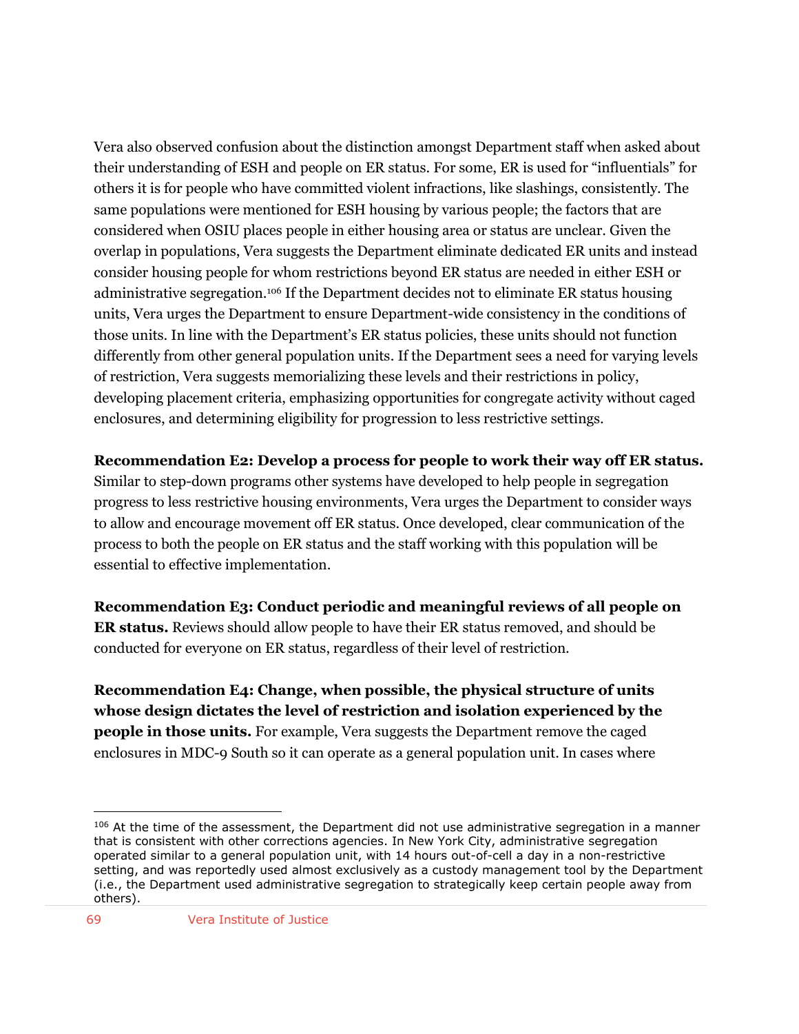Vera also observed confusion about the distinction amongst Department staff when asked about their understanding of ESH and people on ER status. For some, ER is used for "influentials" for others it is for people who have committed violent infractions, like slashings, consistently. The same populations were mentioned for ESH housing by various people; the factors that are considered when OSIU places people in either housing area or status are unclear. Given the overlap in populations, Vera suggests the Department eliminate dedicated ER units and instead consider housing people for whom restrictions beyond ER status are needed in either ESH or administrative segregation.[106] If the Department decides not to eliminate ER status housing units, Vera urges the Department to ensure Department-wide consistency in the conditions of those units. In line with the Department's ER status policies, these units should not function differently from other general population units. If the Department sees a need for varying levels of restriction, Vera suggests memorializing these levels and their restrictions in policy, developing placement criteria, emphasizing opportunities for congregate activity without caged enclosures, and determining eligibility for progression to less restrictive settings.

**Recommendation E2: Develop a process for people to work their way off ER status.** Similar to step-down programs other systems have developed to help people in segregation progress to less restrictive housing environments, Vera urges the Department to consider ways to allow and encourage movement off ER status. Once developed, clear communication of the process to both the people on ER status and the staff working with this population will be essential to effective implementation.

**Recommendation E3: Conduct periodic and meaningful reviews of all people on ER status.** Reviews should allow people to have their ER status removed, and should be conducted for everyone on ER status, regardless of their level of restriction.

**Recommendation E4: Change, when possible, the physical structure of units whose design dictates the level of restriction and isolation experienced by the people in those units.** For example, Vera suggests the Department remove the caged enclosures in MDC-9 South so it can operate as a general population unit. In cases where

[106] At the time of the assessment, the Department did not use administrative segregation in a manner that is consistent with other corrections agencies. In New York City, administrative segregation operated similar to a general population unit, with 14 hours out-of-cell a day in a non-restrictive setting, and was reportedly used almost exclusively as a custody management tool by the Department (i.e., the Department used administrative segregation to strategically keep certain people away from others).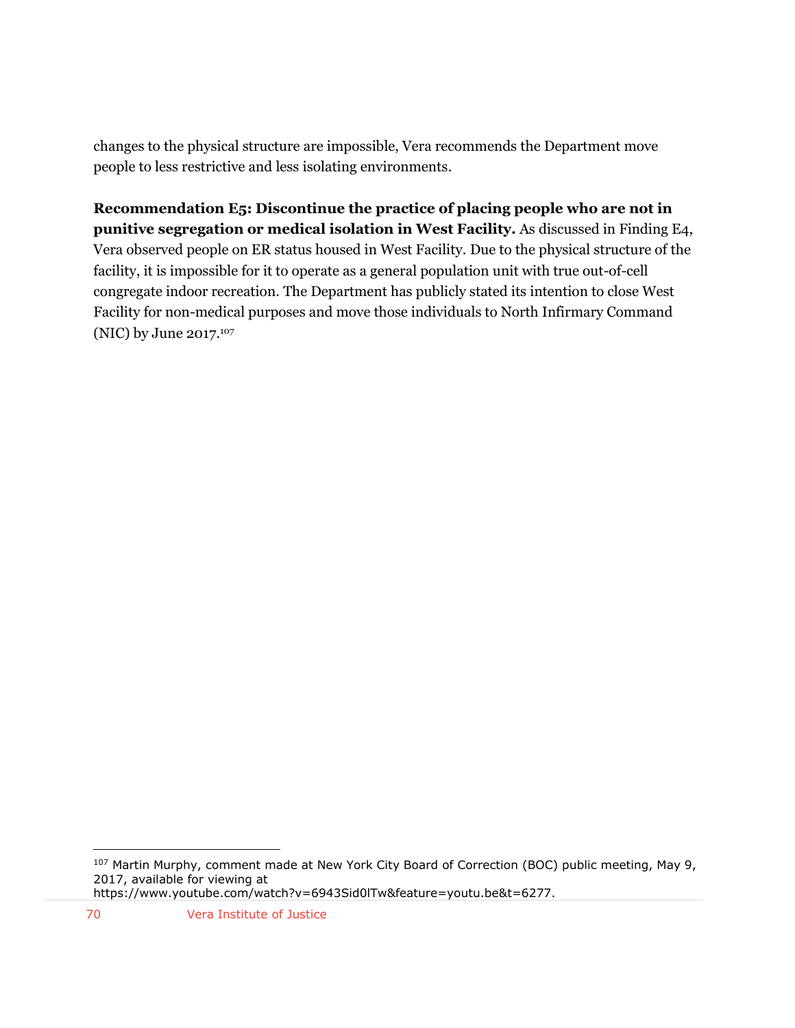changes to the physical structure are impossible, Vera recommends the Department move people to less restrictive and less isolating environments.

**Recommendation E5: Discontinue the practice of placing people who are not in punitive segregation or medical isolation in West Facility.** As discussed in Finding E4, Vera observed people on ER status housed in West Facility. Due to the physical structure of the facility, it is impossible for it to operate as a general population unit with true out-of-cell congregate indoor recreation. The Department has publicly stated its intention to close West Facility for non-medical purposes and move those individuals to North Infirmary Command (NIC) by June 2017.[107]

[107] Martin Murphy, comment made at New York City Board of Correction (BOC) public meeting, May 9, 2017, available for viewing at https://www.youtube.com/watch?v=6943Sid0lTw&feature=youtu.be&t=6277.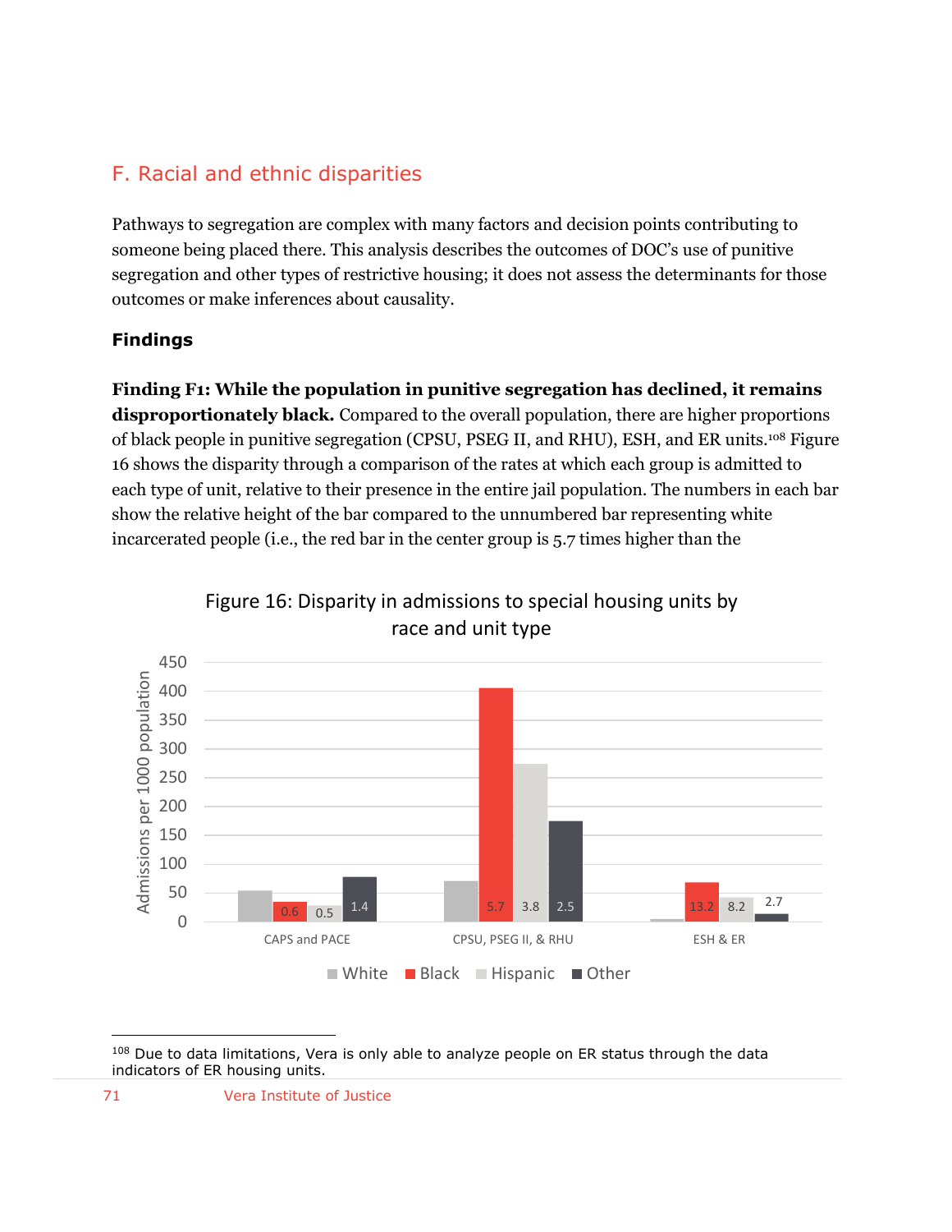## F. Racial and ethnic disparities

Pathways to segregation are complex with many factors and decision points contributing to someone being placed there. This analysis describes the outcomes of DOC's use of punitive segregation and other types of restrictive housing; it does not assess the determinants for those outcomes or make inferences about causality.

### Findings

**Finding F1: While the population in punitive segregation has declined, it remains disproportionately black.** Compared to the overall population, there are higher proportions of black people in punitive segregation (CPSU, PSEG II, and RHU), ESH, and ER units.[108] Figure 16 shows the disparity through a comparison of the rates at which each group is admitted to each type of unit, relative to their presence in the entire jail population. The numbers in each bar show the relative height of the bar compared to the unnumbered bar representing white incarcerated people (i.e., the red bar in the center group is 5.7 times higher than the

Figure 16: Disparity in admissions to special housing units by race and unit type

| Unit type | White | Black | Hispanic | Other |
|---|---|---|---|---|
| CAPS and PACE | | 0.6 | 0.5 | 1.4 |
| CPSU, PSEG II, & RHU | | 5.7 | 3.8 | 2.5 |
| ESH & ER | | 13.2 | 8.2 | 2.7 |

Y-axis: Admissions per 1000 population

[108] Due to data limitations, Vera is only able to analyze people on ER status through the data indicators of ER housing units.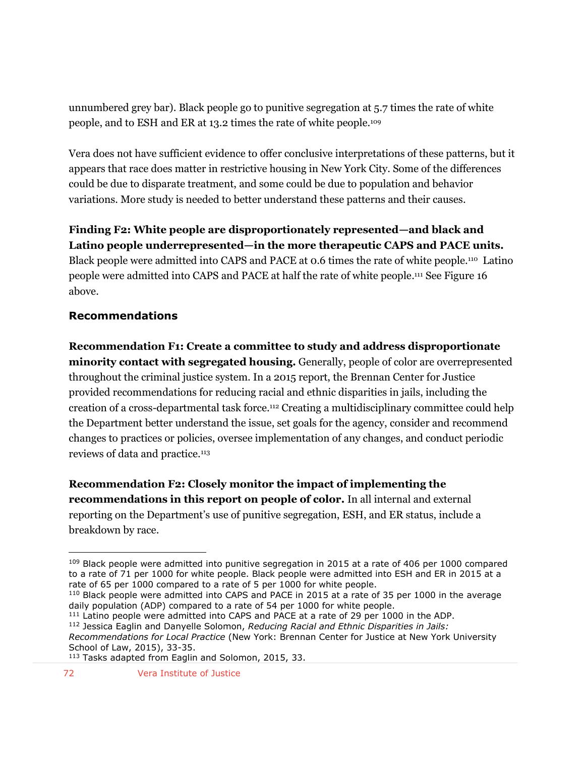unnumbered grey bar). Black people go to punitive segregation at 5.7 times the rate of white people, and to ESH and ER at 13.2 times the rate of white people.[109]

Vera does not have sufficient evidence to offer conclusive interpretations of these patterns, but it appears that race does matter in restrictive housing in New York City. Some of the differences could be due to disparate treatment, and some could be due to population and behavior variations. More study is needed to better understand these patterns and their causes.

**Finding F2: White people are disproportionately represented—and black and Latino people underrepresented—in the more therapeutic CAPS and PACE units.** Black people were admitted into CAPS and PACE at 0.6 times the rate of white people.[110] Latino people were admitted into CAPS and PACE at half the rate of white people.[111] See Figure 16 above.

### Recommendations

**Recommendation F1: Create a committee to study and address disproportionate minority contact with segregated housing.** Generally, people of color are overrepresented throughout the criminal justice system. In a 2015 report, the Brennan Center for Justice provided recommendations for reducing racial and ethnic disparities in jails, including the creation of a cross-departmental task force.[112] Creating a multidisciplinary committee could help the Department better understand the issue, set goals for the agency, consider and recommend changes to practices or policies, oversee implementation of any changes, and conduct periodic reviews of data and practice.[113]

**Recommendation F2: Closely monitor the impact of implementing the recommendations in this report on people of color.** In all internal and external reporting on the Department's use of punitive segregation, ESH, and ER status, include a breakdown by race.

---

[109] Black people were admitted into punitive segregation in 2015 at a rate of 406 per 1000 compared to a rate of 71 per 1000 for white people. Black people were admitted into ESH and ER in 2015 at a rate of 65 per 1000 compared to a rate of 5 per 1000 for white people.

[110] Black people were admitted into CAPS and PACE in 2015 at a rate of 35 per 1000 in the average daily population (ADP) compared to a rate of 54 per 1000 for white people.

[111] Latino people were admitted into CAPS and PACE at a rate of 29 per 1000 in the ADP.

[112] Jessica Eaglin and Danyelle Solomon, *Reducing Racial and Ethnic Disparities in Jails: Recommendations for Local Practice* (New York: Brennan Center for Justice at New York University School of Law, 2015), 33-35.

[113] Tasks adapted from Eaglin and Solomon, 2015, 33.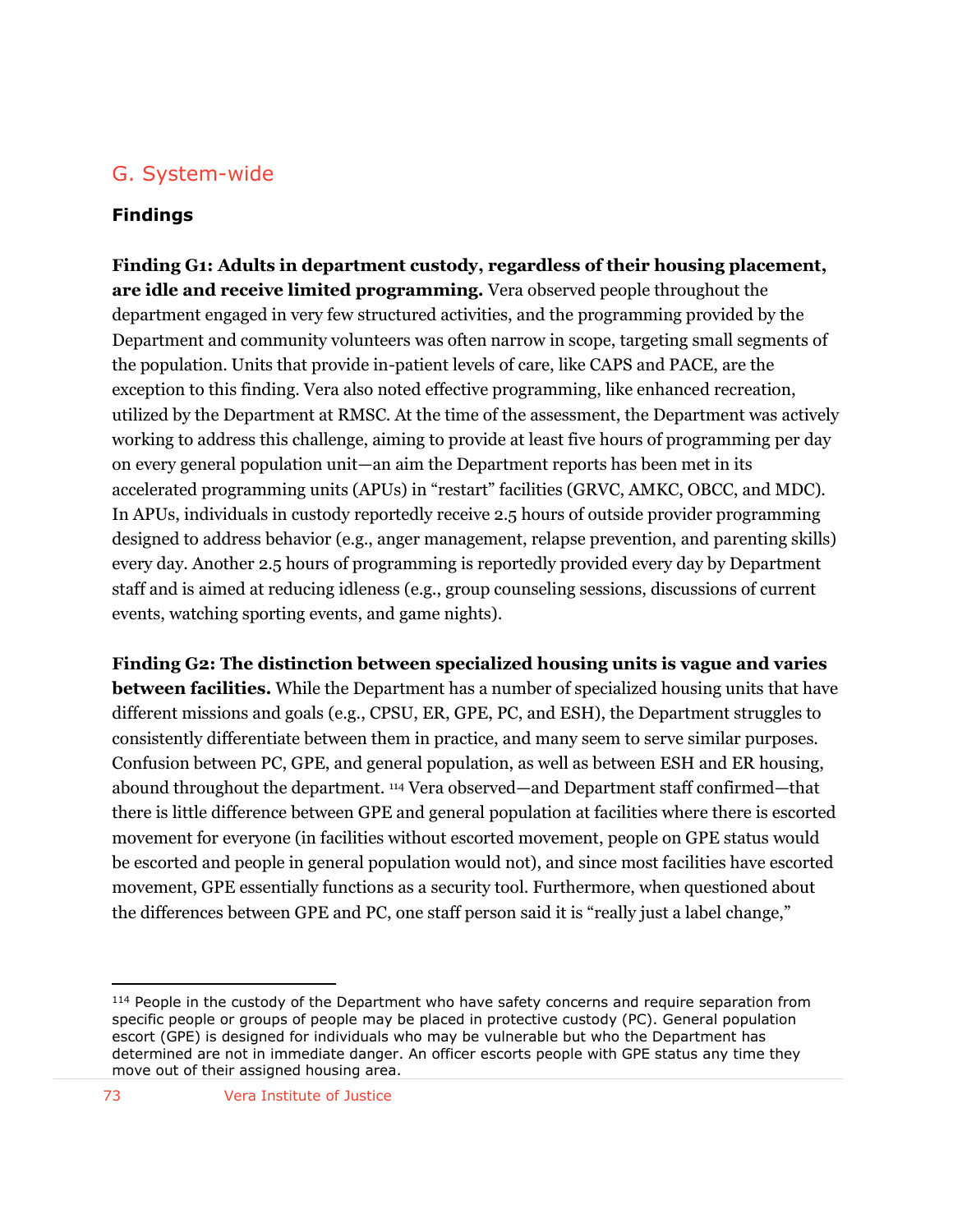## G. System-wide

### Findings

**Finding G1: Adults in department custody, regardless of their housing placement, are idle and receive limited programming.** Vera observed people throughout the department engaged in very few structured activities, and the programming provided by the Department and community volunteers was often narrow in scope, targeting small segments of the population. Units that provide in-patient levels of care, like CAPS and PACE, are the exception to this finding. Vera also noted effective programming, like enhanced recreation, utilized by the Department at RMSC. At the time of the assessment, the Department was actively working to address this challenge, aiming to provide at least five hours of programming per day on every general population unit—an aim the Department reports has been met in its accelerated programming units (APUs) in "restart" facilities (GRVC, AMKC, OBCC, and MDC). In APUs, individuals in custody reportedly receive 2.5 hours of outside provider programming designed to address behavior (e.g., anger management, relapse prevention, and parenting skills) every day. Another 2.5 hours of programming is reportedly provided every day by Department staff and is aimed at reducing idleness (e.g., group counseling sessions, discussions of current events, watching sporting events, and game nights).

**Finding G2: The distinction between specialized housing units is vague and varies between facilities.** While the Department has a number of specialized housing units that have different missions and goals (e.g., CPSU, ER, GPE, PC, and ESH), the Department struggles to consistently differentiate between them in practice, and many seem to serve similar purposes. Confusion between PC, GPE, and general population, as well as between ESH and ER housing, abound throughout the department. [114] Vera observed—and Department staff confirmed—that there is little difference between GPE and general population at facilities where there is escorted movement for everyone (in facilities without escorted movement, people on GPE status would be escorted and people in general population would not), and since most facilities have escorted movement, GPE essentially functions as a security tool. Furthermore, when questioned about the differences between GPE and PC, one staff person said it is "really just a label change,"

---

[114] People in the custody of the Department who have safety concerns and require separation from specific people or groups of people may be placed in protective custody (PC). General population escort (GPE) is designed for individuals who may be vulnerable but who the Department has determined are not in immediate danger. An officer escorts people with GPE status any time they move out of their assigned housing area.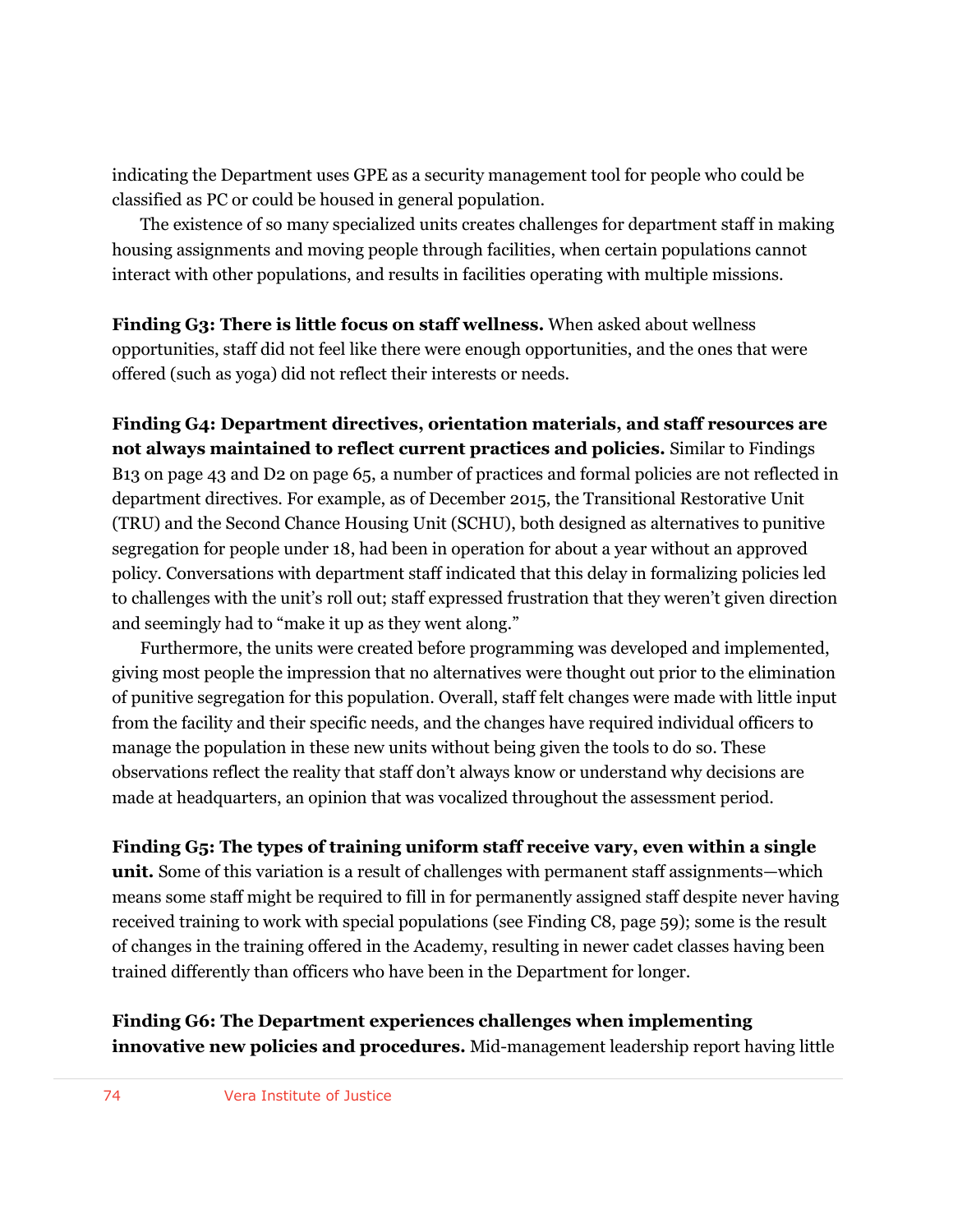indicating the Department uses GPE as a security management tool for people who could be classified as PC or could be housed in general population.

The existence of so many specialized units creates challenges for department staff in making housing assignments and moving people through facilities, when certain populations cannot interact with other populations, and results in facilities operating with multiple missions.

**Finding G3: There is little focus on staff wellness.** When asked about wellness opportunities, staff did not feel like there were enough opportunities, and the ones that were offered (such as yoga) did not reflect their interests or needs.

**Finding G4: Department directives, orientation materials, and staff resources are not always maintained to reflect current practices and policies.** Similar to Findings B13 on page 43 and D2 on page 65, a number of practices and formal policies are not reflected in department directives. For example, as of December 2015, the Transitional Restorative Unit (TRU) and the Second Chance Housing Unit (SCHU), both designed as alternatives to punitive segregation for people under 18, had been in operation for about a year without an approved policy. Conversations with department staff indicated that this delay in formalizing policies led to challenges with the unit's roll out; staff expressed frustration that they weren't given direction and seemingly had to "make it up as they went along."

Furthermore, the units were created before programming was developed and implemented, giving most people the impression that no alternatives were thought out prior to the elimination of punitive segregation for this population. Overall, staff felt changes were made with little input from the facility and their specific needs, and the changes have required individual officers to manage the population in these new units without being given the tools to do so. These observations reflect the reality that staff don't always know or understand why decisions are made at headquarters, an opinion that was vocalized throughout the assessment period.

**Finding G5: The types of training uniform staff receive vary, even within a single unit.** Some of this variation is a result of challenges with permanent staff assignments—which means some staff might be required to fill in for permanently assigned staff despite never having received training to work with special populations (see Finding C8, page 59); some is the result of changes in the training offered in the Academy, resulting in newer cadet classes having been trained differently than officers who have been in the Department for longer.

**Finding G6: The Department experiences challenges when implementing innovative new policies and procedures.** Mid-management leadership report having little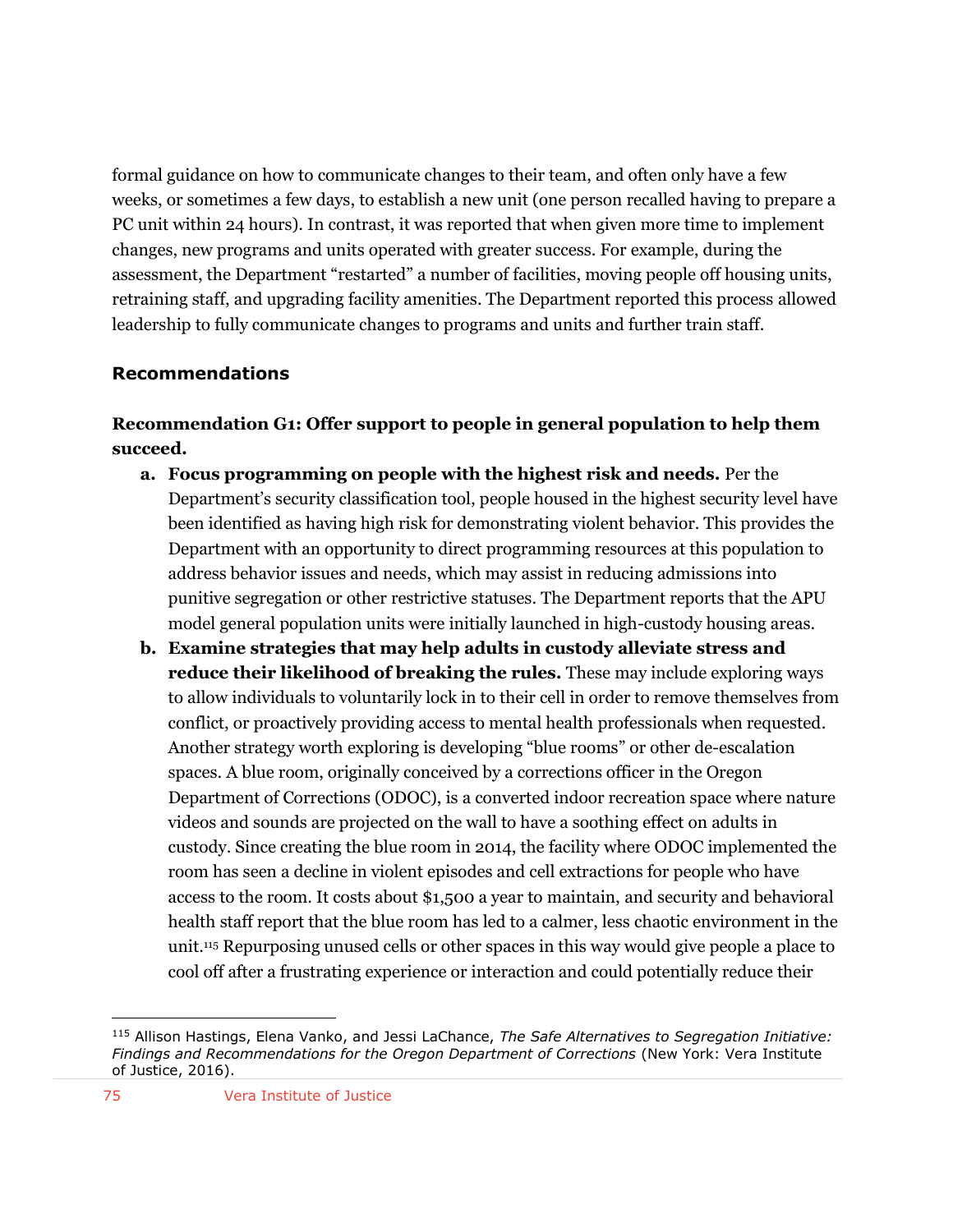formal guidance on how to communicate changes to their team, and often only have a few weeks, or sometimes a few days, to establish a new unit (one person recalled having to prepare a PC unit within 24 hours). In contrast, it was reported that when given more time to implement changes, new programs and units operated with greater success. For example, during the assessment, the Department "restarted" a number of facilities, moving people off housing units, retraining staff, and upgrading facility amenities. The Department reported this process allowed leadership to fully communicate changes to programs and units and further train staff.

### Recommendations

**Recommendation G1: Offer support to people in general population to help them succeed.**

a. **Focus programming on people with the highest risk and needs.** Per the Department's security classification tool, people housed in the highest security level have been identified as having high risk for demonstrating violent behavior. This provides the Department with an opportunity to direct programming resources at this population to address behavior issues and needs, which may assist in reducing admissions into punitive segregation or other restrictive statuses. The Department reports that the APU model general population units were initially launched in high-custody housing areas.

b. **Examine strategies that may help adults in custody alleviate stress and reduce their likelihood of breaking the rules.** These may include exploring ways to allow individuals to voluntarily lock in to their cell in order to remove themselves from conflict, or proactively providing access to mental health professionals when requested. Another strategy worth exploring is developing "blue rooms" or other de-escalation spaces. A blue room, originally conceived by a corrections officer in the Oregon Department of Corrections (ODOC), is a converted indoor recreation space where nature videos and sounds are projected on the wall to have a soothing effect on adults in custody. Since creating the blue room in 2014, the facility where ODOC implemented the room has seen a decline in violent episodes and cell extractions for people who have access to the room. It costs about $1,500 a year to maintain, and security and behavioral health staff report that the blue room has led to a calmer, less chaotic environment in the unit.[115] Repurposing unused cells or other spaces in this way would give people a place to cool off after a frustrating experience or interaction and could potentially reduce their

---

[115] Allison Hastings, Elena Vanko, and Jessi LaChance, *The Safe Alternatives to Segregation Initiative: Findings and Recommendations for the Oregon Department of Corrections* (New York: Vera Institute of Justice, 2016).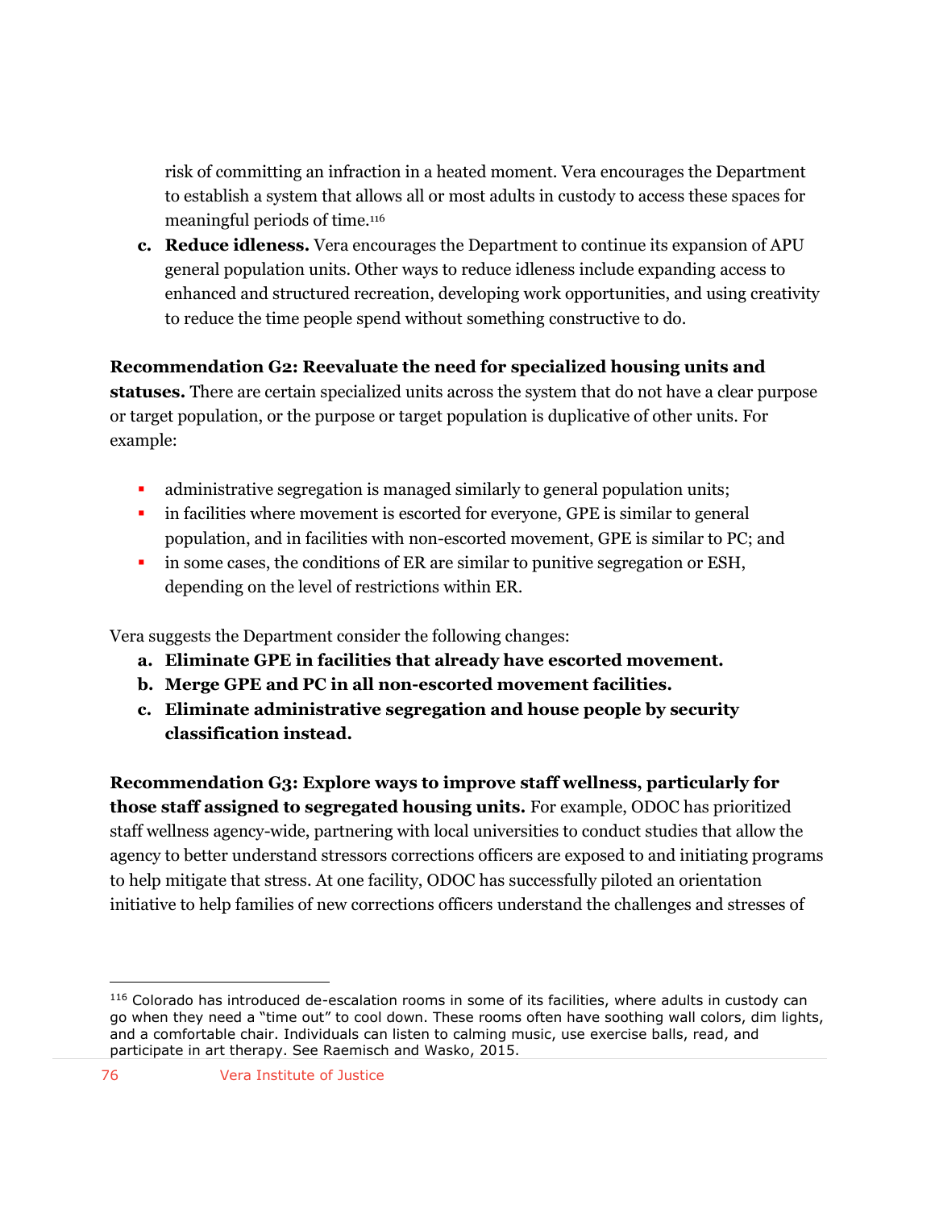risk of committing an infraction in a heated moment. Vera encourages the Department to establish a system that allows all or most adults in custody to access these spaces for meaningful periods of time.[116]

c. **Reduce idleness.** Vera encourages the Department to continue its expansion of APU general population units. Other ways to reduce idleness include expanding access to enhanced and structured recreation, developing work opportunities, and using creativity to reduce the time people spend without something constructive to do.

**Recommendation G2: Reevaluate the need for specialized housing units and statuses.** There are certain specialized units across the system that do not have a clear purpose or target population, or the purpose or target population is duplicative of other units. For example:

- administrative segregation is managed similarly to general population units;
- in facilities where movement is escorted for everyone, GPE is similar to general population, and in facilities with non-escorted movement, GPE is similar to PC; and
- in some cases, the conditions of ER are similar to punitive segregation or ESH, depending on the level of restrictions within ER.

Vera suggests the Department consider the following changes:

a. **Eliminate GPE in facilities that already have escorted movement.**
b. **Merge GPE and PC in all non-escorted movement facilities.**
c. **Eliminate administrative segregation and house people by security classification instead.**

**Recommendation G3: Explore ways to improve staff wellness, particularly for those staff assigned to segregated housing units.** For example, ODOC has prioritized staff wellness agency-wide, partnering with local universities to conduct studies that allow the agency to better understand stressors corrections officers are exposed to and initiating programs to help mitigate that stress. At one facility, ODOC has successfully piloted an orientation initiative to help families of new corrections officers understand the challenges and stresses of

[116] Colorado has introduced de-escalation rooms in some of its facilities, where adults in custody can go when they need a "time out" to cool down. These rooms often have soothing wall colors, dim lights, and a comfortable chair. Individuals can listen to calming music, use exercise balls, read, and participate in art therapy. See Raemisch and Wasko, 2015.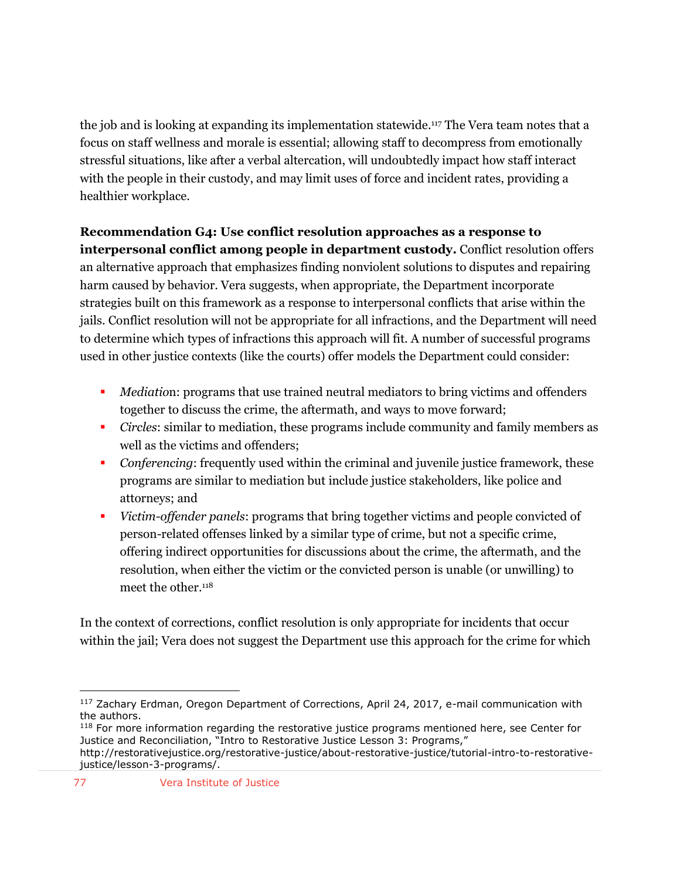the job and is looking at expanding its implementation statewide.[117] The Vera team notes that a focus on staff wellness and morale is essential; allowing staff to decompress from emotionally stressful situations, like after a verbal altercation, will undoubtedly impact how staff interact with the people in their custody, and may limit uses of force and incident rates, providing a healthier workplace.

**Recommendation G4: Use conflict resolution approaches as a response to interpersonal conflict among people in department custody.** Conflict resolution offers an alternative approach that emphasizes finding nonviolent solutions to disputes and repairing harm caused by behavior. Vera suggests, when appropriate, the Department incorporate strategies built on this framework as a response to interpersonal conflicts that arise within the jails. Conflict resolution will not be appropriate for all infractions, and the Department will need to determine which types of infractions this approach will fit. A number of successful programs used in other justice contexts (like the courts) offer models the Department could consider:

- *Mediation*: programs that use trained neutral mediators to bring victims and offenders together to discuss the crime, the aftermath, and ways to move forward;
- *Circles*: similar to mediation, these programs include community and family members as well as the victims and offenders;
- *Conferencing*: frequently used within the criminal and juvenile justice framework, these programs are similar to mediation but include justice stakeholders, like police and attorneys; and
- *Victim-offender panels*: programs that bring together victims and people convicted of person-related offenses linked by a similar type of crime, but not a specific crime, offering indirect opportunities for discussions about the crime, the aftermath, and the resolution, when either the victim or the convicted person is unable (or unwilling) to meet the other.[118]

In the context of corrections, conflict resolution is only appropriate for incidents that occur within the jail; Vera does not suggest the Department use this approach for the crime for which

---

[117] Zachary Erdman, Oregon Department of Corrections, April 24, 2017, e-mail communication with the authors.

[118] For more information regarding the restorative justice programs mentioned here, see Center for Justice and Reconciliation, "Intro to Restorative Justice Lesson 3: Programs," http://restorativejustice.org/restorative-justice/about-restorative-justice/tutorial-intro-to-restorative-justice/lesson-3-programs/.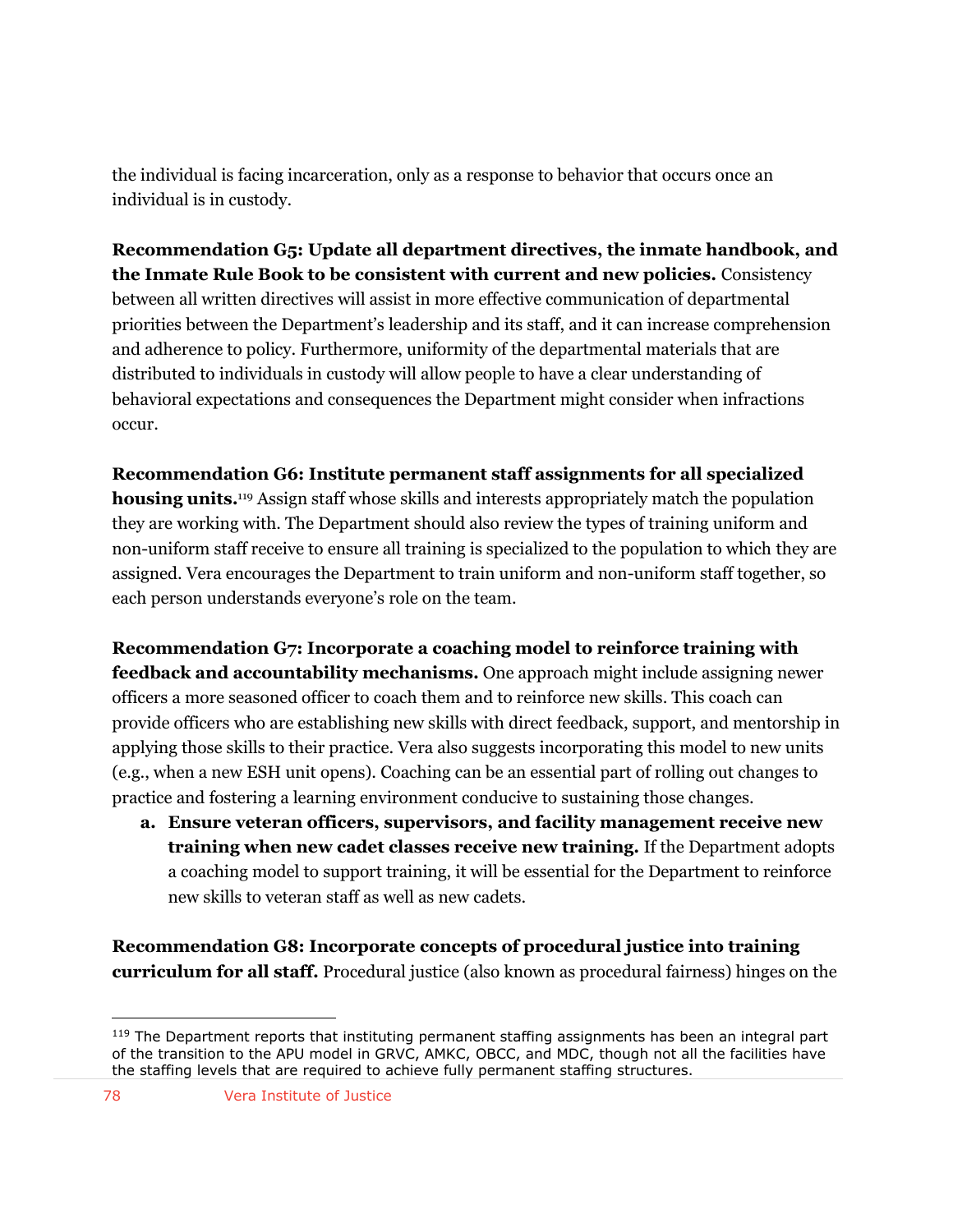the individual is facing incarceration, only as a response to behavior that occurs once an individual is in custody.

**Recommendation G5: Update all department directives, the inmate handbook, and the Inmate Rule Book to be consistent with current and new policies.** Consistency between all written directives will assist in more effective communication of departmental priorities between the Department's leadership and its staff, and it can increase comprehension and adherence to policy. Furthermore, uniformity of the departmental materials that are distributed to individuals in custody will allow people to have a clear understanding of behavioral expectations and consequences the Department might consider when infractions occur.

**Recommendation G6: Institute permanent staff assignments for all specialized housing units.**[119] Assign staff whose skills and interests appropriately match the population they are working with. The Department should also review the types of training uniform and non-uniform staff receive to ensure all training is specialized to the population to which they are assigned. Vera encourages the Department to train uniform and non-uniform staff together, so each person understands everyone's role on the team.

**Recommendation G7: Incorporate a coaching model to reinforce training with feedback and accountability mechanisms.** One approach might include assigning newer officers a more seasoned officer to coach them and to reinforce new skills. This coach can provide officers who are establishing new skills with direct feedback, support, and mentorship in applying those skills to their practice. Vera also suggests incorporating this model to new units (e.g., when a new ESH unit opens). Coaching can be an essential part of rolling out changes to practice and fostering a learning environment conducive to sustaining those changes.

a. **Ensure veteran officers, supervisors, and facility management receive new training when new cadet classes receive new training.** If the Department adopts a coaching model to support training, it will be essential for the Department to reinforce new skills to veteran staff as well as new cadets.

**Recommendation G8: Incorporate concepts of procedural justice into training curriculum for all staff.** Procedural justice (also known as procedural fairness) hinges on the

---

[119] The Department reports that instituting permanent staffing assignments has been an integral part of the transition to the APU model in GRVC, AMKC, OBCC, and MDC, though not all the facilities have the staffing levels that are required to achieve fully permanent staffing structures.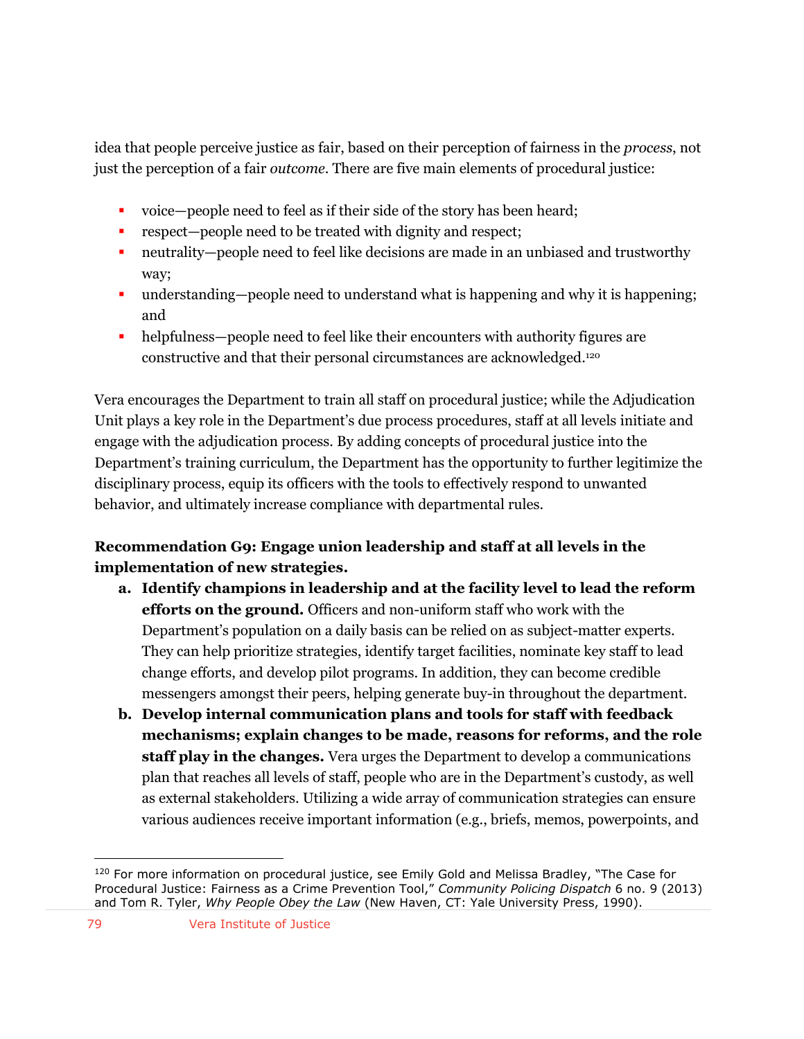idea that people perceive justice as fair, based on their perception of fairness in the *process*, not just the perception of a fair *outcome*. There are five main elements of procedural justice:

- voice—people need to feel as if their side of the story has been heard;
- respect—people need to be treated with dignity and respect;
- neutrality—people need to feel like decisions are made in an unbiased and trustworthy way;
- understanding—people need to understand what is happening and why it is happening; and
- helpfulness—people need to feel like their encounters with authority figures are constructive and that their personal circumstances are acknowledged.[120]

Vera encourages the Department to train all staff on procedural justice; while the Adjudication Unit plays a key role in the Department's due process procedures, staff at all levels initiate and engage with the adjudication process. By adding concepts of procedural justice into the Department's training curriculum, the Department has the opportunity to further legitimize the disciplinary process, equip its officers with the tools to effectively respond to unwanted behavior, and ultimately increase compliance with departmental rules.

**Recommendation G9: Engage union leadership and staff at all levels in the implementation of new strategies.**

a. **Identify champions in leadership and at the facility level to lead the reform efforts on the ground.** Officers and non-uniform staff who work with the Department's population on a daily basis can be relied on as subject-matter experts. They can help prioritize strategies, identify target facilities, nominate key staff to lead change efforts, and develop pilot programs. In addition, they can become credible messengers amongst their peers, helping generate buy-in throughout the department.

b. **Develop internal communication plans and tools for staff with feedback mechanisms; explain changes to be made, reasons for reforms, and the role staff play in the changes.** Vera urges the Department to develop a communications plan that reaches all levels of staff, people who are in the Department's custody, as well as external stakeholders. Utilizing a wide array of communication strategies can ensure various audiences receive important information (e.g., briefs, memos, powerpoints, and

[120] For more information on procedural justice, see Emily Gold and Melissa Bradley, "The Case for Procedural Justice: Fairness as a Crime Prevention Tool," *Community Policing Dispatch* 6 no. 9 (2013) and Tom R. Tyler, *Why People Obey the Law* (New Haven, CT: Yale University Press, 1990).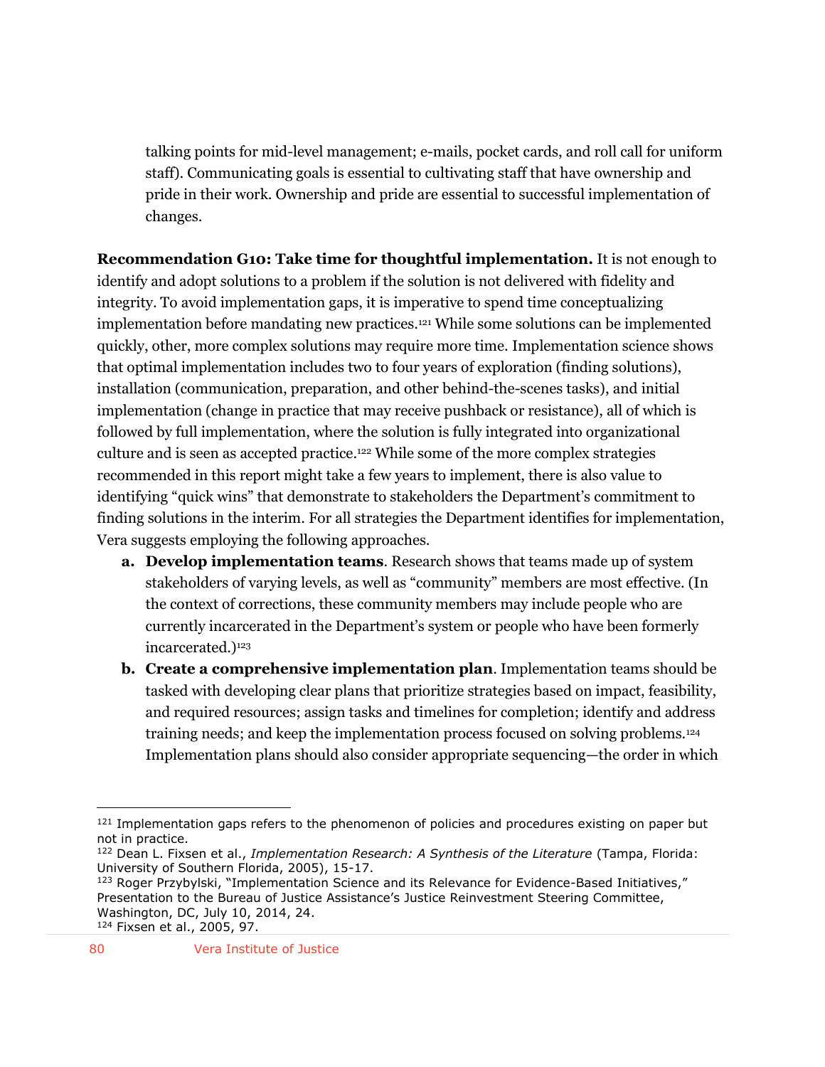talking points for mid-level management; e-mails, pocket cards, and roll call for uniform staff). Communicating goals is essential to cultivating staff that have ownership and pride in their work. Ownership and pride are essential to successful implementation of changes.

**Recommendation G10: Take time for thoughtful implementation.** It is not enough to identify and adopt solutions to a problem if the solution is not delivered with fidelity and integrity. To avoid implementation gaps, it is imperative to spend time conceptualizing implementation before mandating new practices.[121] While some solutions can be implemented quickly, other, more complex solutions may require more time. Implementation science shows that optimal implementation includes two to four years of exploration (finding solutions), installation (communication, preparation, and other behind-the-scenes tasks), and initial implementation (change in practice that may receive pushback or resistance), all of which is followed by full implementation, where the solution is fully integrated into organizational culture and is seen as accepted practice.[122] While some of the more complex strategies recommended in this report might take a few years to implement, there is also value to identifying "quick wins" that demonstrate to stakeholders the Department's commitment to finding solutions in the interim. For all strategies the Department identifies for implementation, Vera suggests employing the following approaches.

**a. Develop implementation teams**. Research shows that teams made up of system stakeholders of varying levels, as well as "community" members are most effective. (In the context of corrections, these community members may include people who are currently incarcerated in the Department's system or people who have been formerly incarcerated.)[123]

**b. Create a comprehensive implementation plan**. Implementation teams should be tasked with developing clear plans that prioritize strategies based on impact, feasibility, and required resources; assign tasks and timelines for completion; identify and address training needs; and keep the implementation process focused on solving problems.[124] Implementation plans should also consider appropriate sequencing—the order in which

---

[121] Implementation gaps refers to the phenomenon of policies and procedures existing on paper but not in practice.

[122] Dean L. Fixsen et al., *Implementation Research: A Synthesis of the Literature* (Tampa, Florida: University of Southern Florida, 2005), 15-17.

[123] Roger Przybylski, "Implementation Science and its Relevance for Evidence-Based Initiatives," Presentation to the Bureau of Justice Assistance's Justice Reinvestment Steering Committee, Washington, DC, July 10, 2014, 24.

[124] Fixsen et al., 2005, 97.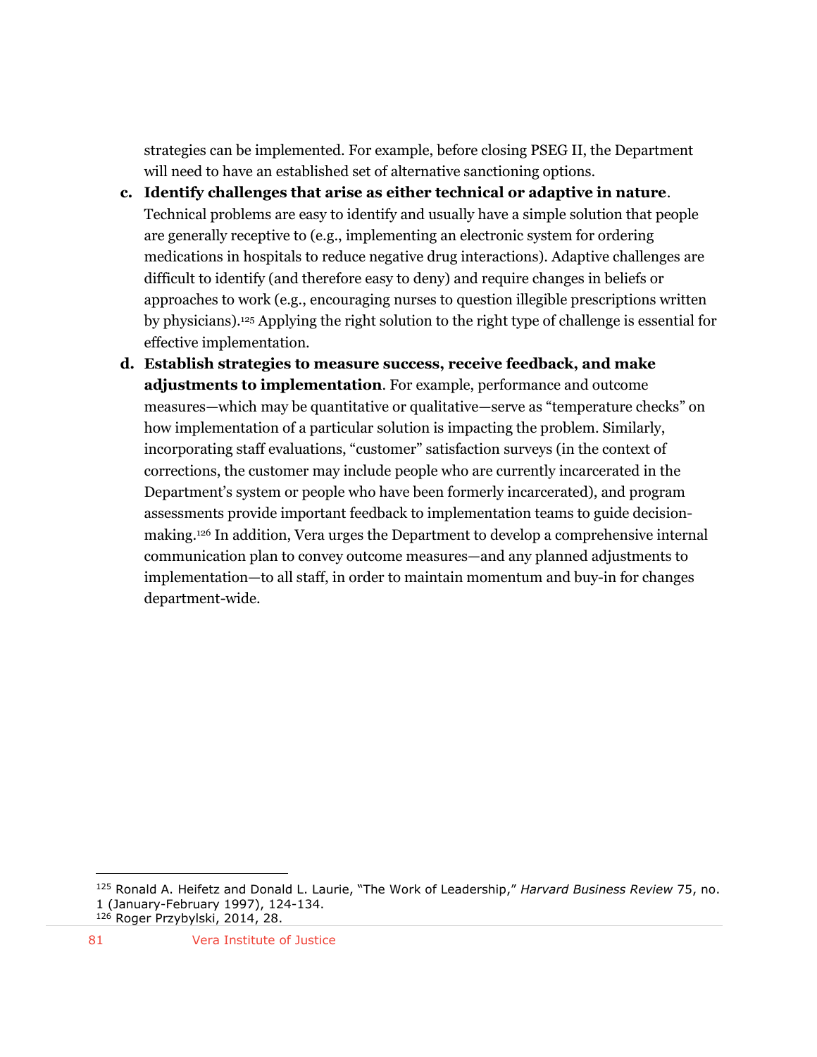strategies can be implemented. For example, before closing PSEG II, the Department will need to have an established set of alternative sanctioning options.

c. **Identify challenges that arise as either technical or adaptive in nature**. Technical problems are easy to identify and usually have a simple solution that people are generally receptive to (e.g., implementing an electronic system for ordering medications in hospitals to reduce negative drug interactions). Adaptive challenges are difficult to identify (and therefore easy to deny) and require changes in beliefs or approaches to work (e.g., encouraging nurses to question illegible prescriptions written by physicians).[125] Applying the right solution to the right type of challenge is essential for effective implementation.

d. **Establish strategies to measure success, receive feedback, and make adjustments to implementation**. For example, performance and outcome measures—which may be quantitative or qualitative—serve as "temperature checks" on how implementation of a particular solution is impacting the problem. Similarly, incorporating staff evaluations, "customer" satisfaction surveys (in the context of corrections, the customer may include people who are currently incarcerated in the Department's system or people who have been formerly incarcerated), and program assessments provide important feedback to implementation teams to guide decision-making.[126] In addition, Vera urges the Department to develop a comprehensive internal communication plan to convey outcome measures—and any planned adjustments to implementation—to all staff, in order to maintain momentum and buy-in for changes department-wide.

---

[125] Ronald A. Heifetz and Donald L. Laurie, "The Work of Leadership," *Harvard Business Review* 75, no. 1 (January-February 1997), 124-134.

[126] Roger Przybylski, 2014, 28.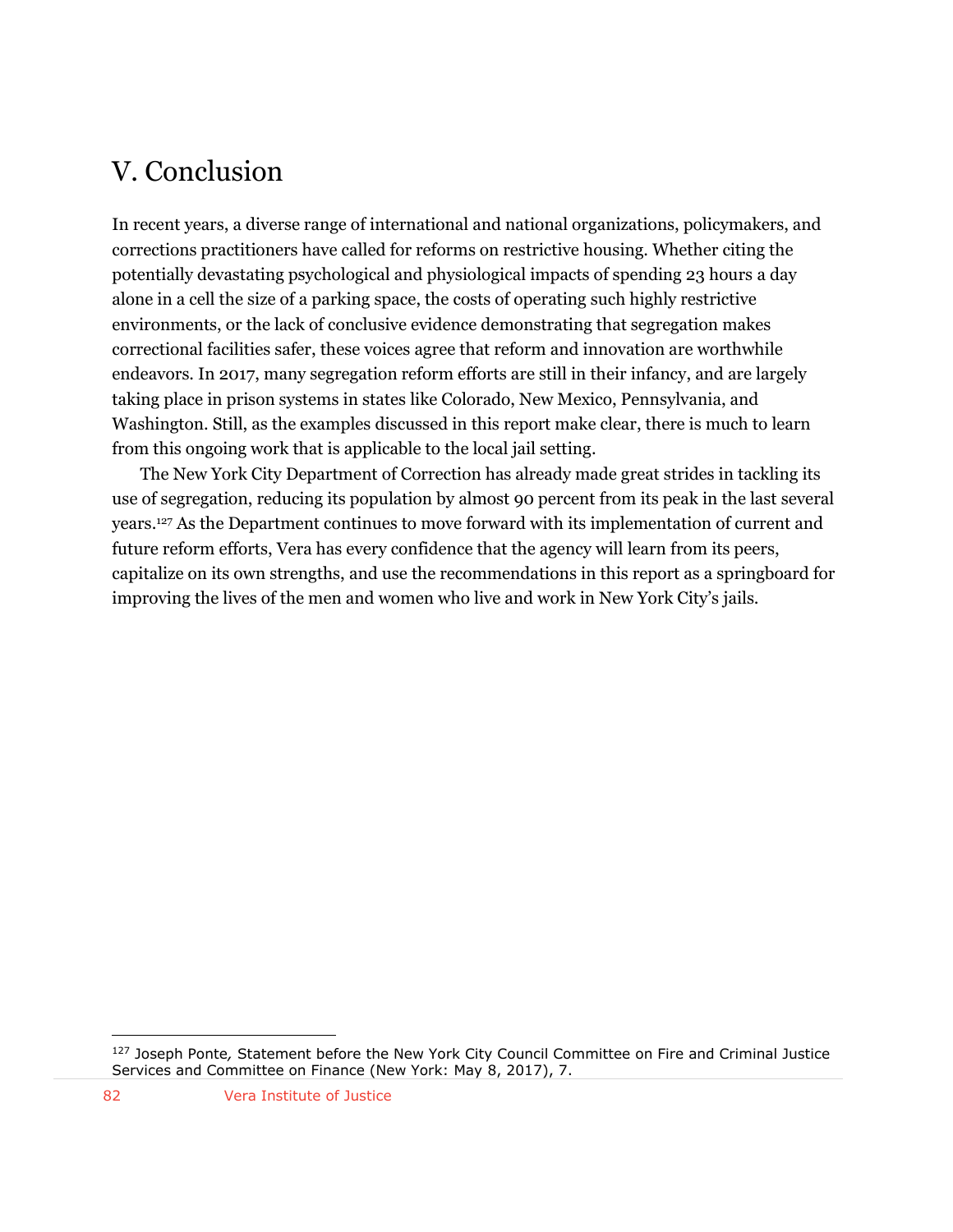# V. Conclusion

In recent years, a diverse range of international and national organizations, policymakers, and corrections practitioners have called for reforms on restrictive housing. Whether citing the potentially devastating psychological and physiological impacts of spending 23 hours a day alone in a cell the size of a parking space, the costs of operating such highly restrictive environments, or the lack of conclusive evidence demonstrating that segregation makes correctional facilities safer, these voices agree that reform and innovation are worthwhile endeavors. In 2017, many segregation reform efforts are still in their infancy, and are largely taking place in prison systems in states like Colorado, New Mexico, Pennsylvania, and Washington. Still, as the examples discussed in this report make clear, there is much to learn from this ongoing work that is applicable to the local jail setting.

The New York City Department of Correction has already made great strides in tackling its use of segregation, reducing its population by almost 90 percent from its peak in the last several years.[127] As the Department continues to move forward with its implementation of current and future reform efforts, Vera has every confidence that the agency will learn from its peers, capitalize on its own strengths, and use the recommendations in this report as a springboard for improving the lives of the men and women who live and work in New York City's jails.

---

[127] Joseph Ponte, Statement before the New York City Council Committee on Fire and Criminal Justice Services and Committee on Finance (New York: May 8, 2017), 7.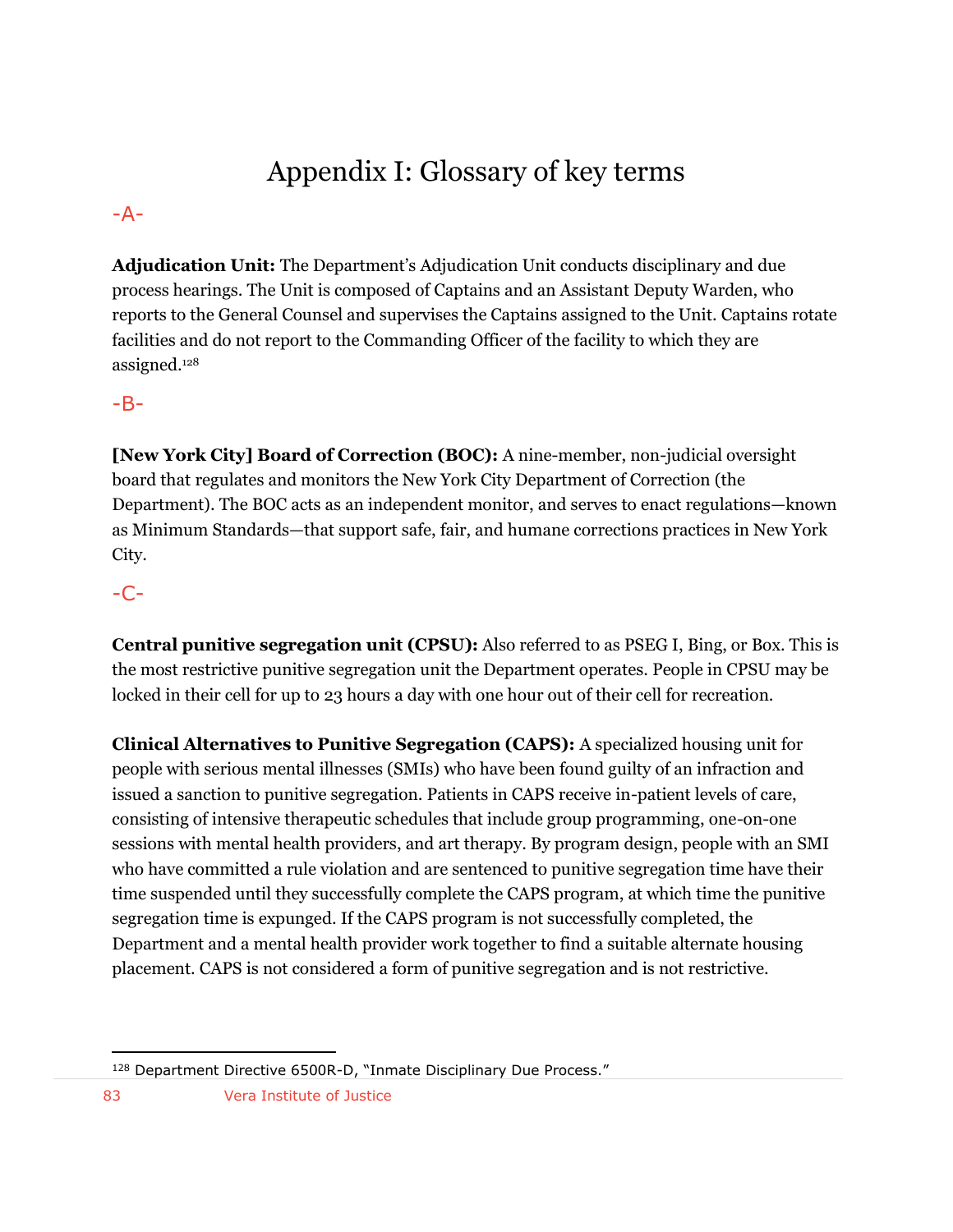# Appendix I: Glossary of key terms

## -A-

**Adjudication Unit:** The Department's Adjudication Unit conducts disciplinary and due process hearings. The Unit is composed of Captains and an Assistant Deputy Warden, who reports to the General Counsel and supervises the Captains assigned to the Unit. Captains rotate facilities and do not report to the Commanding Officer of the facility to which they are assigned.[128]

## -B-

**[New York City] Board of Correction (BOC):** A nine-member, non-judicial oversight board that regulates and monitors the New York City Department of Correction (the Department). The BOC acts as an independent monitor, and serves to enact regulations—known as Minimum Standards—that support safe, fair, and humane corrections practices in New York City.

## -C-

**Central punitive segregation unit (CPSU):** Also referred to as PSEG I, Bing, or Box. This is the most restrictive punitive segregation unit the Department operates. People in CPSU may be locked in their cell for up to 23 hours a day with one hour out of their cell for recreation.

**Clinical Alternatives to Punitive Segregation (CAPS):** A specialized housing unit for people with serious mental illnesses (SMIs) who have been found guilty of an infraction and issued a sanction to punitive segregation. Patients in CAPS receive in-patient levels of care, consisting of intensive therapeutic schedules that include group programming, one-on-one sessions with mental health providers, and art therapy. By program design, people with an SMI who have committed a rule violation and are sentenced to punitive segregation time have their time suspended until they successfully complete the CAPS program, at which time the punitive segregation time is expunged. If the CAPS program is not successfully completed, the Department and a mental health provider work together to find a suitable alternate housing placement. CAPS is not considered a form of punitive segregation and is not restrictive.

---

[128] Department Directive 6500R-D, "Inmate Disciplinary Due Process."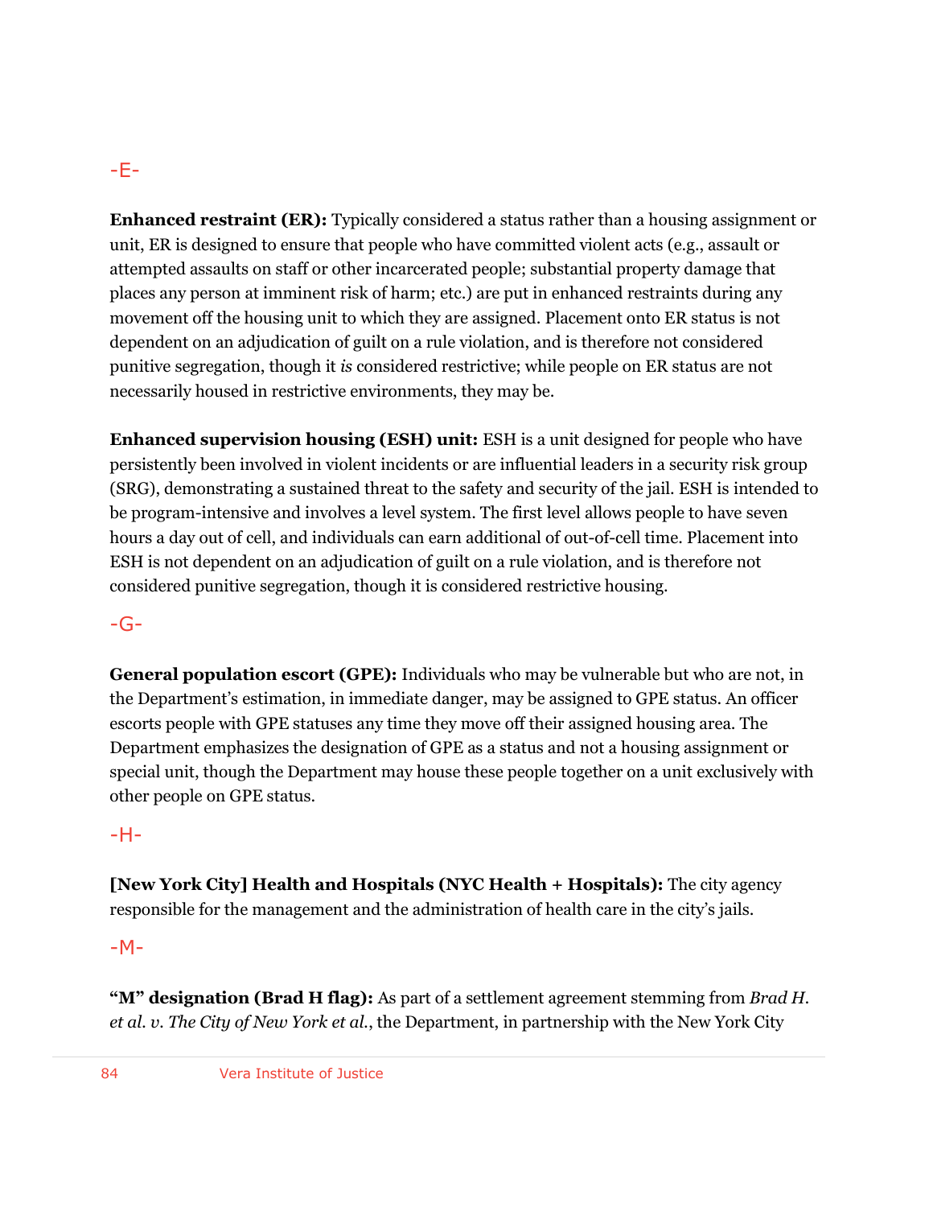-E-

**Enhanced restraint (ER):** Typically considered a status rather than a housing assignment or unit, ER is designed to ensure that people who have committed violent acts (e.g., assault or attempted assaults on staff or other incarcerated people; substantial property damage that places any person at imminent risk of harm; etc.) are put in enhanced restraints during any movement off the housing unit to which they are assigned. Placement onto ER status is not dependent on an adjudication of guilt on a rule violation, and is therefore not considered punitive segregation, though it *is* considered restrictive; while people on ER status are not necessarily housed in restrictive environments, they may be.

**Enhanced supervision housing (ESH) unit:** ESH is a unit designed for people who have persistently been involved in violent incidents or are influential leaders in a security risk group (SRG), demonstrating a sustained threat to the safety and security of the jail. ESH is intended to be program-intensive and involves a level system. The first level allows people to have seven hours a day out of cell, and individuals can earn additional of out-of-cell time. Placement into ESH is not dependent on an adjudication of guilt on a rule violation, and is therefore not considered punitive segregation, though it is considered restrictive housing.

-G-

**General population escort (GPE):** Individuals who may be vulnerable but who are not, in the Department's estimation, in immediate danger, may be assigned to GPE status. An officer escorts people with GPE statuses any time they move off their assigned housing area. The Department emphasizes the designation of GPE as a status and not a housing assignment or special unit, though the Department may house these people together on a unit exclusively with other people on GPE status.

-H-

**[New York City] Health and Hospitals (NYC Health + Hospitals):** The city agency responsible for the management and the administration of health care in the city's jails.

-M-

**"M" designation (Brad H flag):** As part of a settlement agreement stemming from *Brad H. et al. v. The City of New York et al.*, the Department, in partnership with the New York City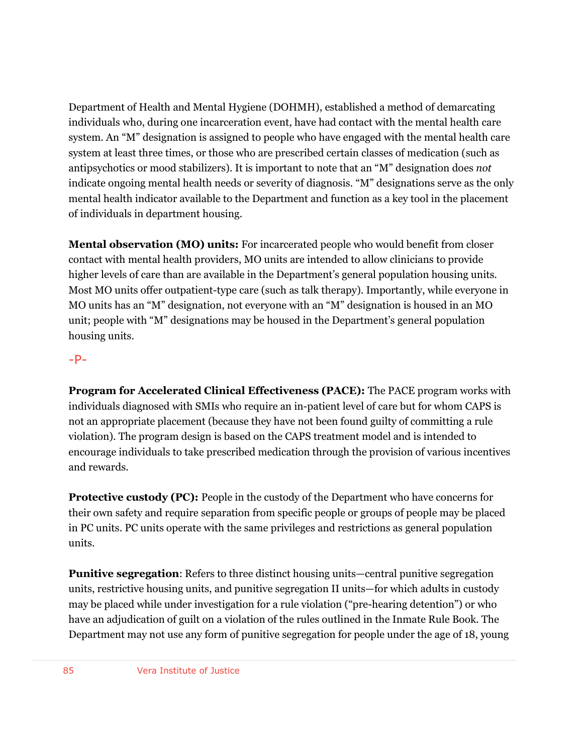Department of Health and Mental Hygiene (DOHMH), established a method of demarcating individuals who, during one incarceration event, have had contact with the mental health care system. An "M" designation is assigned to people who have engaged with the mental health care system at least three times, or those who are prescribed certain classes of medication (such as antipsychotics or mood stabilizers). It is important to note that an "M" designation does *not* indicate ongoing mental health needs or severity of diagnosis. "M" designations serve as the only mental health indicator available to the Department and function as a key tool in the placement of individuals in department housing.

**Mental observation (MO) units:** For incarcerated people who would benefit from closer contact with mental health providers, MO units are intended to allow clinicians to provide higher levels of care than are available in the Department's general population housing units. Most MO units offer outpatient-type care (such as talk therapy). Importantly, while everyone in MO units has an "M" designation, not everyone with an "M" designation is housed in an MO unit; people with "M" designations may be housed in the Department's general population housing units.

-P-

**Program for Accelerated Clinical Effectiveness (PACE):** The PACE program works with individuals diagnosed with SMIs who require an in-patient level of care but for whom CAPS is not an appropriate placement (because they have not been found guilty of committing a rule violation). The program design is based on the CAPS treatment model and is intended to encourage individuals to take prescribed medication through the provision of various incentives and rewards.

**Protective custody (PC):** People in the custody of the Department who have concerns for their own safety and require separation from specific people or groups of people may be placed in PC units. PC units operate with the same privileges and restrictions as general population units.

**Punitive segregation**: Refers to three distinct housing units—central punitive segregation units, restrictive housing units, and punitive segregation II units—for which adults in custody may be placed while under investigation for a rule violation ("pre-hearing detention") or who have an adjudication of guilt on a violation of the rules outlined in the Inmate Rule Book. The Department may not use any form of punitive segregation for people under the age of 18, young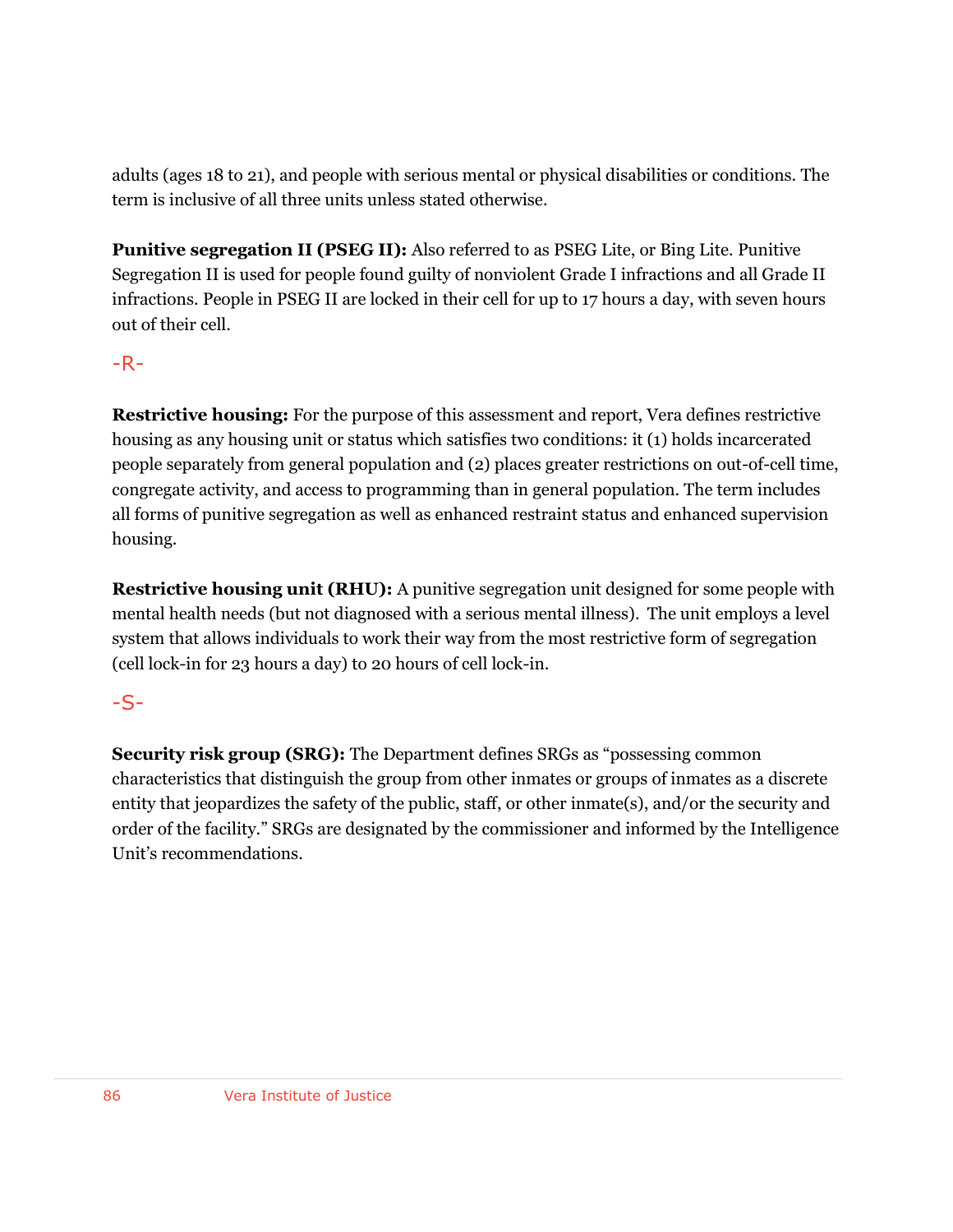adults (ages 18 to 21), and people with serious mental or physical disabilities or conditions. The term is inclusive of all three units unless stated otherwise.

**Punitive segregation II (PSEG II):** Also referred to as PSEG Lite, or Bing Lite. Punitive Segregation II is used for people found guilty of nonviolent Grade I infractions and all Grade II infractions. People in PSEG II are locked in their cell for up to 17 hours a day, with seven hours out of their cell.

-R-

**Restrictive housing:** For the purpose of this assessment and report, Vera defines restrictive housing as any housing unit or status which satisfies two conditions: it (1) holds incarcerated people separately from general population and (2) places greater restrictions on out-of-cell time, congregate activity, and access to programming than in general population. The term includes all forms of punitive segregation as well as enhanced restraint status and enhanced supervision housing.

**Restrictive housing unit (RHU):** A punitive segregation unit designed for some people with mental health needs (but not diagnosed with a serious mental illness). The unit employs a level system that allows individuals to work their way from the most restrictive form of segregation (cell lock-in for 23 hours a day) to 20 hours of cell lock-in.

-S-

**Security risk group (SRG):** The Department defines SRGs as "possessing common characteristics that distinguish the group from other inmates or groups of inmates as a discrete entity that jeopardizes the safety of the public, staff, or other inmate(s), and/or the security and order of the facility." SRGs are designated by the commissioner and informed by the Intelligence Unit's recommendations.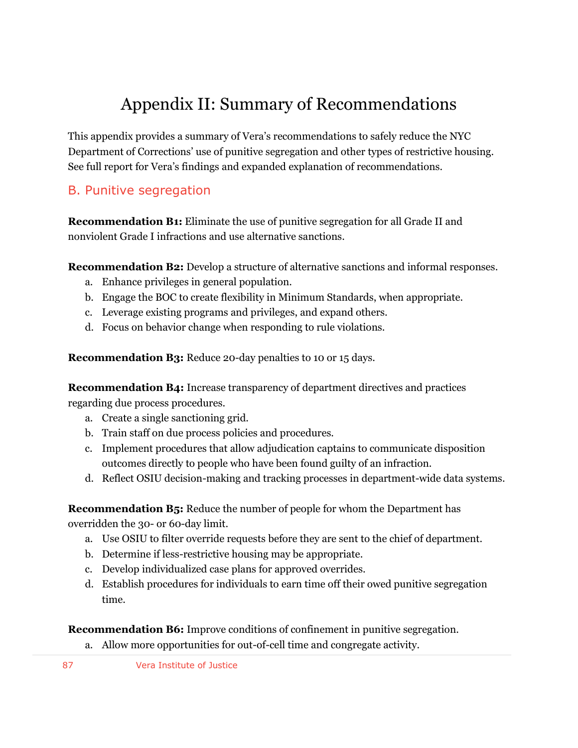# Appendix II: Summary of Recommendations

This appendix provides a summary of Vera's recommendations to safely reduce the NYC Department of Corrections' use of punitive segregation and other types of restrictive housing. See full report for Vera's findings and expanded explanation of recommendations.

## B. Punitive segregation

**Recommendation B1:** Eliminate the use of punitive segregation for all Grade II and nonviolent Grade I infractions and use alternative sanctions.

**Recommendation B2:** Develop a structure of alternative sanctions and informal responses.

a. Enhance privileges in general population.
b. Engage the BOC to create flexibility in Minimum Standards, when appropriate.
c. Leverage existing programs and privileges, and expand others.
d. Focus on behavior change when responding to rule violations.

**Recommendation B3:** Reduce 20-day penalties to 10 or 15 days.

**Recommendation B4:** Increase transparency of department directives and practices regarding due process procedures.

a. Create a single sanctioning grid.
b. Train staff on due process policies and procedures.
c. Implement procedures that allow adjudication captains to communicate disposition outcomes directly to people who have been found guilty of an infraction.
d. Reflect OSIU decision-making and tracking processes in department-wide data systems.

**Recommendation B5:** Reduce the number of people for whom the Department has overridden the 30- or 60-day limit.

a. Use OSIU to filter override requests before they are sent to the chief of department.
b. Determine if less-restrictive housing may be appropriate.
c. Develop individualized case plans for approved overrides.
d. Establish procedures for individuals to earn time off their owed punitive segregation time.

**Recommendation B6:** Improve conditions of confinement in punitive segregation.

a. Allow more opportunities for out-of-cell time and congregate activity.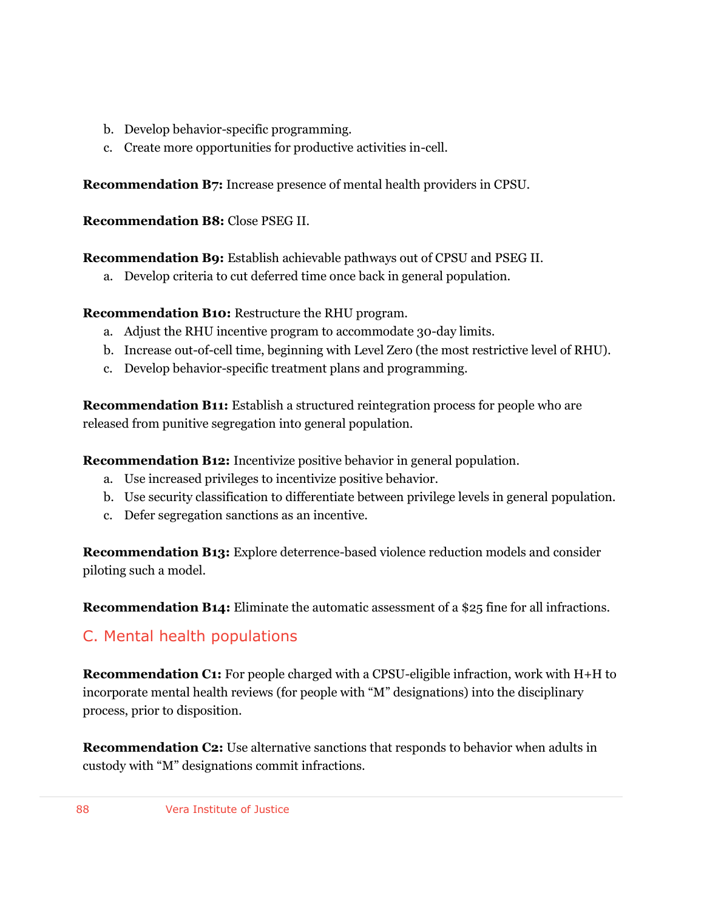b. Develop behavior-specific programming.
  c. Create more opportunities for productive activities in-cell.

**Recommendation B7:** Increase presence of mental health providers in CPSU.

**Recommendation B8:** Close PSEG II.

**Recommendation B9:** Establish achievable pathways out of CPSU and PSEG II.
  a. Develop criteria to cut deferred time once back in general population.

**Recommendation B10:** Restructure the RHU program.
  a. Adjust the RHU incentive program to accommodate 30-day limits.
  b. Increase out-of-cell time, beginning with Level Zero (the most restrictive level of RHU).
  c. Develop behavior-specific treatment plans and programming.

**Recommendation B11:** Establish a structured reintegration process for people who are released from punitive segregation into general population.

**Recommendation B12:** Incentivize positive behavior in general population.
  a. Use increased privileges to incentivize positive behavior.
  b. Use security classification to differentiate between privilege levels in general population.
  c. Defer segregation sanctions as an incentive.

**Recommendation B13:** Explore deterrence-based violence reduction models and consider piloting such a model.

**Recommendation B14:** Eliminate the automatic assessment of a $25 fine for all infractions.

## C. Mental health populations

**Recommendation C1:** For people charged with a CPSU-eligible infraction, work with H+H to incorporate mental health reviews (for people with "M" designations) into the disciplinary process, prior to disposition.

**Recommendation C2:** Use alternative sanctions that responds to behavior when adults in custody with "M" designations commit infractions.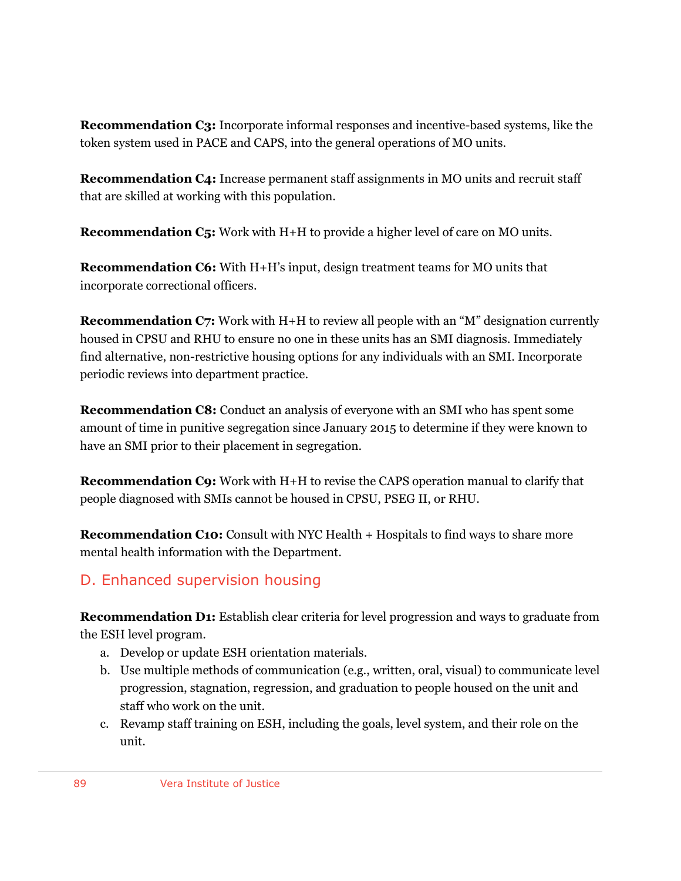**Recommendation C3:** Incorporate informal responses and incentive-based systems, like the token system used in PACE and CAPS, into the general operations of MO units.

**Recommendation C4:** Increase permanent staff assignments in MO units and recruit staff that are skilled at working with this population.

**Recommendation C5:** Work with H+H to provide a higher level of care on MO units.

**Recommendation C6:** With H+H's input, design treatment teams for MO units that incorporate correctional officers.

**Recommendation C7:** Work with H+H to review all people with an "M" designation currently housed in CPSU and RHU to ensure no one in these units has an SMI diagnosis. Immediately find alternative, non-restrictive housing options for any individuals with an SMI. Incorporate periodic reviews into department practice.

**Recommendation C8:** Conduct an analysis of everyone with an SMI who has spent some amount of time in punitive segregation since January 2015 to determine if they were known to have an SMI prior to their placement in segregation.

**Recommendation C9:** Work with H+H to revise the CAPS operation manual to clarify that people diagnosed with SMIs cannot be housed in CPSU, PSEG II, or RHU.

**Recommendation C10:** Consult with NYC Health + Hospitals to find ways to share more mental health information with the Department.

## D. Enhanced supervision housing

**Recommendation D1:** Establish clear criteria for level progression and ways to graduate from the ESH level program.

a. Develop or update ESH orientation materials.
b. Use multiple methods of communication (e.g., written, oral, visual) to communicate level progression, stagnation, regression, and graduation to people housed on the unit and staff who work on the unit.
c. Revamp staff training on ESH, including the goals, level system, and their role on the unit.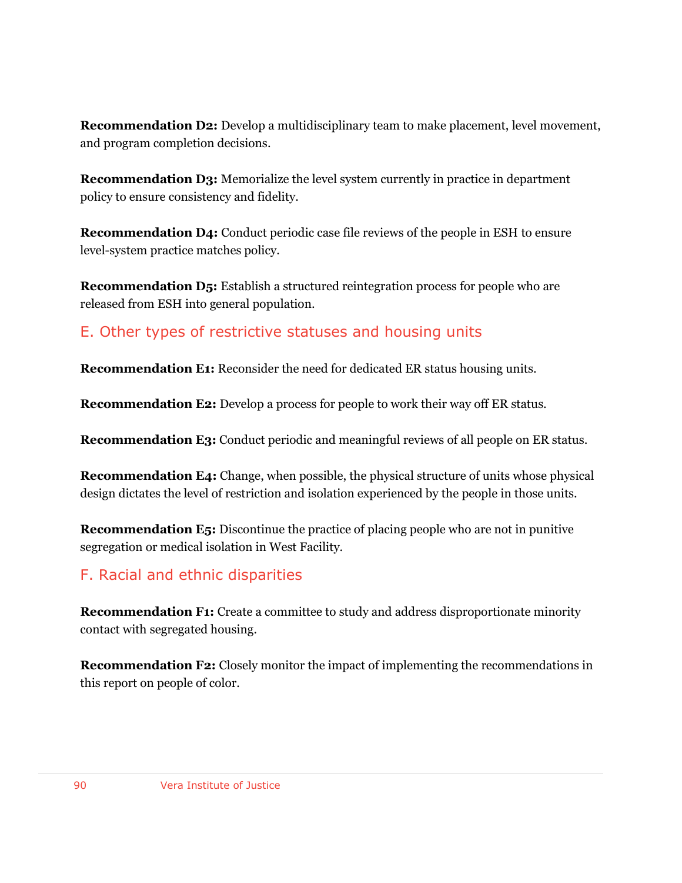**Recommendation D2:** Develop a multidisciplinary team to make placement, level movement, and program completion decisions.

**Recommendation D3:** Memorialize the level system currently in practice in department policy to ensure consistency and fidelity.

**Recommendation D4:** Conduct periodic case file reviews of the people in ESH to ensure level-system practice matches policy.

**Recommendation D5:** Establish a structured reintegration process for people who are released from ESH into general population.

## E. Other types of restrictive statuses and housing units

**Recommendation E1:** Reconsider the need for dedicated ER status housing units.

**Recommendation E2:** Develop a process for people to work their way off ER status.

**Recommendation E3:** Conduct periodic and meaningful reviews of all people on ER status.

**Recommendation E4:** Change, when possible, the physical structure of units whose physical design dictates the level of restriction and isolation experienced by the people in those units.

**Recommendation E5:** Discontinue the practice of placing people who are not in punitive segregation or medical isolation in West Facility.

## F. Racial and ethnic disparities

**Recommendation F1:** Create a committee to study and address disproportionate minority contact with segregated housing.

**Recommendation F2:** Closely monitor the impact of implementing the recommendations in this report on people of color.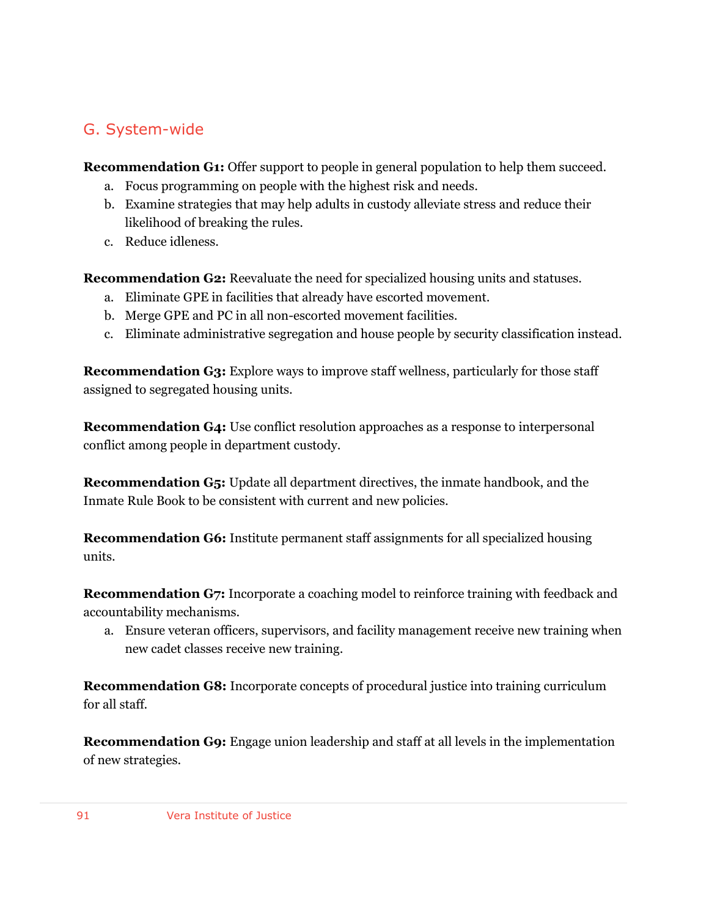## G. System-wide

**Recommendation G1:** Offer support to people in general population to help them succeed.

a. Focus programming on people with the highest risk and needs.
b. Examine strategies that may help adults in custody alleviate stress and reduce their likelihood of breaking the rules.
c. Reduce idleness.

**Recommendation G2:** Reevaluate the need for specialized housing units and statuses.

a. Eliminate GPE in facilities that already have escorted movement.
b. Merge GPE and PC in all non-escorted movement facilities.
c. Eliminate administrative segregation and house people by security classification instead.

**Recommendation G3:** Explore ways to improve staff wellness, particularly for those staff assigned to segregated housing units.

**Recommendation G4:** Use conflict resolution approaches as a response to interpersonal conflict among people in department custody.

**Recommendation G5:** Update all department directives, the inmate handbook, and the Inmate Rule Book to be consistent with current and new policies.

**Recommendation G6:** Institute permanent staff assignments for all specialized housing units.

**Recommendation G7:** Incorporate a coaching model to reinforce training with feedback and accountability mechanisms.

a. Ensure veteran officers, supervisors, and facility management receive new training when new cadet classes receive new training.

**Recommendation G8:** Incorporate concepts of procedural justice into training curriculum for all staff.

**Recommendation G9:** Engage union leadership and staff at all levels in the implementation of new strategies.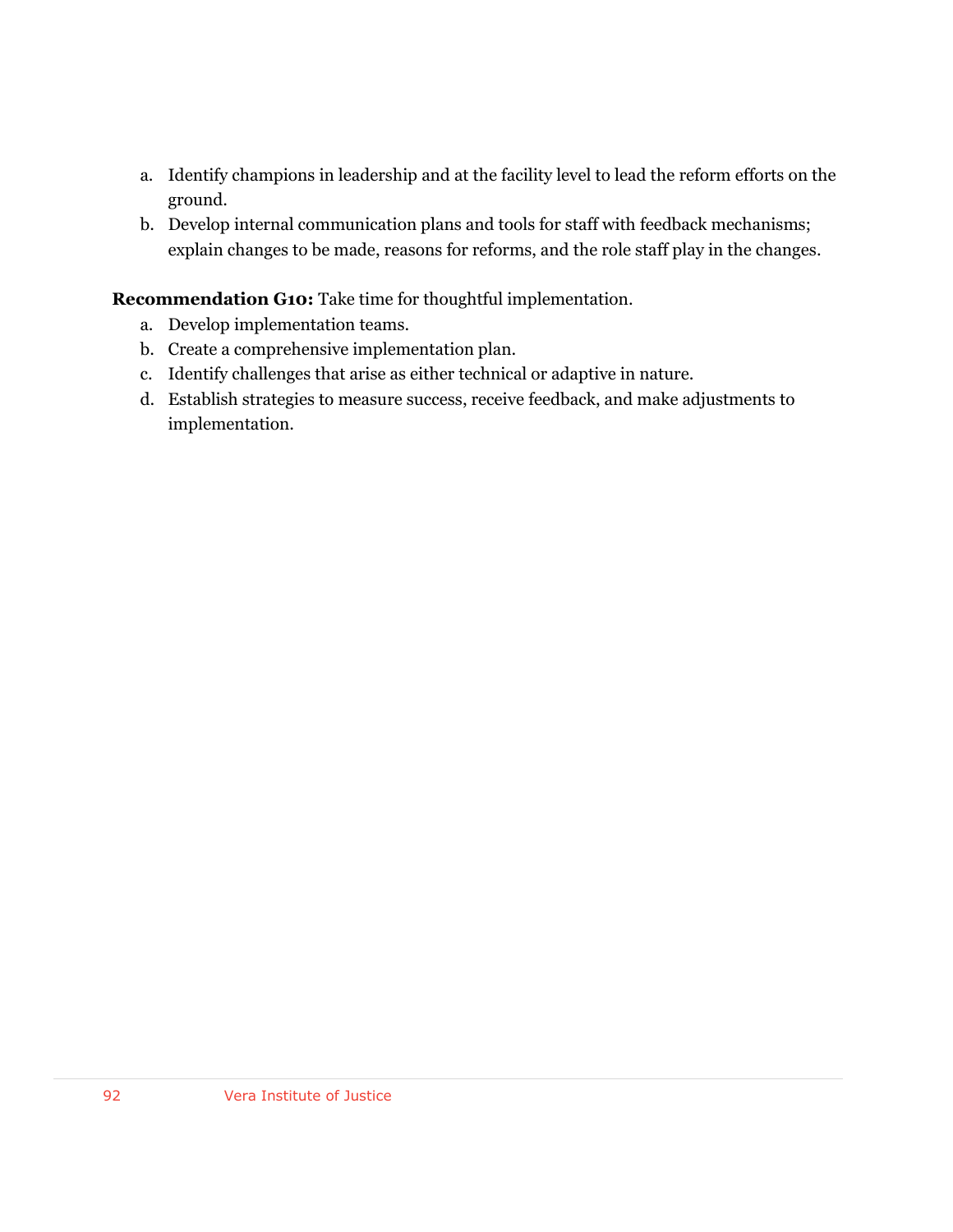a. Identify champions in leadership and at the facility level to lead the reform efforts on the ground.
b. Develop internal communication plans and tools for staff with feedback mechanisms; explain changes to be made, reasons for reforms, and the role staff play in the changes.

**Recommendation G10:** Take time for thoughtful implementation.

a. Develop implementation teams.
b. Create a comprehensive implementation plan.
c. Identify challenges that arise as either technical or adaptive in nature.
d. Establish strategies to measure success, receive feedback, and make adjustments to implementation.